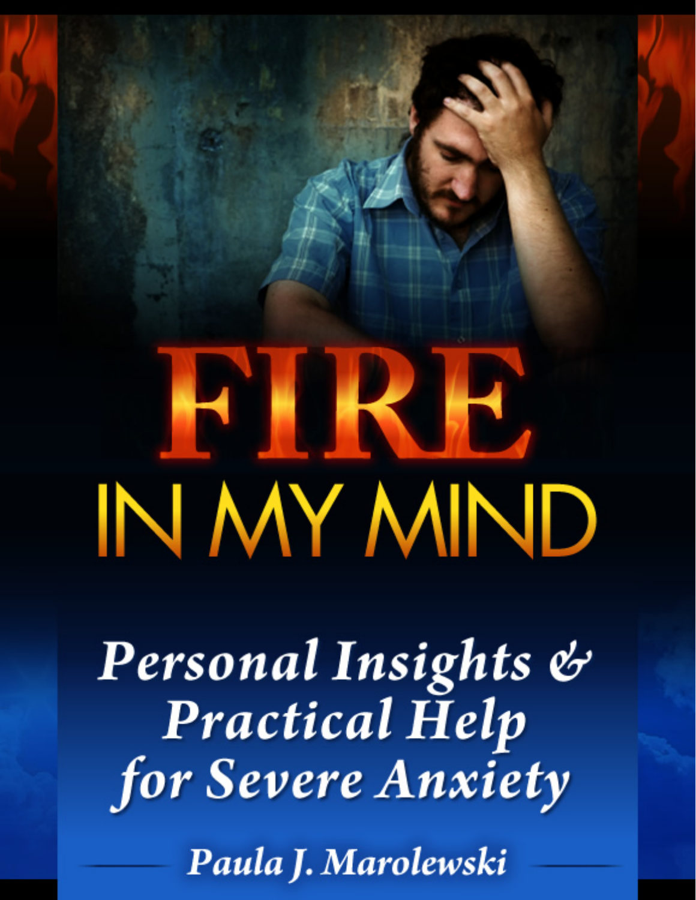# FIRE IN MY MIND

## *Personal Insights & Practical Help for Severe Anxiety*

**Paula J. Marolewski**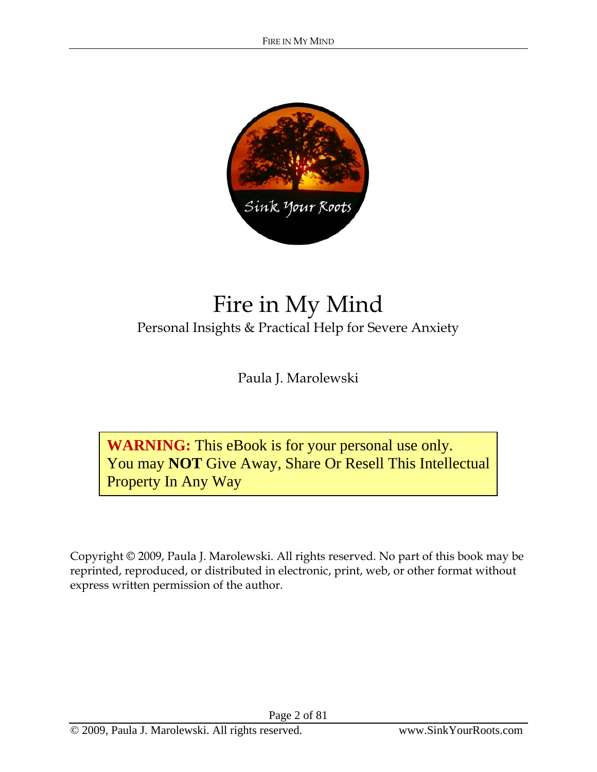# Fire in My Mind

Personal Insights & Practical Help for Severe Anxiety

Paula J. Marolewski

**WARNING:** This eBook is for your personal use only. You may **NOT** Give Away, Share Or Resell This Intellectual Property In Any Way

Copyright © 2009, Paula J. Marolewski. All rights reserved. No part of this book may be reprinted, reproduced, or distributed in electronic, print, web, or other format without express written permission of the author.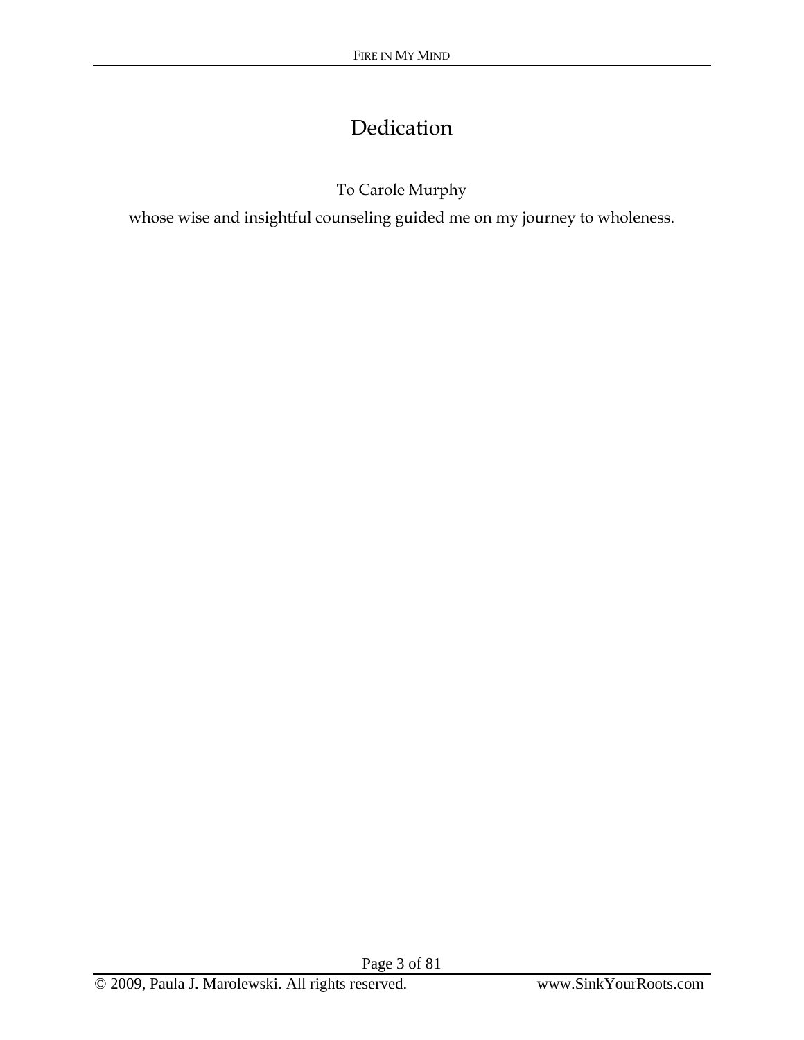# Dedication

To Carole Murphy

whose wise and insightful counseling guided me on my journey to wholeness.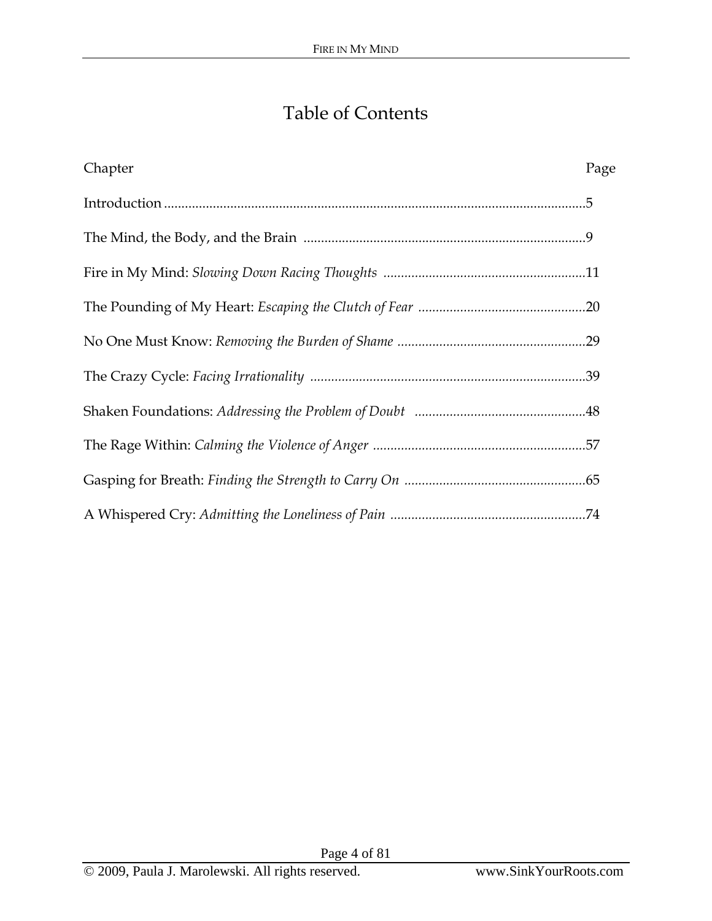# Table of Contents

| Chapter | Page |
| --- | --- |
| Introduction | 5 |
| The Mind, the Body, and the Brain | 9 |
| Fire in My Mind: *Slowing Down Racing Thoughts* | 11 |
| The Pounding of My Heart: *Escaping the Clutch of Fear* | 20 |
| No One Must Know: *Removing the Burden of Shame* | 29 |
| The Crazy Cycle: *Facing Irrationality* | 39 |
| Shaken Foundations: *Addressing the Problem of Doubt* | 48 |
| The Rage Within: *Calming the Violence of Anger* | 57 |
| Gasping for Breath: *Finding the Strength to Carry On* | 65 |
| A Whispered Cry: *Admitting the Loneliness of Pain* | 74 |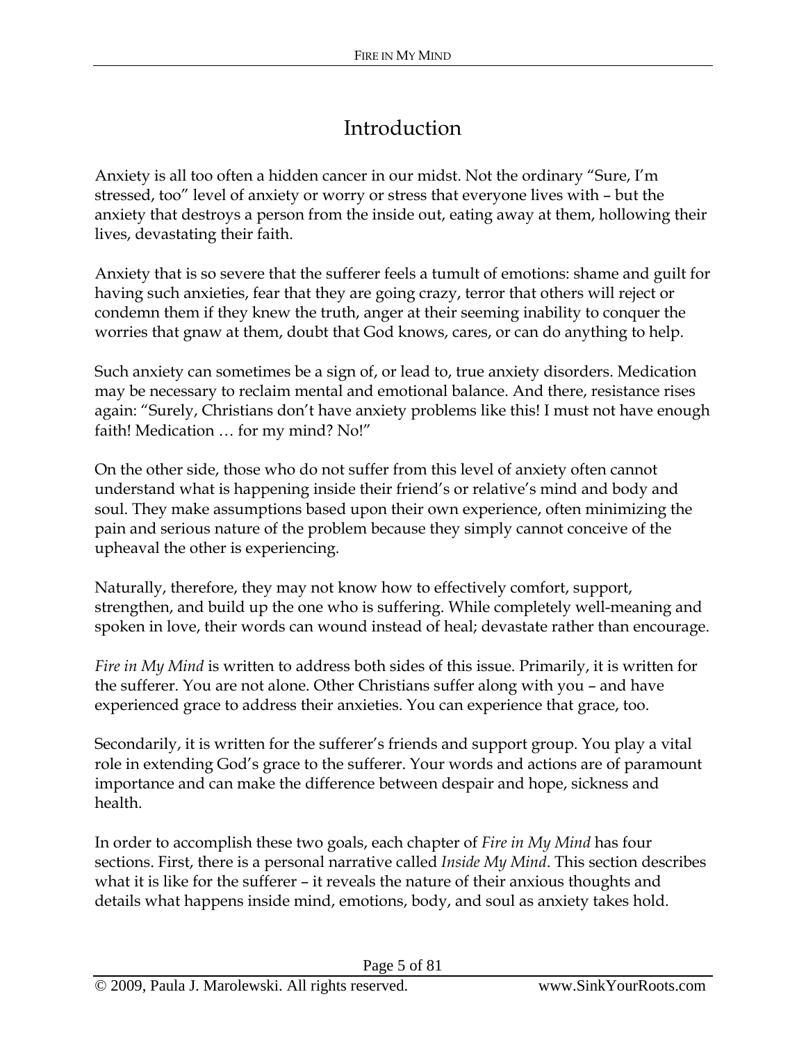# Introduction

Anxiety is all too often a hidden cancer in our midst. Not the ordinary "Sure, I'm stressed, too" level of anxiety or worry or stress that everyone lives with – but the anxiety that destroys a person from the inside out, eating away at them, hollowing their lives, devastating their faith.

Anxiety that is so severe that the sufferer feels a tumult of emotions: shame and guilt for having such anxieties, fear that they are going crazy, terror that others will reject or condemn them if they knew the truth, anger at their seeming inability to conquer the worries that gnaw at them, doubt that God knows, cares, or can do anything to help.

Such anxiety can sometimes be a sign of, or lead to, true anxiety disorders. Medication may be necessary to reclaim mental and emotional balance. And there, resistance rises again: "Surely, Christians don't have anxiety problems like this! I must not have enough faith! Medication … for my mind? No!"

On the other side, those who do not suffer from this level of anxiety often cannot understand what is happening inside their friend's or relative's mind and body and soul. They make assumptions based upon their own experience, often minimizing the pain and serious nature of the problem because they simply cannot conceive of the upheaval the other is experiencing.

Naturally, therefore, they may not know how to effectively comfort, support, strengthen, and build up the one who is suffering. While completely well-meaning and spoken in love, their words can wound instead of heal; devastate rather than encourage.

*Fire in My Mind* is written to address both sides of this issue. Primarily, it is written for the sufferer. You are not alone. Other Christians suffer along with you – and have experienced grace to address their anxieties. You can experience that grace, too.

Secondarily, it is written for the sufferer's friends and support group. You play a vital role in extending God's grace to the sufferer. Your words and actions are of paramount importance and can make the difference between despair and hope, sickness and health.

In order to accomplish these two goals, each chapter of *Fire in My Mind* has four sections. First, there is a personal narrative called *Inside My Mind*. This section describes what it is like for the sufferer – it reveals the nature of their anxious thoughts and details what happens inside mind, emotions, body, and soul as anxiety takes hold.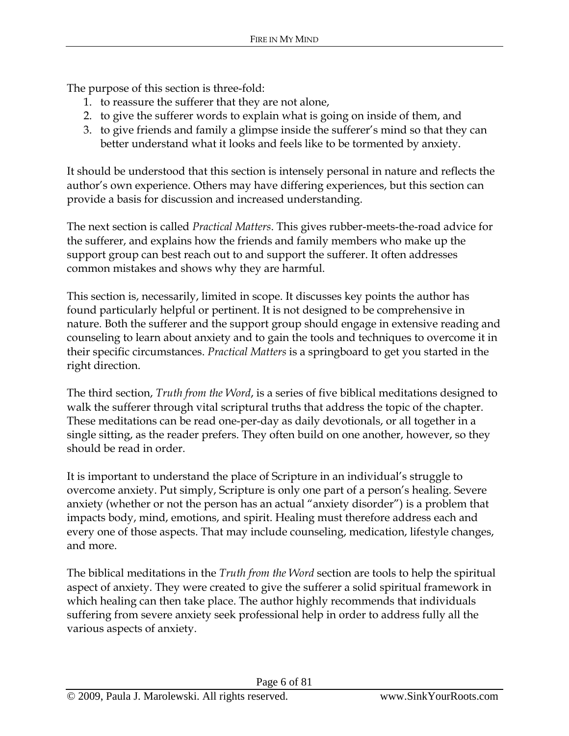The purpose of this section is three-fold:

1. to reassure the sufferer that they are not alone,
2. to give the sufferer words to explain what is going on inside of them, and
3. to give friends and family a glimpse inside the sufferer's mind so that they can better understand what it looks and feels like to be tormented by anxiety.

It should be understood that this section is intensely personal in nature and reflects the author's own experience. Others may have differing experiences, but this section can provide a basis for discussion and increased understanding.

The next section is called *Practical Matters*. This gives rubber-meets-the-road advice for the sufferer, and explains how the friends and family members who make up the support group can best reach out to and support the sufferer. It often addresses common mistakes and shows why they are harmful.

This section is, necessarily, limited in scope. It discusses key points the author has found particularly helpful or pertinent. It is not designed to be comprehensive in nature. Both the sufferer and the support group should engage in extensive reading and counseling to learn about anxiety and to gain the tools and techniques to overcome it in their specific circumstances. *Practical Matters* is a springboard to get you started in the right direction.

The third section, *Truth from the Word*, is a series of five biblical meditations designed to walk the sufferer through vital scriptural truths that address the topic of the chapter. These meditations can be read one-per-day as daily devotionals, or all together in a single sitting, as the reader prefers. They often build on one another, however, so they should be read in order.

It is important to understand the place of Scripture in an individual's struggle to overcome anxiety. Put simply, Scripture is only one part of a person's healing. Severe anxiety (whether or not the person has an actual "anxiety disorder") is a problem that impacts body, mind, emotions, and spirit. Healing must therefore address each and every one of those aspects. That may include counseling, medication, lifestyle changes, and more.

The biblical meditations in the *Truth from the Word* section are tools to help the spiritual aspect of anxiety. They were created to give the sufferer a solid spiritual framework in which healing can then take place. The author highly recommends that individuals suffering from severe anxiety seek professional help in order to address fully all the various aspects of anxiety.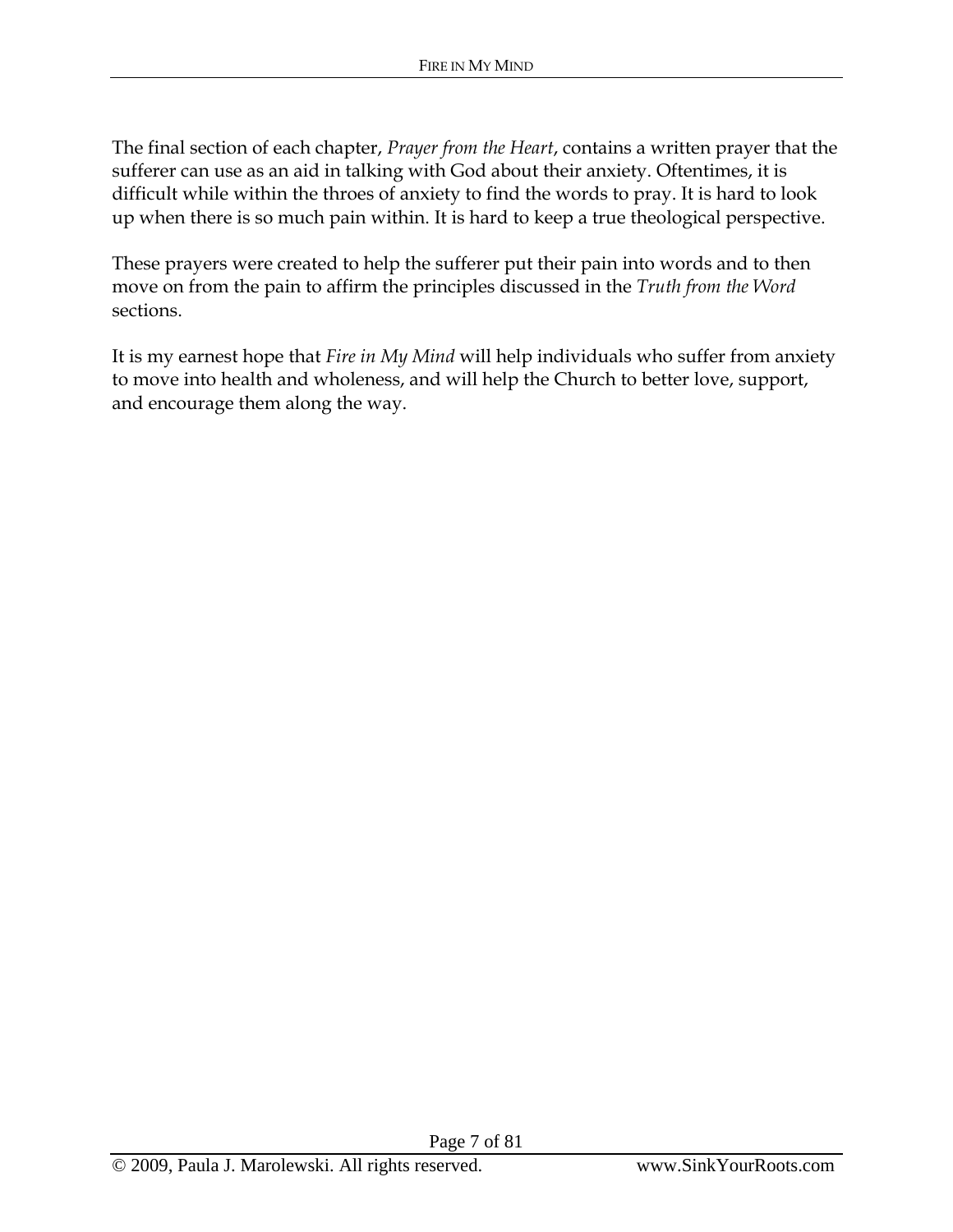The final section of each chapter, *Prayer from the Heart*, contains a written prayer that the sufferer can use as an aid in talking with God about their anxiety. Oftentimes, it is difficult while within the throes of anxiety to find the words to pray. It is hard to look up when there is so much pain within. It is hard to keep a true theological perspective.

These prayers were created to help the sufferer put their pain into words and to then move on from the pain to affirm the principles discussed in the *Truth from the Word* sections.

It is my earnest hope that *Fire in My Mind* will help individuals who suffer from anxiety to move into health and wholeness, and will help the Church to better love, support, and encourage them along the way.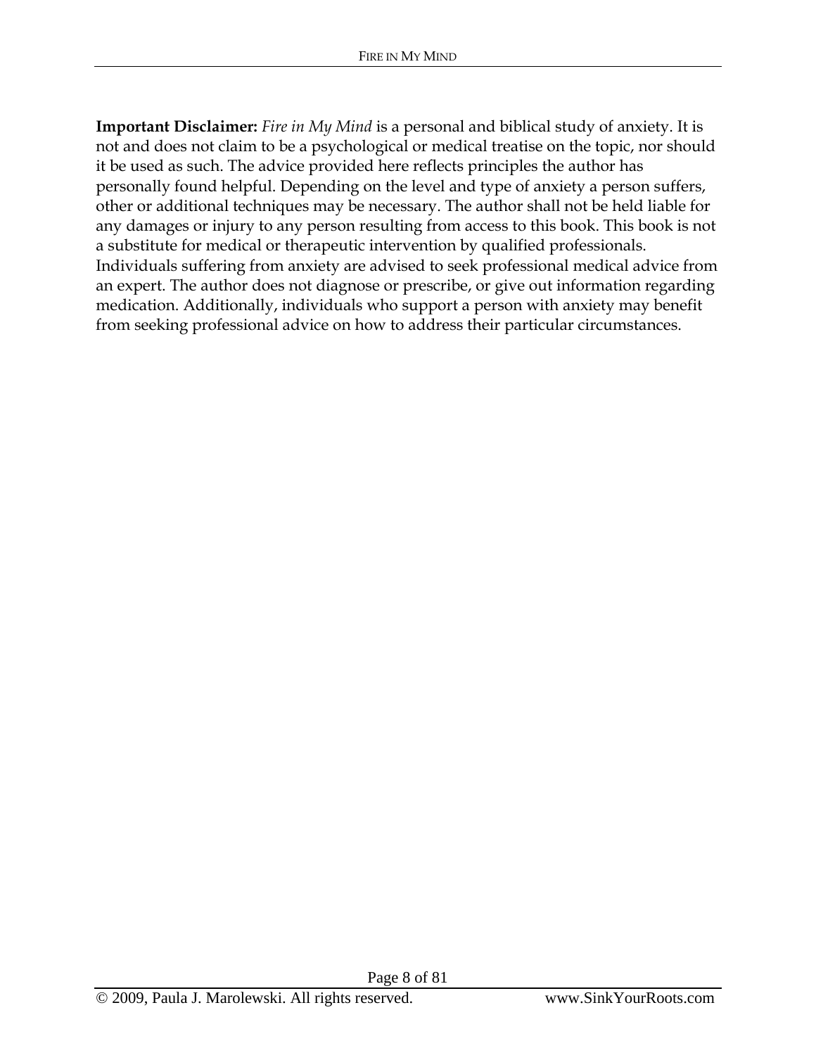**Important Disclaimer:** *Fire in My Mind* is a personal and biblical study of anxiety. It is not and does not claim to be a psychological or medical treatise on the topic, nor should it be used as such. The advice provided here reflects principles the author has personally found helpful. Depending on the level and type of anxiety a person suffers, other or additional techniques may be necessary. The author shall not be held liable for any damages or injury to any person resulting from access to this book. This book is not a substitute for medical or therapeutic intervention by qualified professionals. Individuals suffering from anxiety are advised to seek professional medical advice from an expert. The author does not diagnose or prescribe, or give out information regarding medication. Additionally, individuals who support a person with anxiety may benefit from seeking professional advice on how to address their particular circumstances.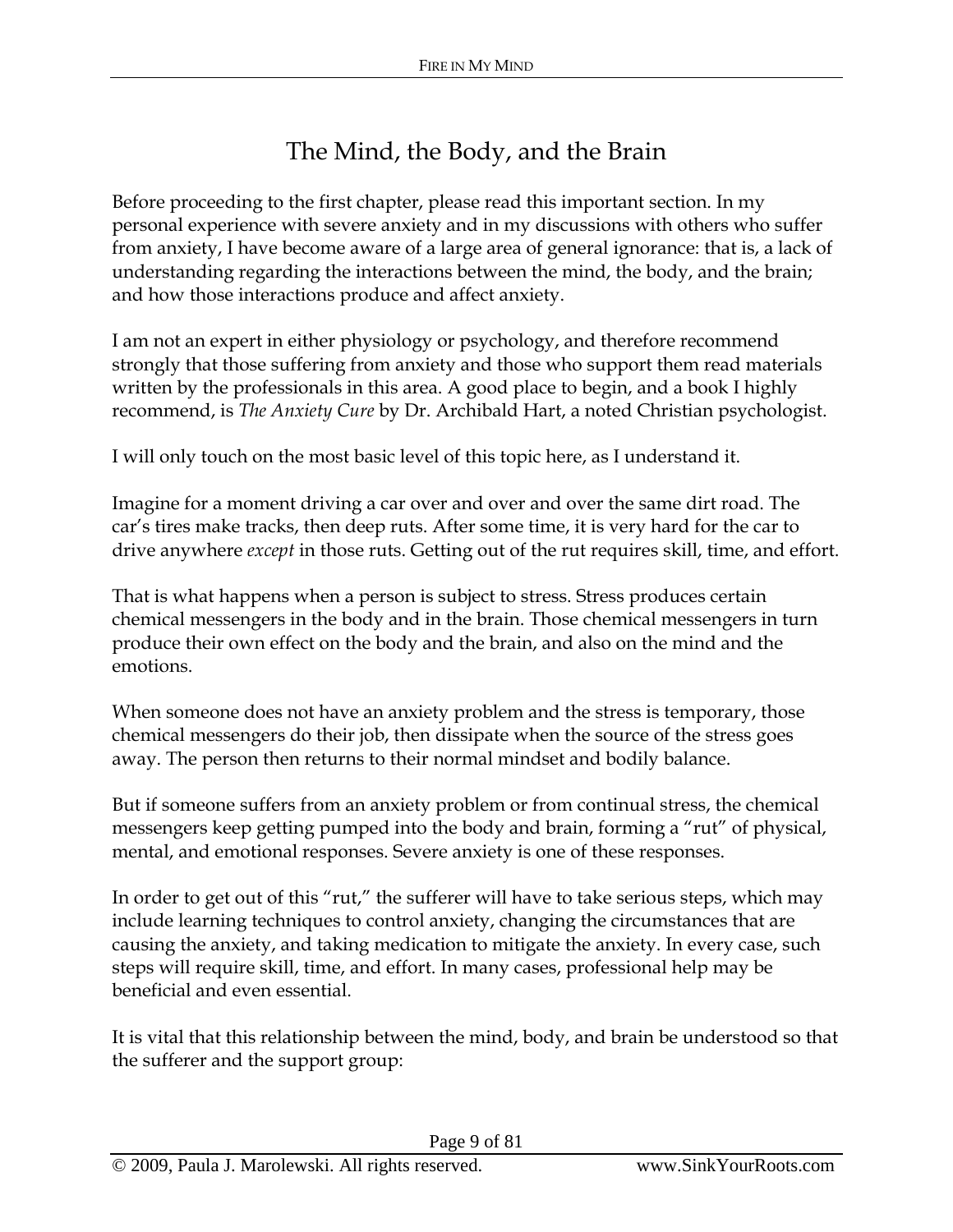# The Mind, the Body, and the Brain

Before proceeding to the first chapter, please read this important section. In my personal experience with severe anxiety and in my discussions with others who suffer from anxiety, I have become aware of a large area of general ignorance: that is, a lack of understanding regarding the interactions between the mind, the body, and the brain; and how those interactions produce and affect anxiety.

I am not an expert in either physiology or psychology, and therefore recommend strongly that those suffering from anxiety and those who support them read materials written by the professionals in this area. A good place to begin, and a book I highly recommend, is *The Anxiety Cure* by Dr. Archibald Hart, a noted Christian psychologist.

I will only touch on the most basic level of this topic here, as I understand it.

Imagine for a moment driving a car over and over and over the same dirt road. The car's tires make tracks, then deep ruts. After some time, it is very hard for the car to drive anywhere *except* in those ruts. Getting out of the rut requires skill, time, and effort.

That is what happens when a person is subject to stress. Stress produces certain chemical messengers in the body and in the brain. Those chemical messengers in turn produce their own effect on the body and the brain, and also on the mind and the emotions.

When someone does not have an anxiety problem and the stress is temporary, those chemical messengers do their job, then dissipate when the source of the stress goes away. The person then returns to their normal mindset and bodily balance.

But if someone suffers from an anxiety problem or from continual stress, the chemical messengers keep getting pumped into the body and brain, forming a "rut" of physical, mental, and emotional responses. Severe anxiety is one of these responses.

In order to get out of this "rut," the sufferer will have to take serious steps, which may include learning techniques to control anxiety, changing the circumstances that are causing the anxiety, and taking medication to mitigate the anxiety. In every case, such steps will require skill, time, and effort. In many cases, professional help may be beneficial and even essential.

It is vital that this relationship between the mind, body, and brain be understood so that the sufferer and the support group: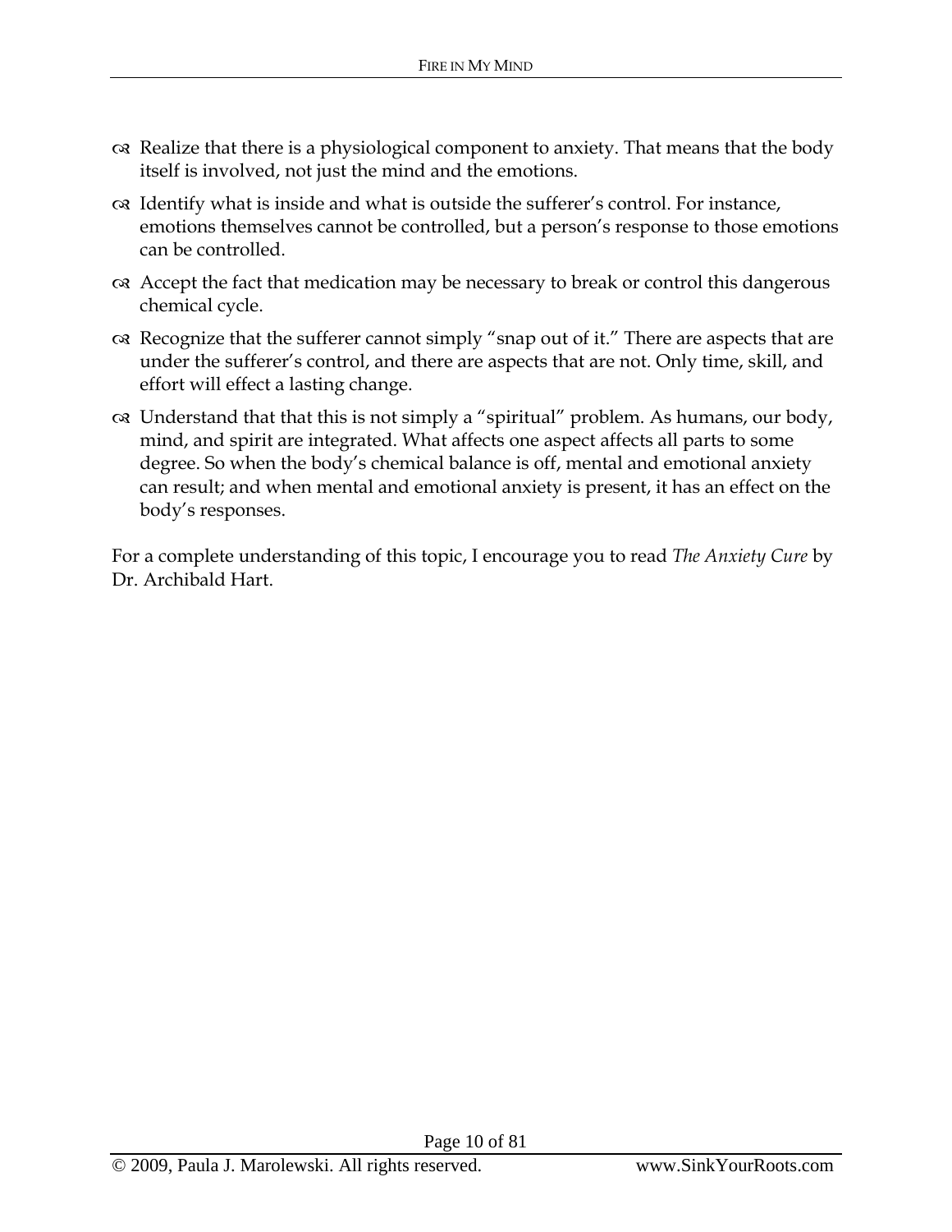- Realize that there is a physiological component to anxiety. That means that the body itself is involved, not just the mind and the emotions.
- Identify what is inside and what is outside the sufferer’s control. For instance, emotions themselves cannot be controlled, but a person’s response to those emotions can be controlled.
- Accept the fact that medication may be necessary to break or control this dangerous chemical cycle.
- Recognize that the sufferer cannot simply “snap out of it.” There are aspects that are under the sufferer’s control, and there are aspects that are not. Only time, skill, and effort will effect a lasting change.
- Understand that that this is not simply a “spiritual” problem. As humans, our body, mind, and spirit are integrated. What affects one aspect affects all parts to some degree. So when the body’s chemical balance is off, mental and emotional anxiety can result; and when mental and emotional anxiety is present, it has an effect on the body’s responses.

For a complete understanding of this topic, I encourage you to read *The Anxiety Cure* by Dr. Archibald Hart.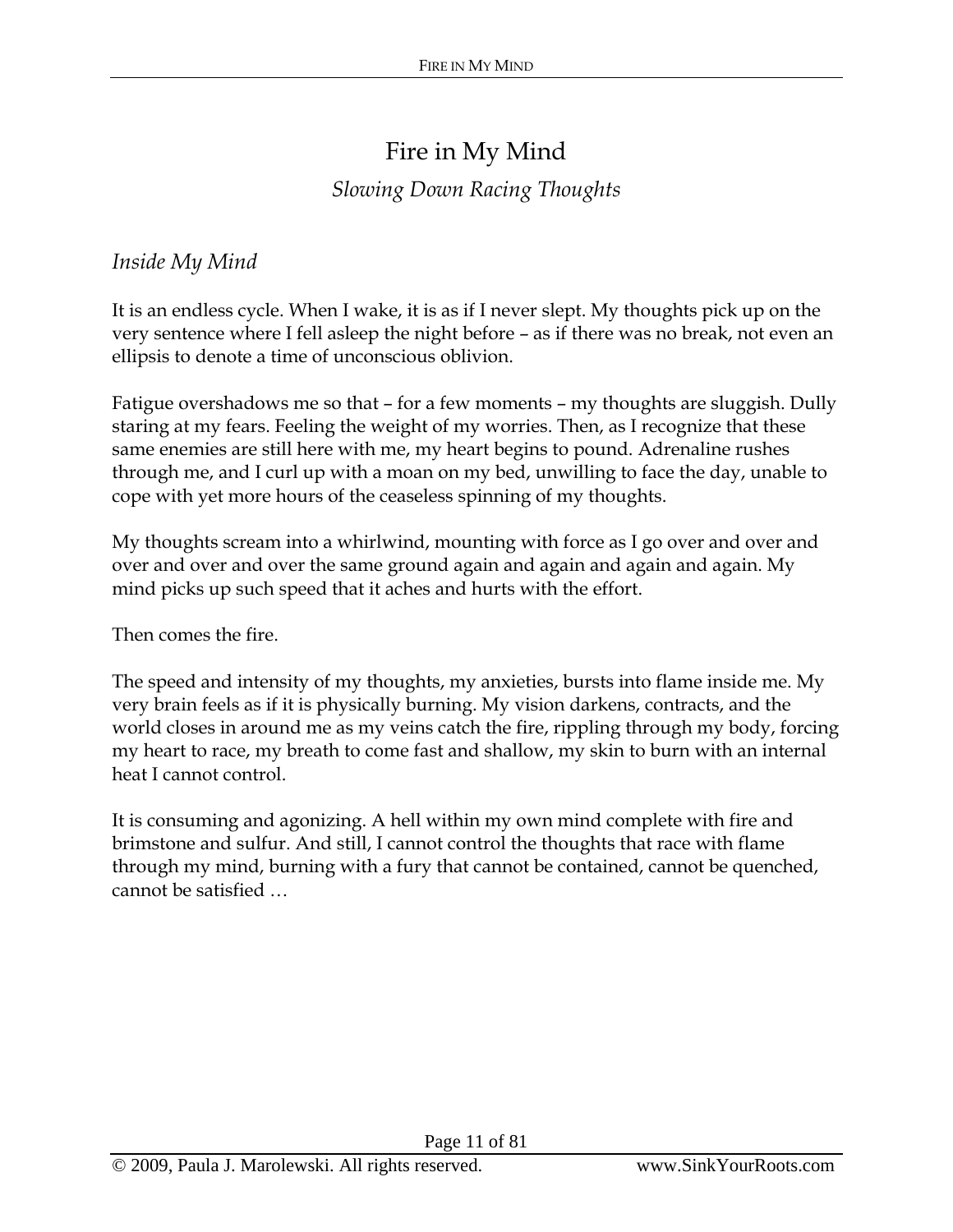# Fire in My Mind

*Slowing Down Racing Thoughts*

## *Inside My Mind*

It is an endless cycle. When I wake, it is as if I never slept. My thoughts pick up on the very sentence where I fell asleep the night before – as if there was no break, not even an ellipsis to denote a time of unconscious oblivion.

Fatigue overshadows me so that – for a few moments – my thoughts are sluggish. Dully staring at my fears. Feeling the weight of my worries. Then, as I recognize that these same enemies are still here with me, my heart begins to pound. Adrenaline rushes through me, and I curl up with a moan on my bed, unwilling to face the day, unable to cope with yet more hours of the ceaseless spinning of my thoughts.

My thoughts scream into a whirlwind, mounting with force as I go over and over and over and over and over the same ground again and again and again and again. My mind picks up such speed that it aches and hurts with the effort.

Then comes the fire.

The speed and intensity of my thoughts, my anxieties, bursts into flame inside me. My very brain feels as if it is physically burning. My vision darkens, contracts, and the world closes in around me as my veins catch the fire, rippling through my body, forcing my heart to race, my breath to come fast and shallow, my skin to burn with an internal heat I cannot control.

It is consuming and agonizing. A hell within my own mind complete with fire and brimstone and sulfur. And still, I cannot control the thoughts that race with flame through my mind, burning with a fury that cannot be contained, cannot be quenched, cannot be satisfied …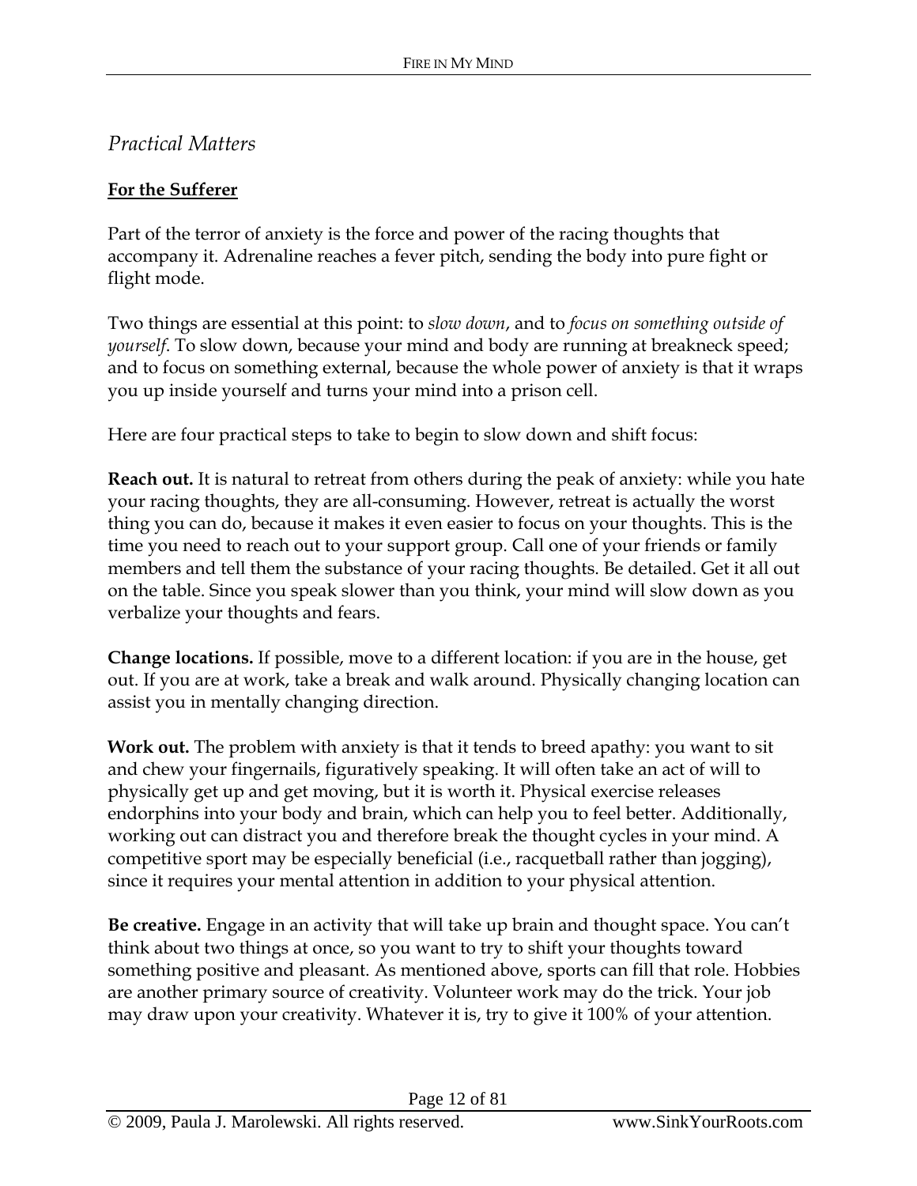## *Practical Matters*

**For the Sufferer**

Part of the terror of anxiety is the force and power of the racing thoughts that accompany it. Adrenaline reaches a fever pitch, sending the body into pure fight or flight mode.

Two things are essential at this point: to *slow down*, and to *focus on something outside of yourself*. To slow down, because your mind and body are running at breakneck speed; and to focus on something external, because the whole power of anxiety is that it wraps you up inside yourself and turns your mind into a prison cell.

Here are four practical steps to take to begin to slow down and shift focus:

**Reach out.** It is natural to retreat from others during the peak of anxiety: while you hate your racing thoughts, they are all-consuming. However, retreat is actually the worst thing you can do, because it makes it even easier to focus on your thoughts. This is the time you need to reach out to your support group. Call one of your friends or family members and tell them the substance of your racing thoughts. Be detailed. Get it all out on the table. Since you speak slower than you think, your mind will slow down as you verbalize your thoughts and fears.

**Change locations.** If possible, move to a different location: if you are in the house, get out. If you are at work, take a break and walk around. Physically changing location can assist you in mentally changing direction.

**Work out.** The problem with anxiety is that it tends to breed apathy: you want to sit and chew your fingernails, figuratively speaking. It will often take an act of will to physically get up and get moving, but it is worth it. Physical exercise releases endorphins into your body and brain, which can help you to feel better. Additionally, working out can distract you and therefore break the thought cycles in your mind. A competitive sport may be especially beneficial (i.e., racquetball rather than jogging), since it requires your mental attention in addition to your physical attention.

**Be creative.** Engage in an activity that will take up brain and thought space. You can't think about two things at once, so you want to try to shift your thoughts toward something positive and pleasant. As mentioned above, sports can fill that role. Hobbies are another primary source of creativity. Volunteer work may do the trick. Your job may draw upon your creativity. Whatever it is, try to give it 100% of your attention.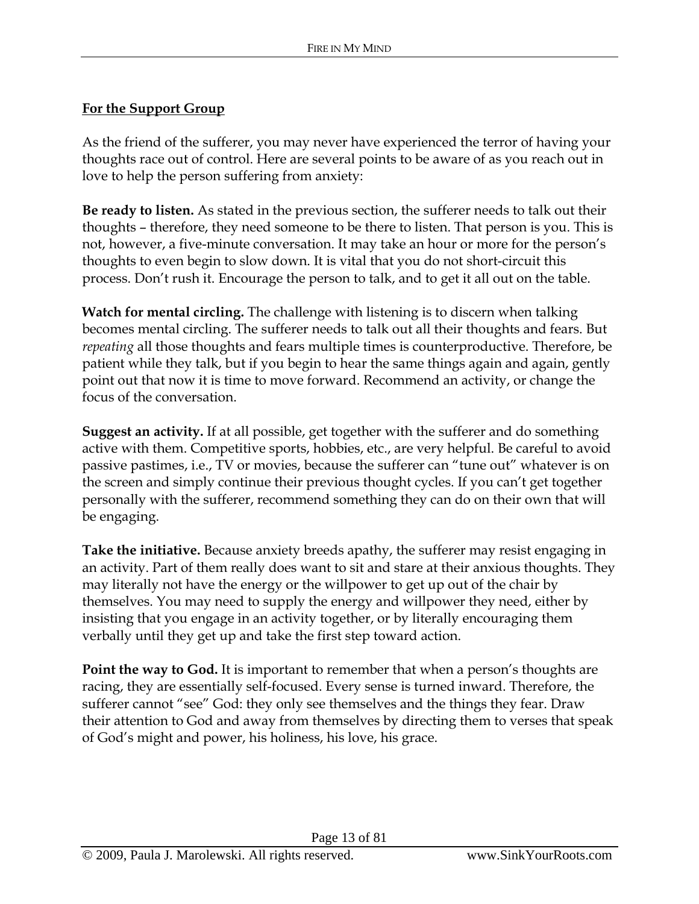**For the Support Group**

As the friend of the sufferer, you may never have experienced the terror of having your thoughts race out of control. Here are several points to be aware of as you reach out in love to help the person suffering from anxiety:

**Be ready to listen.** As stated in the previous section, the sufferer needs to talk out their thoughts – therefore, they need someone to be there to listen. That person is you. This is not, however, a five-minute conversation. It may take an hour or more for the person's thoughts to even begin to slow down. It is vital that you do not short-circuit this process. Don't rush it. Encourage the person to talk, and to get it all out on the table.

**Watch for mental circling.** The challenge with listening is to discern when talking becomes mental circling. The sufferer needs to talk out all their thoughts and fears. But *repeating* all those thoughts and fears multiple times is counterproductive. Therefore, be patient while they talk, but if you begin to hear the same things again and again, gently point out that now it is time to move forward. Recommend an activity, or change the focus of the conversation.

**Suggest an activity.** If at all possible, get together with the sufferer and do something active with them. Competitive sports, hobbies, etc., are very helpful. Be careful to avoid passive pastimes, i.e., TV or movies, because the sufferer can "tune out" whatever is on the screen and simply continue their previous thought cycles. If you can't get together personally with the sufferer, recommend something they can do on their own that will be engaging.

**Take the initiative.** Because anxiety breeds apathy, the sufferer may resist engaging in an activity. Part of them really does want to sit and stare at their anxious thoughts. They may literally not have the energy or the willpower to get up out of the chair by themselves. You may need to supply the energy and willpower they need, either by insisting that you engage in an activity together, or by literally encouraging them verbally until they get up and take the first step toward action.

**Point the way to God.** It is important to remember that when a person's thoughts are racing, they are essentially self-focused. Every sense is turned inward. Therefore, the sufferer cannot "see" God: they only see themselves and the things they fear. Draw their attention to God and away from themselves by directing them to verses that speak of God's might and power, his holiness, his love, his grace.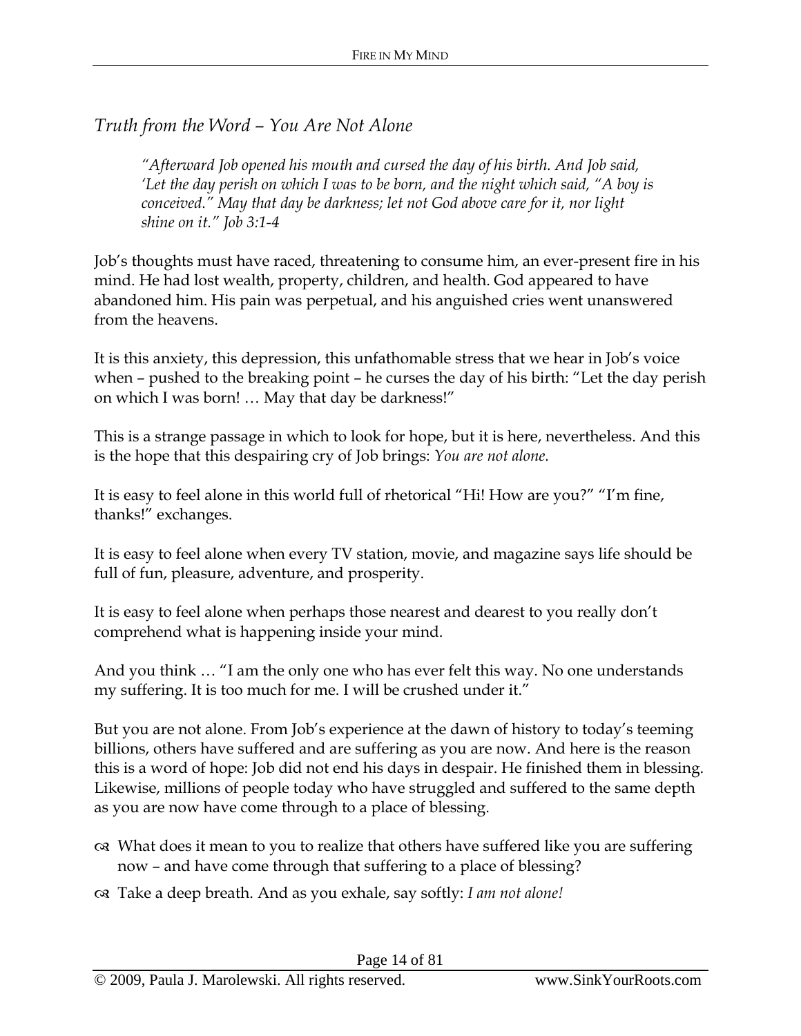## *Truth from the Word – You Are Not Alone*

> *"Afterward Job opened his mouth and cursed the day of his birth. And Job said, 'Let the day perish on which I was to be born, and the night which said, "A boy is conceived." May that day be darkness; let not God above care for it, nor light shine on it." Job 3:1-4*

Job's thoughts must have raced, threatening to consume him, an ever-present fire in his mind. He had lost wealth, property, children, and health. God appeared to have abandoned him. His pain was perpetual, and his anguished cries went unanswered from the heavens.

It is this anxiety, this depression, this unfathomable stress that we hear in Job's voice when – pushed to the breaking point – he curses the day of his birth: "Let the day perish on which I was born! … May that day be darkness!"

This is a strange passage in which to look for hope, but it is here, nevertheless. And this is the hope that this despairing cry of Job brings: *You are not alone.*

It is easy to feel alone in this world full of rhetorical "Hi! How are you?" "I'm fine, thanks!" exchanges.

It is easy to feel alone when every TV station, movie, and magazine says life should be full of fun, pleasure, adventure, and prosperity.

It is easy to feel alone when perhaps those nearest and dearest to you really don't comprehend what is happening inside your mind.

And you think … "I am the only one who has ever felt this way. No one understands my suffering. It is too much for me. I will be crushed under it."

But you are not alone. From Job's experience at the dawn of history to today's teeming billions, others have suffered and are suffering as you are now. And here is the reason this is a word of hope: Job did not end his days in despair. He finished them in blessing. Likewise, millions of people today who have struggled and suffered to the same depth as you are now have come through to a place of blessing.

- What does it mean to you to realize that others have suffered like you are suffering now – and have come through that suffering to a place of blessing?
- Take a deep breath. And as you exhale, say softly: *I am not alone!*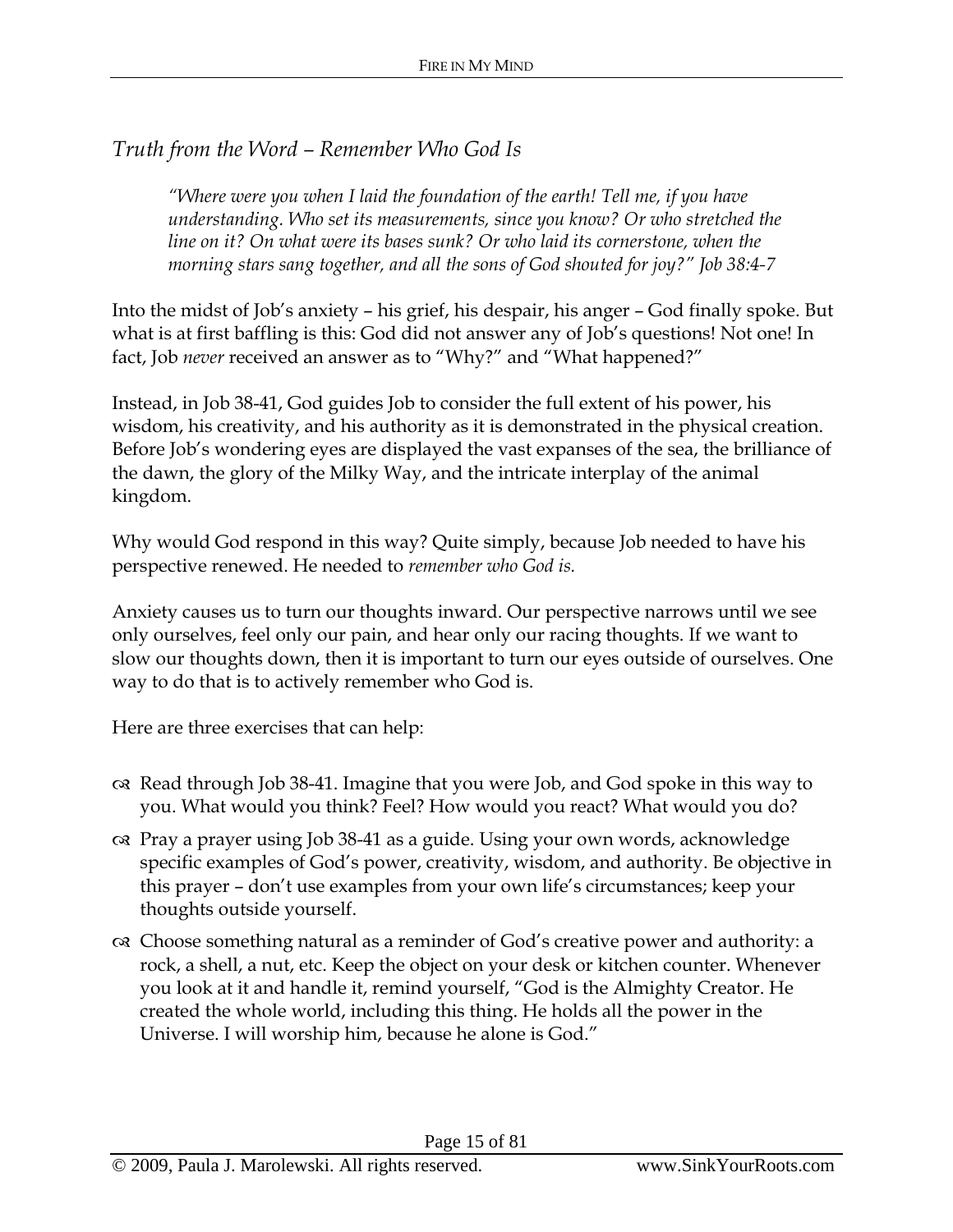## *Truth from the Word – Remember Who God Is*

> *"Where were you when I laid the foundation of the earth! Tell me, if you have understanding. Who set its measurements, since you know? Or who stretched the line on it? On what were its bases sunk? Or who laid its cornerstone, when the morning stars sang together, and all the sons of God shouted for joy?" Job 38:4-7*

Into the midst of Job's anxiety – his grief, his despair, his anger – God finally spoke. But what is at first baffling is this: God did not answer any of Job's questions! Not one! In fact, Job *never* received an answer as to "Why?" and "What happened?"

Instead, in Job 38-41, God guides Job to consider the full extent of his power, his wisdom, his creativity, and his authority as it is demonstrated in the physical creation. Before Job's wondering eyes are displayed the vast expanses of the sea, the brilliance of the dawn, the glory of the Milky Way, and the intricate interplay of the animal kingdom.

Why would God respond in this way? Quite simply, because Job needed to have his perspective renewed. He needed to *remember who God is.*

Anxiety causes us to turn our thoughts inward. Our perspective narrows until we see only ourselves, feel only our pain, and hear only our racing thoughts. If we want to slow our thoughts down, then it is important to turn our eyes outside of ourselves. One way to do that is to actively remember who God is.

Here are three exercises that can help:

- Read through Job 38-41. Imagine that you were Job, and God spoke in this way to you. What would you think? Feel? How would you react? What would you do?
- Pray a prayer using Job 38-41 as a guide. Using your own words, acknowledge specific examples of God's power, creativity, wisdom, and authority. Be objective in this prayer – don't use examples from your own life's circumstances; keep your thoughts outside yourself.
- Choose something natural as a reminder of God's creative power and authority: a rock, a shell, a nut, etc. Keep the object on your desk or kitchen counter. Whenever you look at it and handle it, remind yourself, "God is the Almighty Creator. He created the whole world, including this thing. He holds all the power in the Universe. I will worship him, because he alone is God."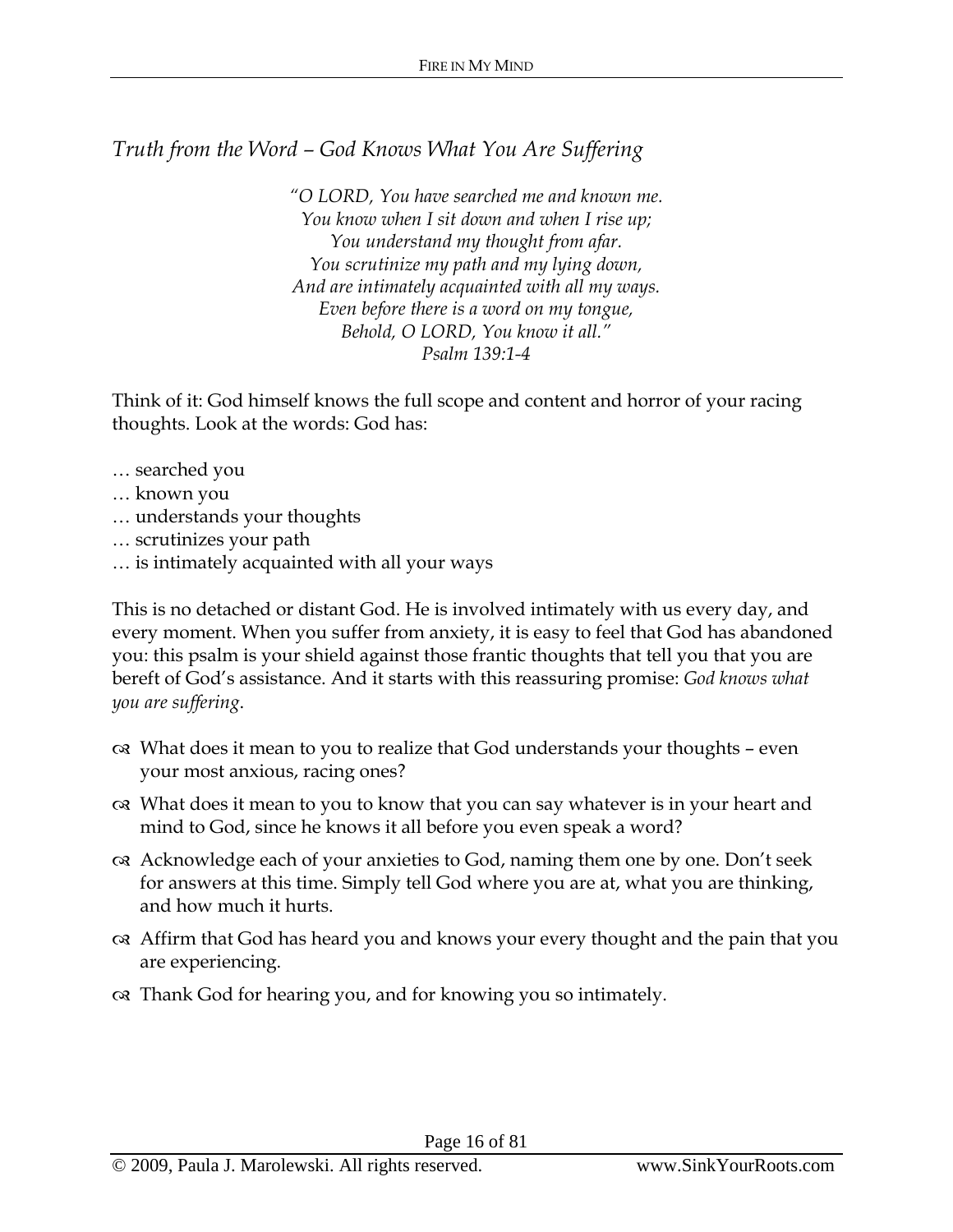## *Truth from the Word – God Knows What You Are Suffering*

*"O LORD, You have searched me and known me.*
*You know when I sit down and when I rise up;*
*You understand my thought from afar.*
*You scrutinize my path and my lying down,*
*And are intimately acquainted with all my ways.*
*Even before there is a word on my tongue,*
*Behold, O LORD, You know it all."*
*Psalm 139:1-4*

Think of it: God himself knows the full scope and content and horror of your racing thoughts. Look at the words: God has:

… searched you
… known you
… understands your thoughts
… scrutinizes your path
… is intimately acquainted with all your ways

This is no detached or distant God. He is involved intimately with us every day, and every moment. When you suffer from anxiety, it is easy to feel that God has abandoned you: this psalm is your shield against those frantic thoughts that tell you that you are bereft of God's assistance. And it starts with this reassuring promise: *God knows what you are suffering*.

- What does it mean to you to realize that God understands your thoughts – even your most anxious, racing ones?
- What does it mean to you to know that you can say whatever is in your heart and mind to God, since he knows it all before you even speak a word?
- Acknowledge each of your anxieties to God, naming them one by one. Don't seek for answers at this time. Simply tell God where you are at, what you are thinking, and how much it hurts.
- Affirm that God has heard you and knows your every thought and the pain that you are experiencing.
- Thank God for hearing you, and for knowing you so intimately.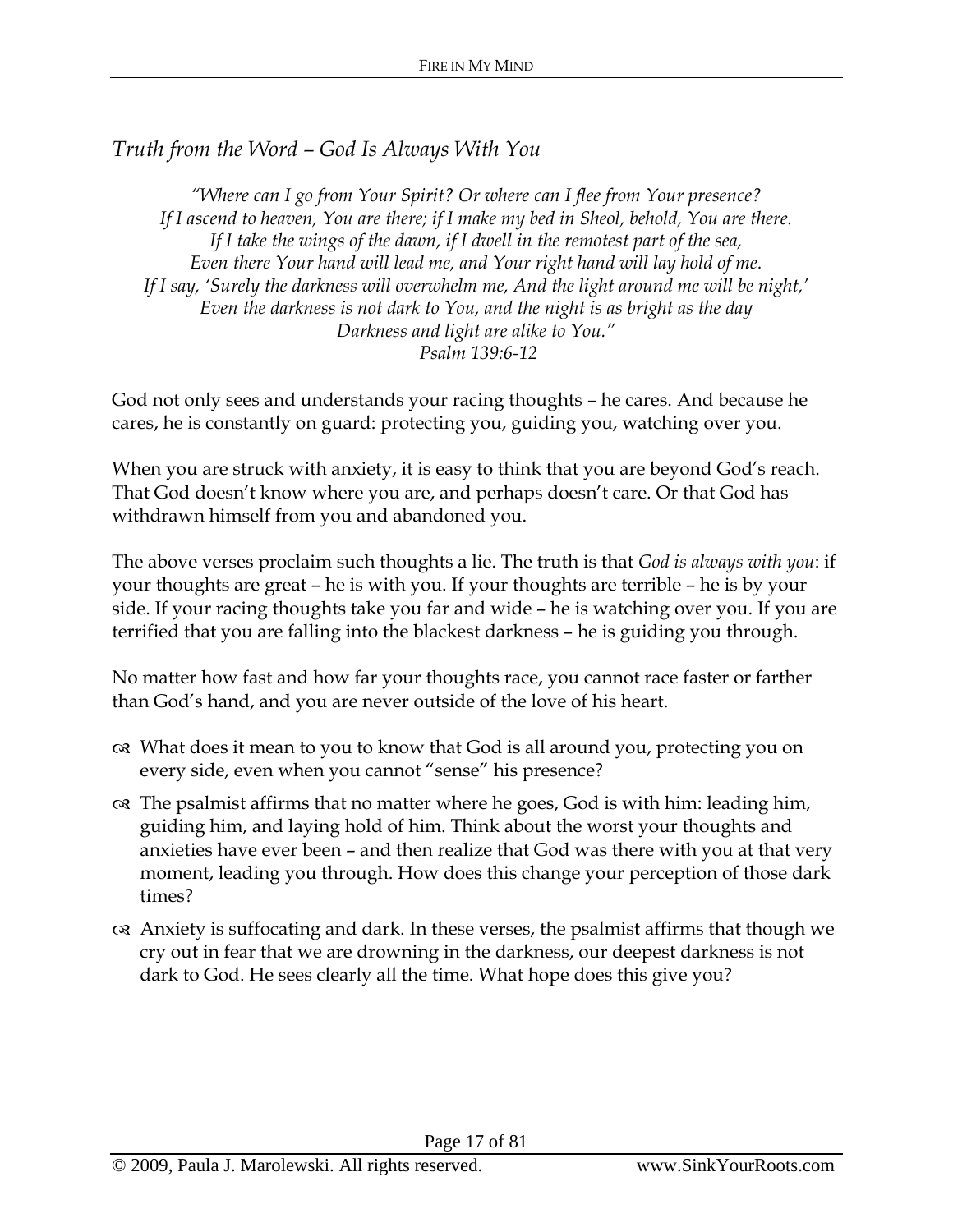## *Truth from the Word – God Is Always With You*

> *"Where can I go from Your Spirit? Or where can I flee from Your presence?*
> *If I ascend to heaven, You are there; if I make my bed in Sheol, behold, You are there.*
> *If I take the wings of the dawn, if I dwell in the remotest part of the sea,*
> *Even there Your hand will lead me, and Your right hand will lay hold of me.*
> *If I say, 'Surely the darkness will overwhelm me, And the light around me will be night,'*
> *Even the darkness is not dark to You, and the night is as bright as the day*
> *Darkness and light are alike to You."*
> *Psalm 139:6-12*

God not only sees and understands your racing thoughts – he cares. And because he cares, he is constantly on guard: protecting you, guiding you, watching over you.

When you are struck with anxiety, it is easy to think that you are beyond God's reach. That God doesn't know where you are, and perhaps doesn't care. Or that God has withdrawn himself from you and abandoned you.

The above verses proclaim such thoughts a lie. The truth is that *God is always with you*: if your thoughts are great – he is with you. If your thoughts are terrible – he is by your side. If your racing thoughts take you far and wide – he is watching over you. If you are terrified that you are falling into the blackest darkness – he is guiding you through.

No matter how fast and how far your thoughts race, you cannot race faster or farther than God's hand, and you are never outside of the love of his heart.

- What does it mean to you to know that God is all around you, protecting you on every side, even when you cannot "sense" his presence?
- The psalmist affirms that no matter where he goes, God is with him: leading him, guiding him, and laying hold of him. Think about the worst your thoughts and anxieties have ever been – and then realize that God was there with you at that very moment, leading you through. How does this change your perception of those dark times?
- Anxiety is suffocating and dark. In these verses, the psalmist affirms that though we cry out in fear that we are drowning in the darkness, our deepest darkness is not dark to God. He sees clearly all the time. What hope does this give you?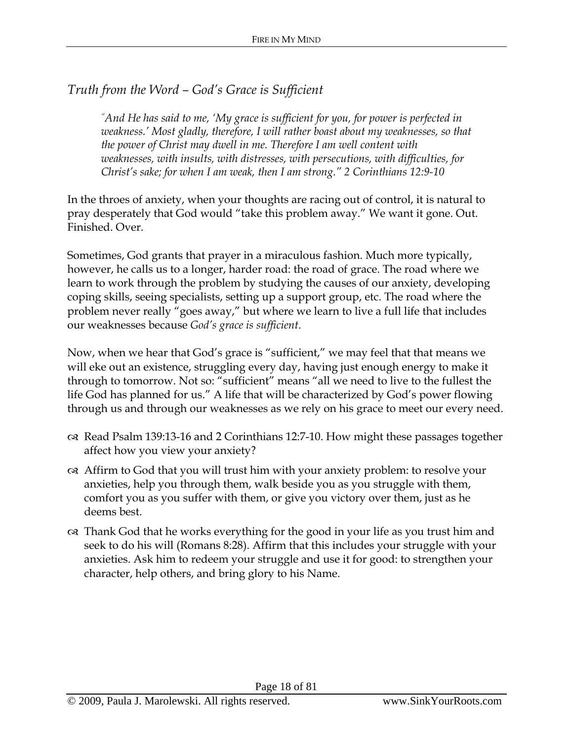## *Truth from the Word – God's Grace is Sufficient*

> *"And He has said to me, 'My grace is sufficient for you, for power is perfected in weakness.' Most gladly, therefore, I will rather boast about my weaknesses, so that the power of Christ may dwell in me. Therefore I am well content with weaknesses, with insults, with distresses, with persecutions, with difficulties, for Christ's sake; for when I am weak, then I am strong." 2 Corinthians 12:9-10*

In the throes of anxiety, when your thoughts are racing out of control, it is natural to pray desperately that God would "take this problem away." We want it gone. Out. Finished. Over.

Sometimes, God grants that prayer in a miraculous fashion. Much more typically, however, he calls us to a longer, harder road: the road of grace. The road where we learn to work through the problem by studying the causes of our anxiety, developing coping skills, seeing specialists, setting up a support group, etc. The road where the problem never really "goes away," but where we learn to live a full life that includes our weaknesses because *God's grace is sufficient*.

Now, when we hear that God's grace is "sufficient," we may feel that that means we will eke out an existence, struggling every day, having just enough energy to make it through to tomorrow. Not so: "sufficient" means "all we need to live to the fullest the life God has planned for us." A life that will be characterized by God's power flowing through us and through our weaknesses as we rely on his grace to meet our every need.

- Read Psalm 139:13-16 and 2 Corinthians 12:7-10. How might these passages together affect how you view your anxiety?
- Affirm to God that you will trust him with your anxiety problem: to resolve your anxieties, help you through them, walk beside you as you struggle with them, comfort you as you suffer with them, or give you victory over them, just as he deems best.
- Thank God that he works everything for the good in your life as you trust him and seek to do his will (Romans 8:28). Affirm that this includes your struggle with your anxieties. Ask him to redeem your struggle and use it for good: to strengthen your character, help others, and bring glory to his Name.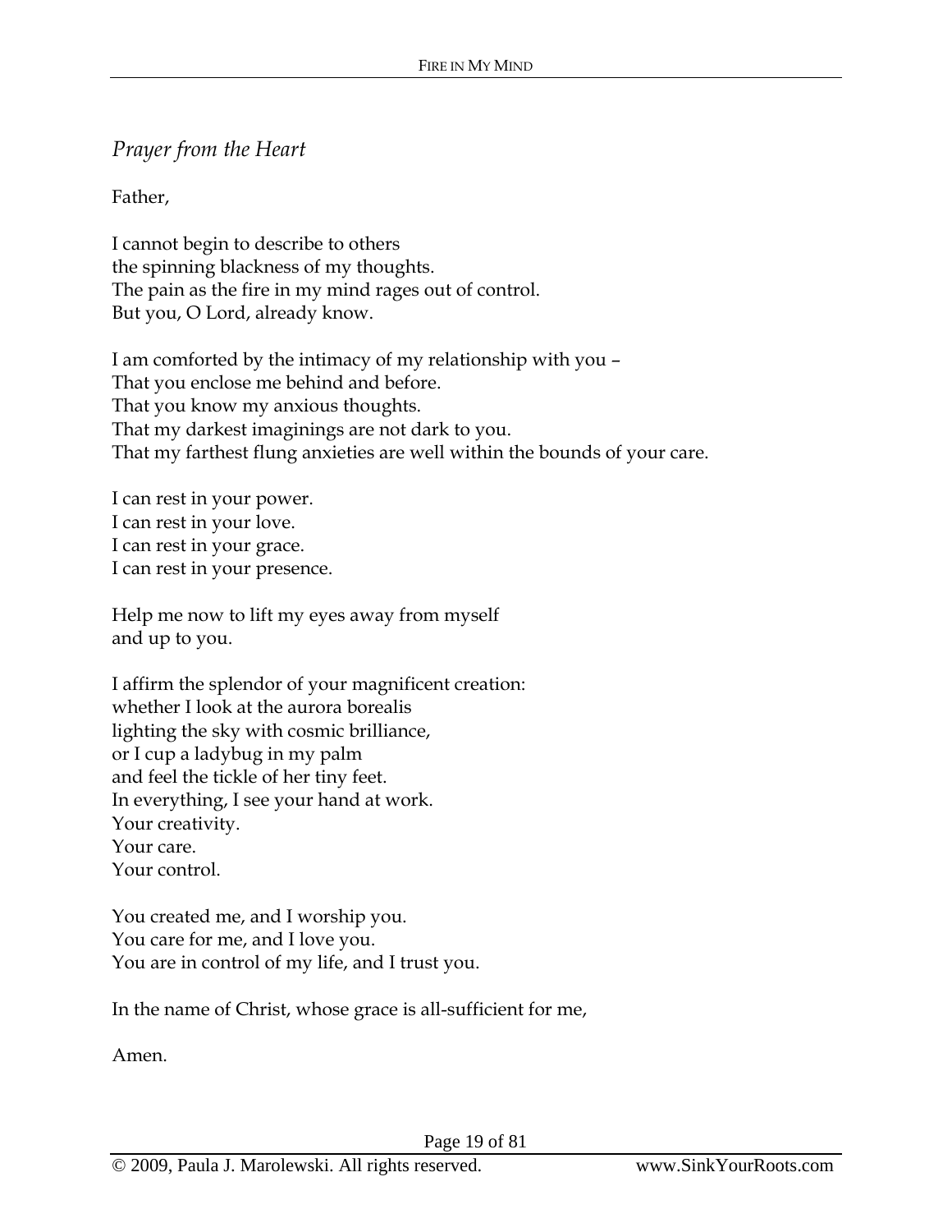*Prayer from the Heart*

Father,

I cannot begin to describe to others  
the spinning blackness of my thoughts.  
The pain as the fire in my mind rages out of control.  
But you, O Lord, already know.

I am comforted by the intimacy of my relationship with you –  
That you enclose me behind and before.  
That you know my anxious thoughts.  
That my darkest imaginings are not dark to you.  
That my farthest flung anxieties are well within the bounds of your care.

I can rest in your power.  
I can rest in your love.  
I can rest in your grace.  
I can rest in your presence.

Help me now to lift my eyes away from myself  
and up to you.

I affirm the splendor of your magnificent creation:  
whether I look at the aurora borealis  
lighting the sky with cosmic brilliance,  
or I cup a ladybug in my palm  
and feel the tickle of her tiny feet.  
In everything, I see your hand at work.  
Your creativity.  
Your care.  
Your control.

You created me, and I worship you.  
You care for me, and I love you.  
You are in control of my life, and I trust you.

In the name of Christ, whose grace is all-sufficient for me,

Amen.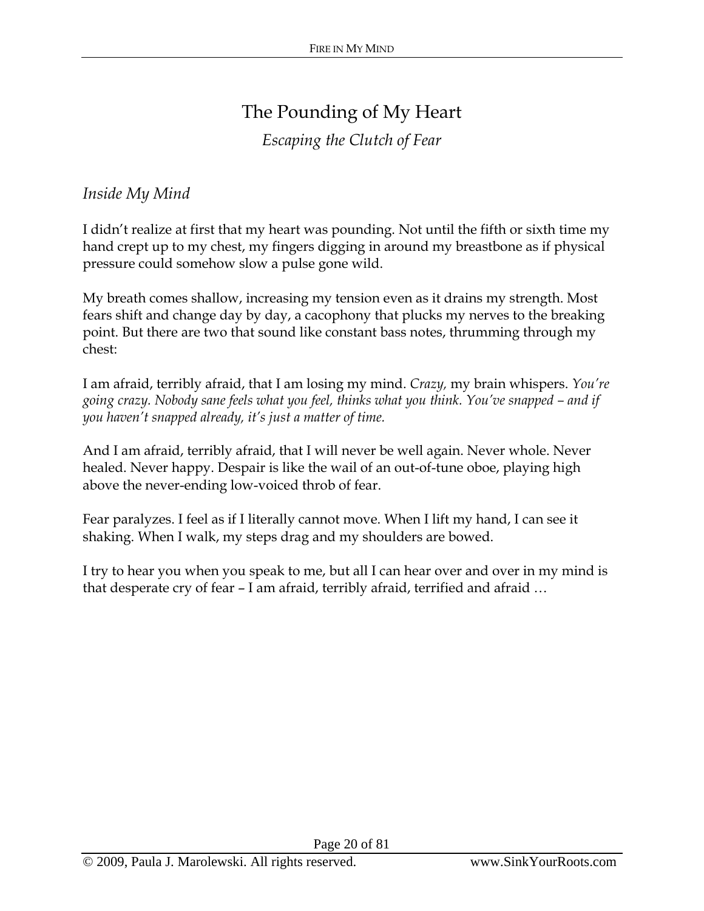# The Pounding of My Heart

*Escaping the Clutch of Fear*

*Inside My Mind*

I didn't realize at first that my heart was pounding. Not until the fifth or sixth time my hand crept up to my chest, my fingers digging in around my breastbone as if physical pressure could somehow slow a pulse gone wild.

My breath comes shallow, increasing my tension even as it drains my strength. Most fears shift and change day by day, a cacophony that plucks my nerves to the breaking point. But there are two that sound like constant bass notes, thrumming through my chest:

I am afraid, terribly afraid, that I am losing my mind. *Crazy,* my brain whispers. *You're going crazy. Nobody sane feels what you feel, thinks what you think. You've snapped – and if you haven't snapped already, it's just a matter of time.*

And I am afraid, terribly afraid, that I will never be well again. Never whole. Never healed. Never happy. Despair is like the wail of an out-of-tune oboe, playing high above the never-ending low-voiced throb of fear.

Fear paralyzes. I feel as if I literally cannot move. When I lift my hand, I can see it shaking. When I walk, my steps drag and my shoulders are bowed.

I try to hear you when you speak to me, but all I can hear over and over in my mind is that desperate cry of fear – I am afraid, terribly afraid, terrified and afraid …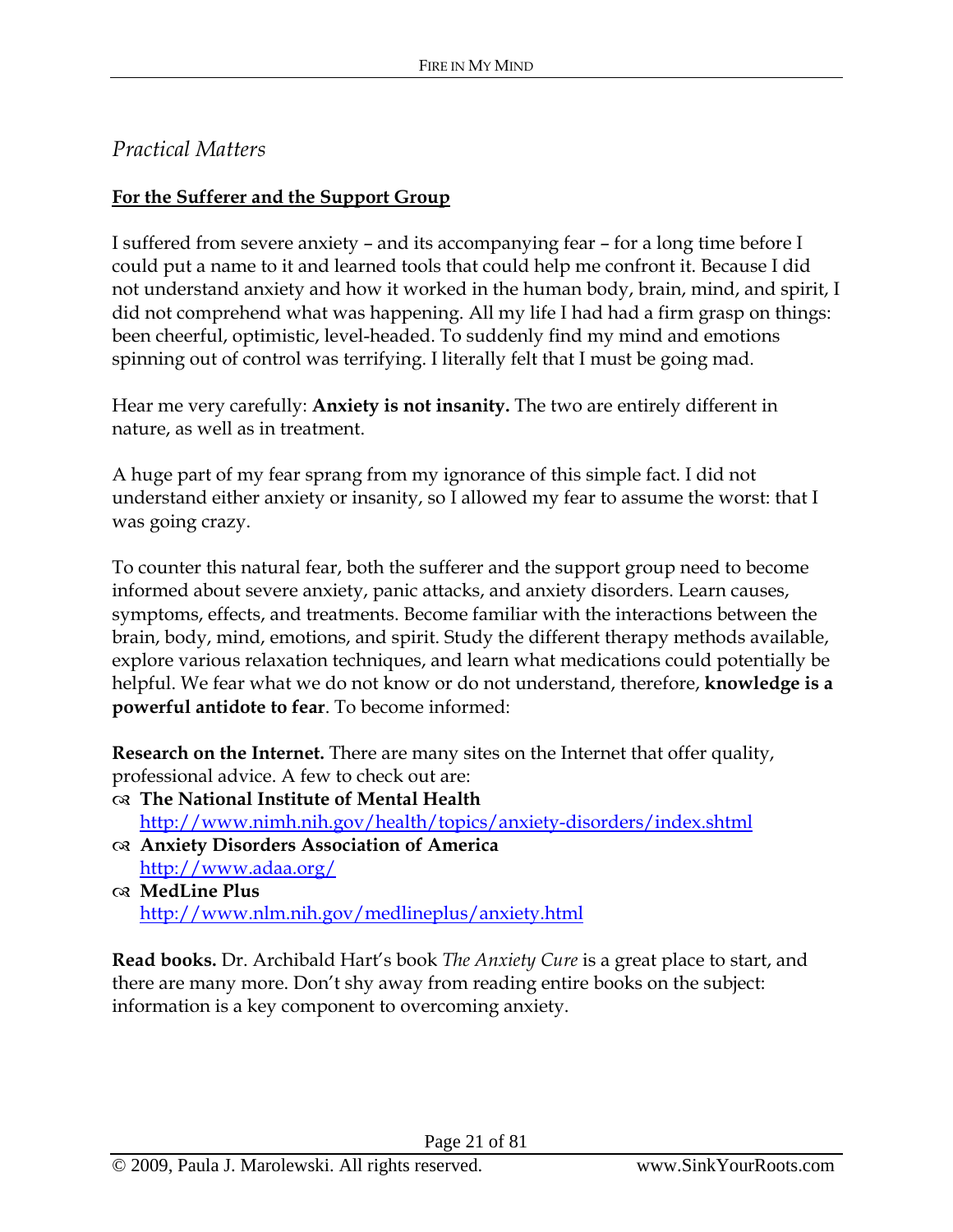## *Practical Matters*

**For the Sufferer and the Support Group**

I suffered from severe anxiety – and its accompanying fear – for a long time before I could put a name to it and learned tools that could help me confront it. Because I did not understand anxiety and how it worked in the human body, brain, mind, and spirit, I did not comprehend what was happening. All my life I had had a firm grasp on things: been cheerful, optimistic, level-headed. To suddenly find my mind and emotions spinning out of control was terrifying. I literally felt that I must be going mad.

Hear me very carefully: **Anxiety is not insanity.** The two are entirely different in nature, as well as in treatment.

A huge part of my fear sprang from my ignorance of this simple fact. I did not understand either anxiety or insanity, so I allowed my fear to assume the worst: that I was going crazy.

To counter this natural fear, both the sufferer and the support group need to become informed about severe anxiety, panic attacks, and anxiety disorders. Learn causes, symptoms, effects, and treatments. Become familiar with the interactions between the brain, body, mind, emotions, and spirit. Study the different therapy methods available, explore various relaxation techniques, and learn what medications could potentially be helpful. We fear what we do not know or do not understand, therefore, **knowledge is a powerful antidote to fear**. To become informed:

**Research on the Internet.** There are many sites on the Internet that offer quality, professional advice. A few to check out are:

- **The National Institute of Mental Health**
  http://www.nimh.nih.gov/health/topics/anxiety-disorders/index.shtml
- **Anxiety Disorders Association of America**
  http://www.adaa.org/
- **MedLine Plus**
  http://www.nlm.nih.gov/medlineplus/anxiety.html

**Read books.** Dr. Archibald Hart's book *The Anxiety Cure* is a great place to start, and there are many more. Don't shy away from reading entire books on the subject: information is a key component to overcoming anxiety.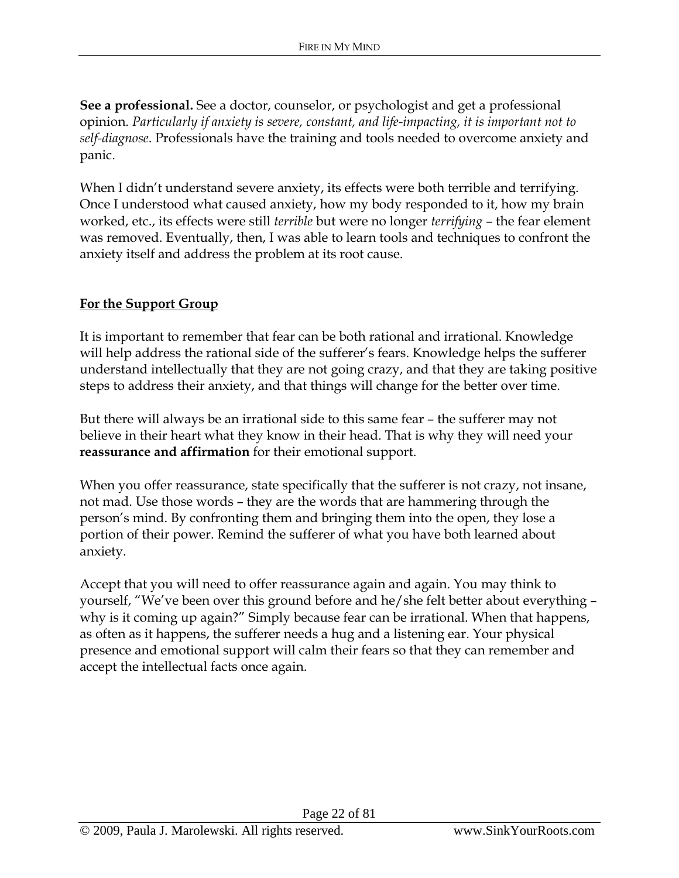**See a professional.** See a doctor, counselor, or psychologist and get a professional opinion. *Particularly if anxiety is severe, constant, and life-impacting, it is important not to self-diagnose*. Professionals have the training and tools needed to overcome anxiety and panic.

When I didn't understand severe anxiety, its effects were both terrible and terrifying. Once I understood what caused anxiety, how my body responded to it, how my brain worked, etc., its effects were still *terrible* but were no longer *terrifying* – the fear element was removed. Eventually, then, I was able to learn tools and techniques to confront the anxiety itself and address the problem at its root cause.

**For the Support Group**

It is important to remember that fear can be both rational and irrational. Knowledge will help address the rational side of the sufferer's fears. Knowledge helps the sufferer understand intellectually that they are not going crazy, and that they are taking positive steps to address their anxiety, and that things will change for the better over time.

But there will always be an irrational side to this same fear – the sufferer may not believe in their heart what they know in their head. That is why they will need your **reassurance and affirmation** for their emotional support.

When you offer reassurance, state specifically that the sufferer is not crazy, not insane, not mad. Use those words – they are the words that are hammering through the person's mind. By confronting them and bringing them into the open, they lose a portion of their power. Remind the sufferer of what you have both learned about anxiety.

Accept that you will need to offer reassurance again and again. You may think to yourself, "We've been over this ground before and he/she felt better about everything – why is it coming up again?" Simply because fear can be irrational. When that happens, as often as it happens, the sufferer needs a hug and a listening ear. Your physical presence and emotional support will calm their fears so that they can remember and accept the intellectual facts once again.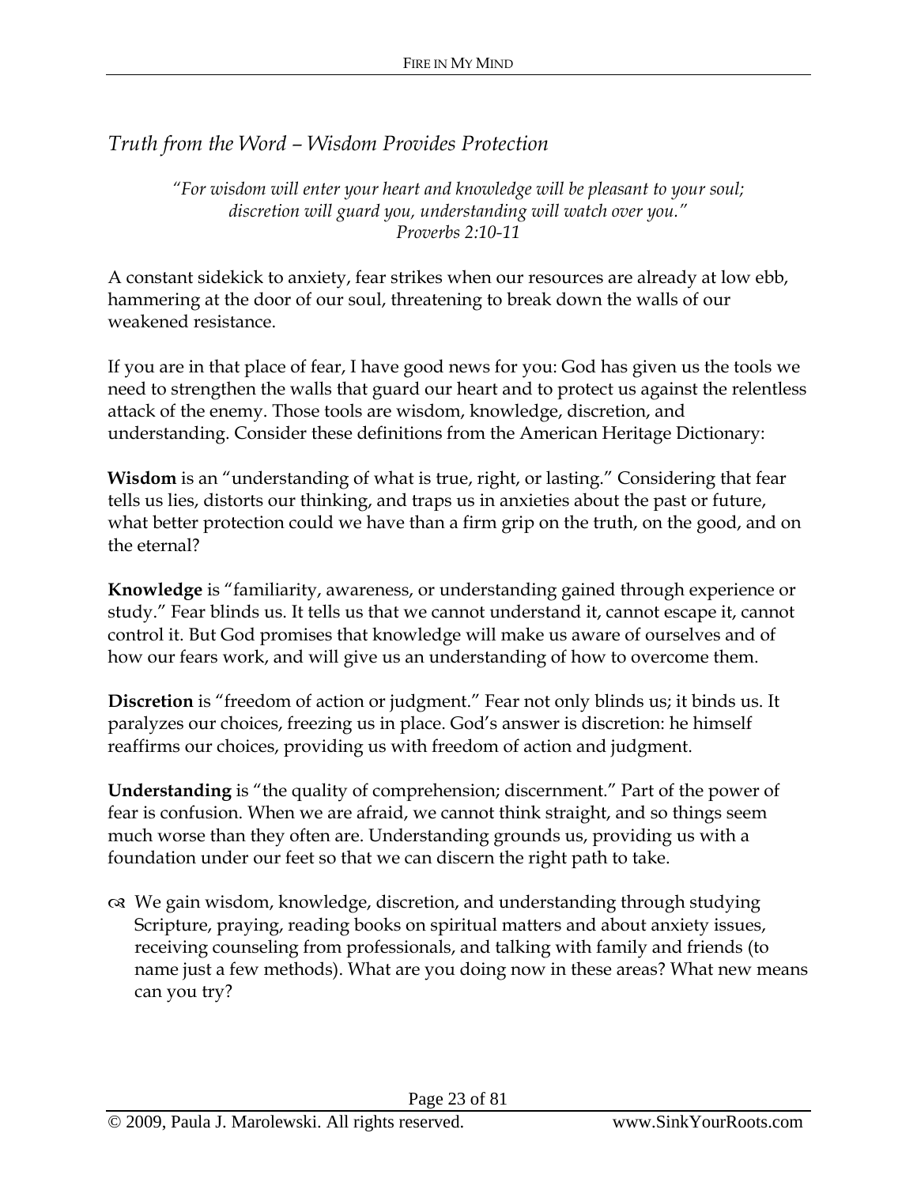## *Truth from the Word – Wisdom Provides Protection*

> *"For wisdom will enter your heart and knowledge will be pleasant to your soul; discretion will guard you, understanding will watch over you."*
> *Proverbs 2:10-11*

A constant sidekick to anxiety, fear strikes when our resources are already at low ebb, hammering at the door of our soul, threatening to break down the walls of our weakened resistance.

If you are in that place of fear, I have good news for you: God has given us the tools we need to strengthen the walls that guard our heart and to protect us against the relentless attack of the enemy. Those tools are wisdom, knowledge, discretion, and understanding. Consider these definitions from the American Heritage Dictionary:

**Wisdom** is an "understanding of what is true, right, or lasting." Considering that fear tells us lies, distorts our thinking, and traps us in anxieties about the past or future, what better protection could we have than a firm grip on the truth, on the good, and on the eternal?

**Knowledge** is "familiarity, awareness, or understanding gained through experience or study." Fear blinds us. It tells us that we cannot understand it, cannot escape it, cannot control it. But God promises that knowledge will make us aware of ourselves and of how our fears work, and will give us an understanding of how to overcome them.

**Discretion** is "freedom of action or judgment." Fear not only blinds us; it binds us. It paralyzes our choices, freezing us in place. God's answer is discretion: he himself reaffirms our choices, providing us with freedom of action and judgment.

**Understanding** is "the quality of comprehension; discernment." Part of the power of fear is confusion. When we are afraid, we cannot think straight, and so things seem much worse than they often are. Understanding grounds us, providing us with a foundation under our feet so that we can discern the right path to take.

- We gain wisdom, knowledge, discretion, and understanding through studying Scripture, praying, reading books on spiritual matters and about anxiety issues, receiving counseling from professionals, and talking with family and friends (to name just a few methods). What are you doing now in these areas? What new means can you try?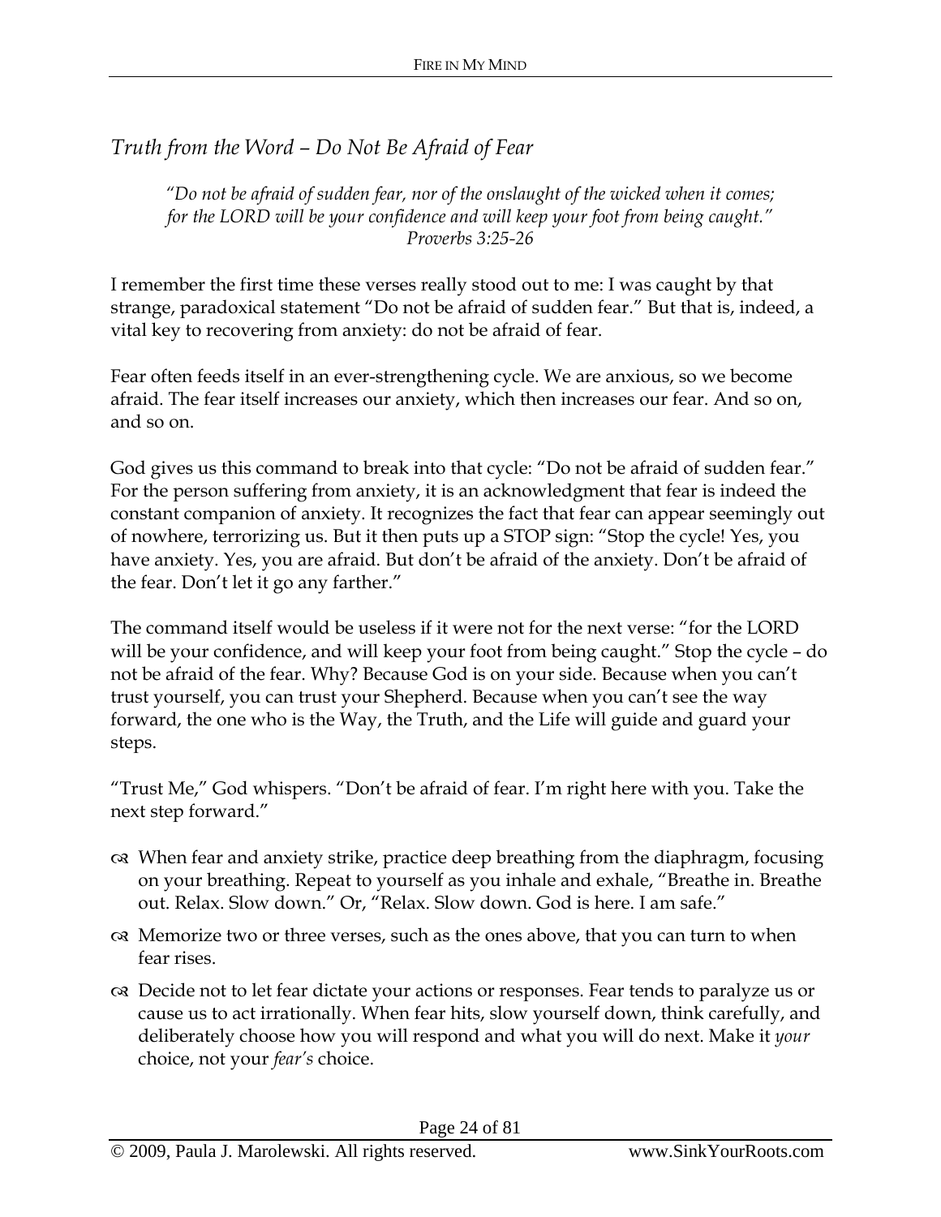## *Truth from the Word – Do Not Be Afraid of Fear*

> *"Do not be afraid of sudden fear, nor of the onslaught of the wicked when it comes; for the LORD will be your confidence and will keep your foot from being caught."*
> *Proverbs 3:25-26*

I remember the first time these verses really stood out to me: I was caught by that strange, paradoxical statement "Do not be afraid of sudden fear." But that is, indeed, a vital key to recovering from anxiety: do not be afraid of fear.

Fear often feeds itself in an ever-strengthening cycle. We are anxious, so we become afraid. The fear itself increases our anxiety, which then increases our fear. And so on, and so on.

God gives us this command to break into that cycle: "Do not be afraid of sudden fear." For the person suffering from anxiety, it is an acknowledgment that fear is indeed the constant companion of anxiety. It recognizes the fact that fear can appear seemingly out of nowhere, terrorizing us. But it then puts up a STOP sign: "Stop the cycle! Yes, you have anxiety. Yes, you are afraid. But don't be afraid of the anxiety. Don't be afraid of the fear. Don't let it go any farther."

The command itself would be useless if it were not for the next verse: "for the LORD will be your confidence, and will keep your foot from being caught." Stop the cycle – do not be afraid of the fear. Why? Because God is on your side. Because when you can't trust yourself, you can trust your Shepherd. Because when you can't see the way forward, the one who is the Way, the Truth, and the Life will guide and guard your steps.

"Trust Me," God whispers. "Don't be afraid of fear. I'm right here with you. Take the next step forward."

- When fear and anxiety strike, practice deep breathing from the diaphragm, focusing on your breathing. Repeat to yourself as you inhale and exhale, "Breathe in. Breathe out. Relax. Slow down." Or, "Relax. Slow down. God is here. I am safe."
- Memorize two or three verses, such as the ones above, that you can turn to when fear rises.
- Decide not to let fear dictate your actions or responses. Fear tends to paralyze us or cause us to act irrationally. When fear hits, slow yourself down, think carefully, and deliberately choose how you will respond and what you will do next. Make it *your* choice, not your *fear's* choice.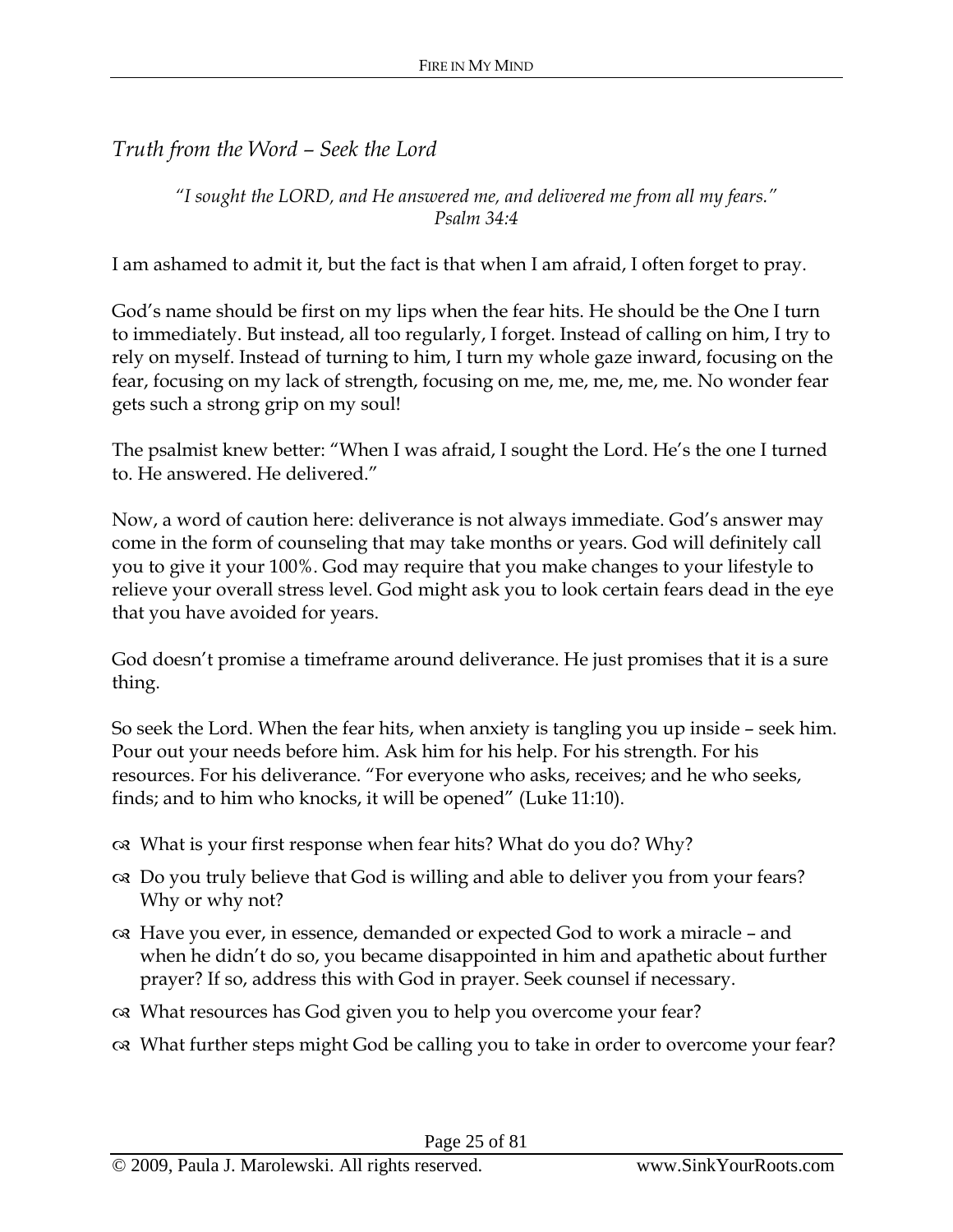## *Truth from the Word – Seek the Lord*

> *"I sought the LORD, and He answered me, and delivered me from all my fears."*
> *Psalm 34:4*

I am ashamed to admit it, but the fact is that when I am afraid, I often forget to pray.

God's name should be first on my lips when the fear hits. He should be the One I turn to immediately. But instead, all too regularly, I forget. Instead of calling on him, I try to rely on myself. Instead of turning to him, I turn my whole gaze inward, focusing on the fear, focusing on my lack of strength, focusing on me, me, me, me, me. No wonder fear gets such a strong grip on my soul!

The psalmist knew better: "When I was afraid, I sought the Lord. He's the one I turned to. He answered. He delivered."

Now, a word of caution here: deliverance is not always immediate. God's answer may come in the form of counseling that may take months or years. God will definitely call you to give it your 100%. God may require that you make changes to your lifestyle to relieve your overall stress level. God might ask you to look certain fears dead in the eye that you have avoided for years.

God doesn't promise a timeframe around deliverance. He just promises that it is a sure thing.

So seek the Lord. When the fear hits, when anxiety is tangling you up inside – seek him. Pour out your needs before him. Ask him for his help. For his strength. For his resources. For his deliverance. "For everyone who asks, receives; and he who seeks, finds; and to him who knocks, it will be opened" (Luke 11:10).

- What is your first response when fear hits? What do you do? Why?
- Do you truly believe that God is willing and able to deliver you from your fears? Why or why not?
- Have you ever, in essence, demanded or expected God to work a miracle – and when he didn't do so, you became disappointed in him and apathetic about further prayer? If so, address this with God in prayer. Seek counsel if necessary.
- What resources has God given you to help you overcome your fear?
- What further steps might God be calling you to take in order to overcome your fear?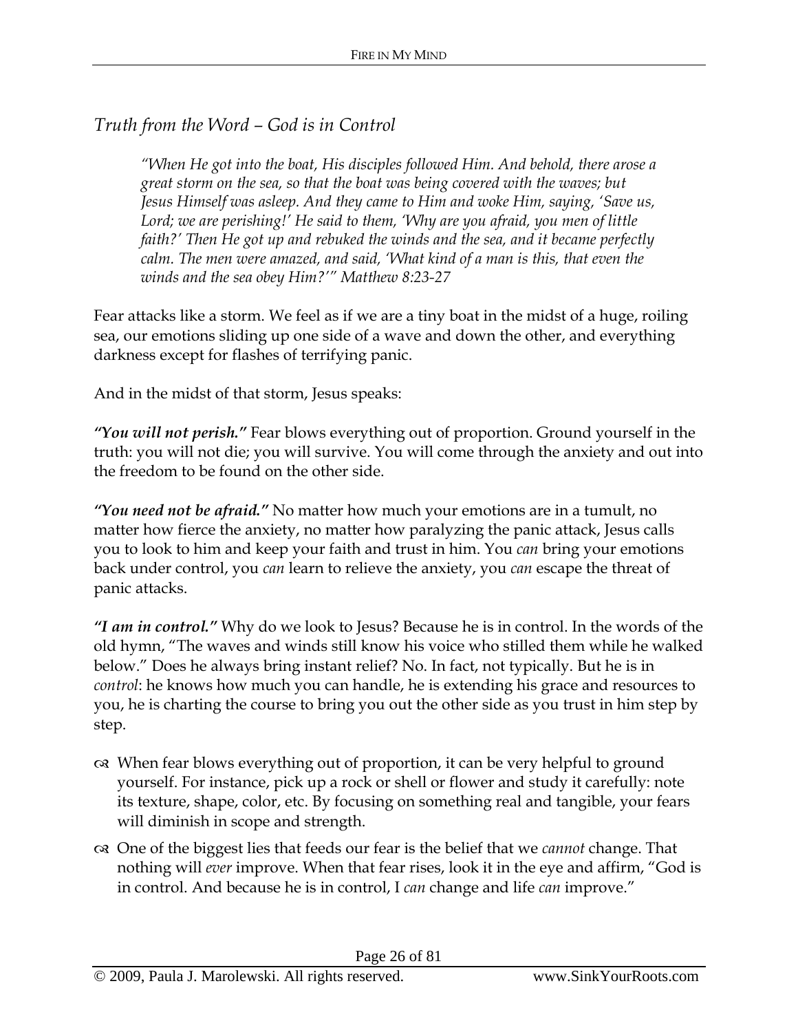## *Truth from the Word – God is in Control*

> *"When He got into the boat, His disciples followed Him. And behold, there arose a great storm on the sea, so that the boat was being covered with the waves; but Jesus Himself was asleep. And they came to Him and woke Him, saying, 'Save us, Lord; we are perishing!' He said to them, 'Why are you afraid, you men of little faith?' Then He got up and rebuked the winds and the sea, and it became perfectly calm. The men were amazed, and said, 'What kind of a man is this, that even the winds and the sea obey Him?'" Matthew 8:23-27*

Fear attacks like a storm. We feel as if we are a tiny boat in the midst of a huge, roiling sea, our emotions sliding up one side of a wave and down the other, and everything darkness except for flashes of terrifying panic.

And in the midst of that storm, Jesus speaks:

***"You will not perish."*** Fear blows everything out of proportion. Ground yourself in the truth: you will not die; you will survive. You will come through the anxiety and out into the freedom to be found on the other side.

***"You need not be afraid."*** No matter how much your emotions are in a tumult, no matter how fierce the anxiety, no matter how paralyzing the panic attack, Jesus calls you to look to him and keep your faith and trust in him. You *can* bring your emotions back under control, you *can* learn to relieve the anxiety, you *can* escape the threat of panic attacks.

***"I am in control."*** Why do we look to Jesus? Because he is in control. In the words of the old hymn, "The waves and winds still know his voice who stilled them while he walked below." Does he always bring instant relief? No. In fact, not typically. But he is in *control*: he knows how much you can handle, he is extending his grace and resources to you, he is charting the course to bring you out the other side as you trust in him step by step.

- When fear blows everything out of proportion, it can be very helpful to ground yourself. For instance, pick up a rock or shell or flower and study it carefully: note its texture, shape, color, etc. By focusing on something real and tangible, your fears will diminish in scope and strength.
- One of the biggest lies that feeds our fear is the belief that we *cannot* change. That nothing will *ever* improve. When that fear rises, look it in the eye and affirm, "God is in control. And because he is in control, I *can* change and life *can* improve."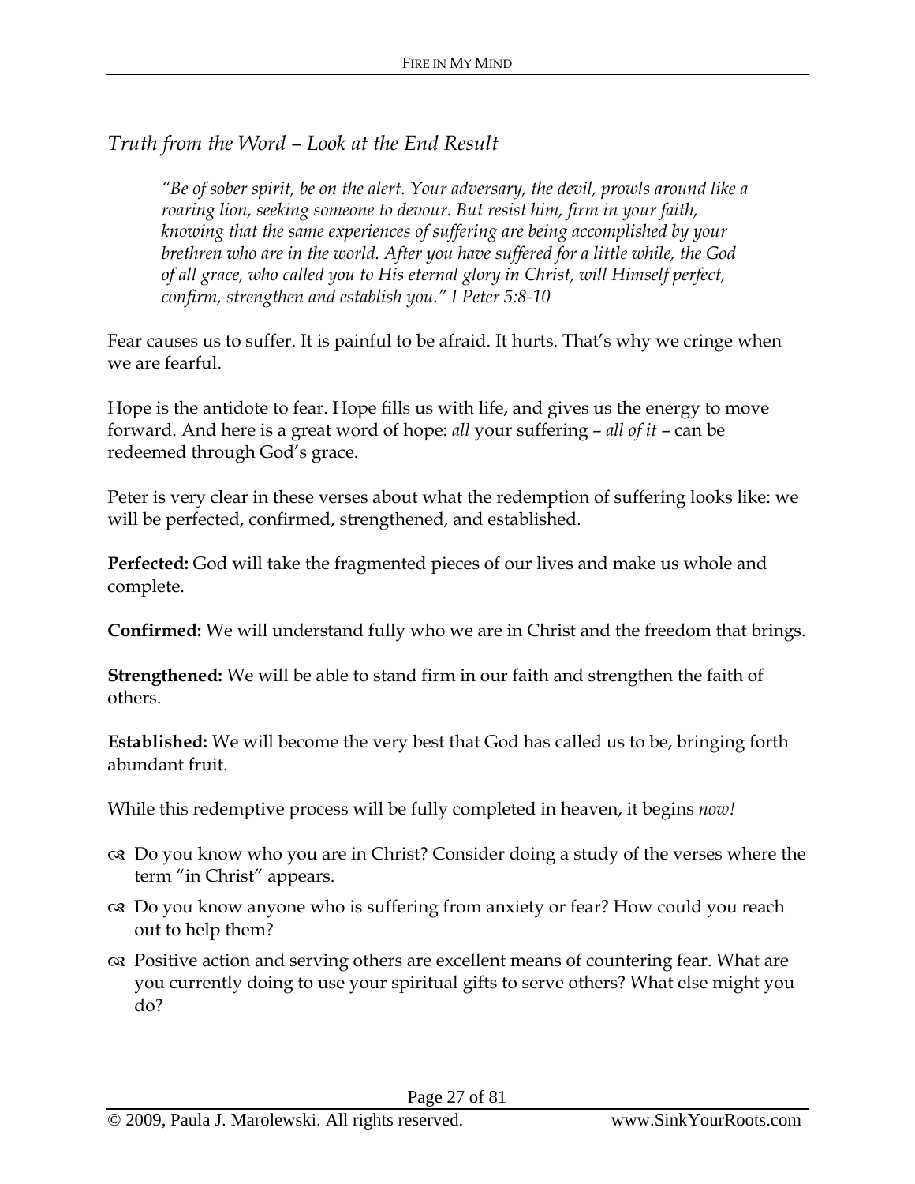## *Truth from the Word – Look at the End Result*

> *"Be of sober spirit, be on the alert. Your adversary, the devil, prowls around like a roaring lion, seeking someone to devour. But resist him, firm in your faith, knowing that the same experiences of suffering are being accomplished by your brethren who are in the world. After you have suffered for a little while, the God of all grace, who called you to His eternal glory in Christ, will Himself perfect, confirm, strengthen and establish you." I Peter 5:8-10*

Fear causes us to suffer. It is painful to be afraid. It hurts. That's why we cringe when we are fearful.

Hope is the antidote to fear. Hope fills us with life, and gives us the energy to move forward. And here is a great word of hope: *all* your suffering – *all of it* – can be redeemed through God's grace.

Peter is very clear in these verses about what the redemption of suffering looks like: we will be perfected, confirmed, strengthened, and established.

**Perfected:** God will take the fragmented pieces of our lives and make us whole and complete.

**Confirmed:** We will understand fully who we are in Christ and the freedom that brings.

**Strengthened:** We will be able to stand firm in our faith and strengthen the faith of others.

**Established:** We will become the very best that God has called us to be, bringing forth abundant fruit.

While this redemptive process will be fully completed in heaven, it begins *now!*

- Do you know who you are in Christ? Consider doing a study of the verses where the term "in Christ" appears.
- Do you know anyone who is suffering from anxiety or fear? How could you reach out to help them?
- Positive action and serving others are excellent means of countering fear. What are you currently doing to use your spiritual gifts to serve others? What else might you do?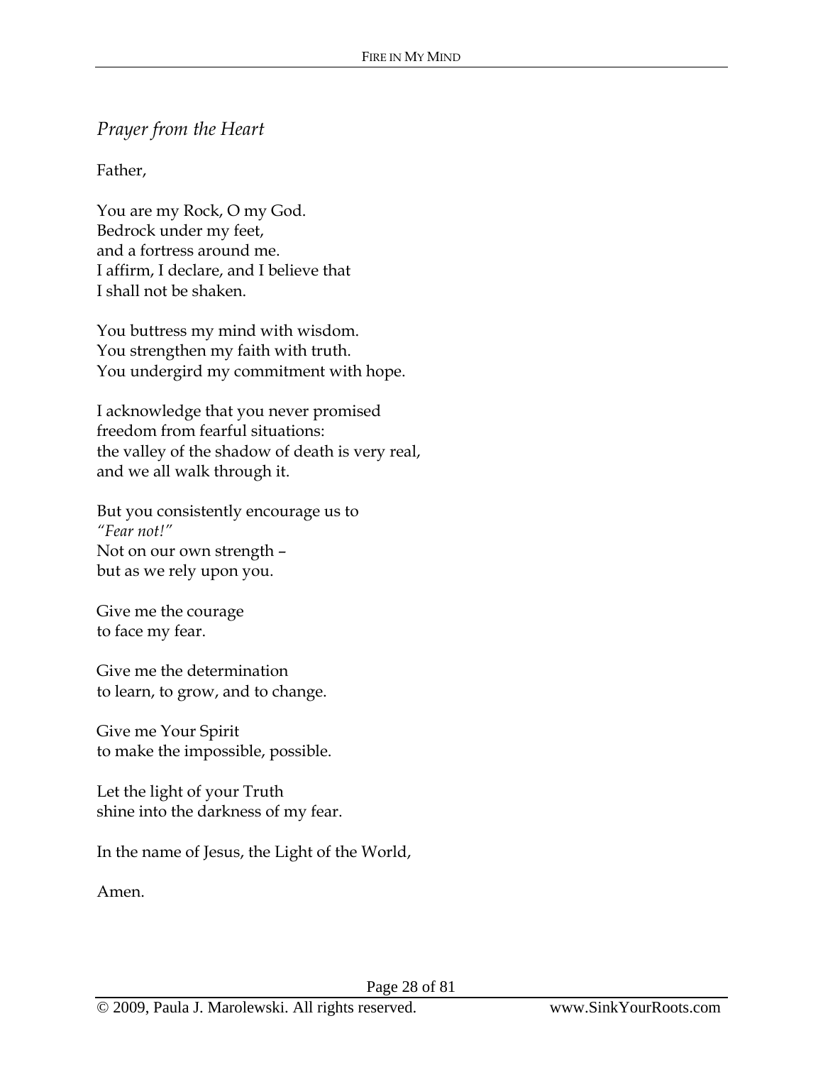*Prayer from the Heart*

Father,

You are my Rock, O my God.  
Bedrock under my feet,  
and a fortress around me.  
I affirm, I declare, and I believe that  
I shall not be shaken.

You buttress my mind with wisdom.  
You strengthen my faith with truth.  
You undergird my commitment with hope.

I acknowledge that you never promised  
freedom from fearful situations:  
the valley of the shadow of death is very real,  
and we all walk through it.

But you consistently encourage us to  
*"Fear not!"*  
Not on our own strength –  
but as we rely upon you.

Give me the courage  
to face my fear.

Give me the determination  
to learn, to grow, and to change.

Give me Your Spirit  
to make the impossible, possible.

Let the light of your Truth  
shine into the darkness of my fear.

In the name of Jesus, the Light of the World,

Amen.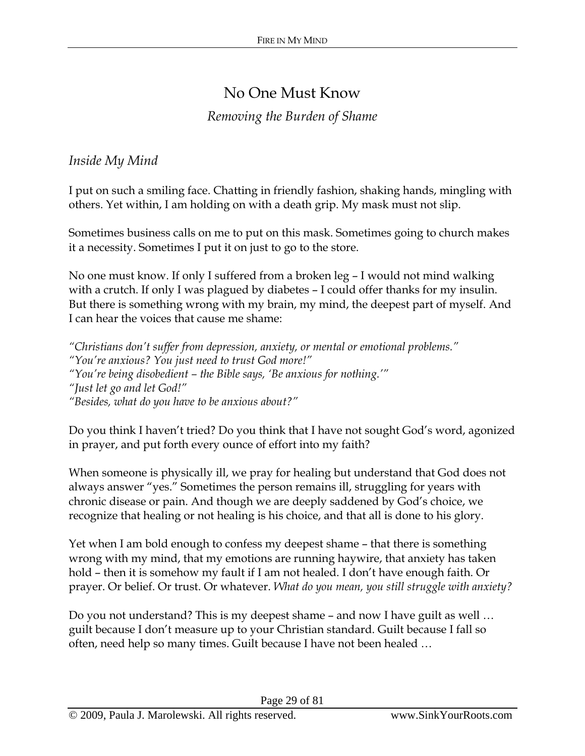# No One Must Know

*Removing the Burden of Shame*

## *Inside My Mind*

I put on such a smiling face. Chatting in friendly fashion, shaking hands, mingling with others. Yet within, I am holding on with a death grip. My mask must not slip.

Sometimes business calls on me to put on this mask. Sometimes going to church makes it a necessity. Sometimes I put it on just to go to the store.

No one must know. If only I suffered from a broken leg – I would not mind walking with a crutch. If only I was plagued by diabetes – I could offer thanks for my insulin. But there is something wrong with my brain, my mind, the deepest part of myself. And I can hear the voices that cause me shame:

*"Christians don't suffer from depression, anxiety, or mental or emotional problems."*
*"You're anxious? You just need to trust God more!"*
*"You're being disobedient – the Bible says, 'Be anxious for nothing.'"*
*"Just let go and let God!"*
*"Besides, what do you have to be anxious about?"*

Do you think I haven't tried? Do you think that I have not sought God's word, agonized in prayer, and put forth every ounce of effort into my faith?

When someone is physically ill, we pray for healing but understand that God does not always answer "yes." Sometimes the person remains ill, struggling for years with chronic disease or pain. And though we are deeply saddened by God's choice, we recognize that healing or not healing is his choice, and that all is done to his glory.

Yet when I am bold enough to confess my deepest shame – that there is something wrong with my mind, that my emotions are running haywire, that anxiety has taken hold – then it is somehow my fault if I am not healed. I don't have enough faith. Or prayer. Or belief. Or trust. Or whatever. *What do you mean, you still struggle with anxiety?*

Do you not understand? This is my deepest shame – and now I have guilt as well … guilt because I don't measure up to your Christian standard. Guilt because I fall so often, need help so many times. Guilt because I have not been healed …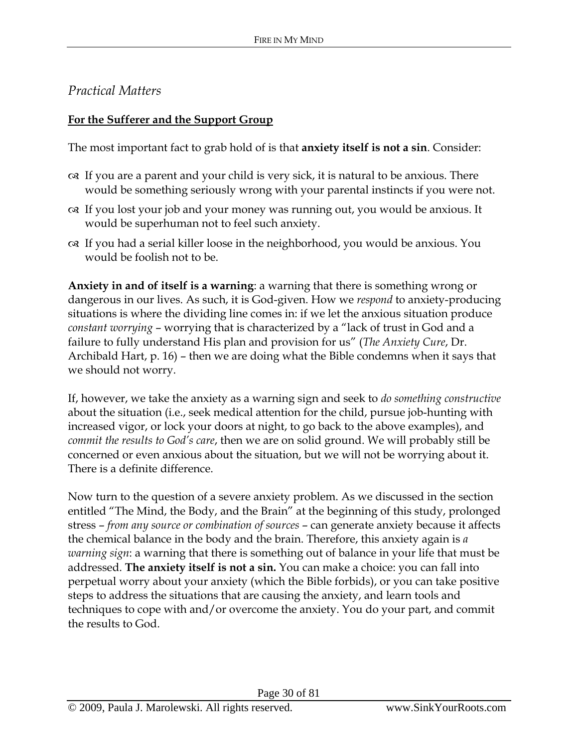## *Practical Matters*

**For the Sufferer and the Support Group**

The most important fact to grab hold of is that **anxiety itself is not a sin**. Consider:

- If you are a parent and your child is very sick, it is natural to be anxious. There would be something seriously wrong with your parental instincts if you were not.
- If you lost your job and your money was running out, you would be anxious. It would be superhuman not to feel such anxiety.
- If you had a serial killer loose in the neighborhood, you would be anxious. You would be foolish not to be.

**Anxiety in and of itself is a warning**: a warning that there is something wrong or dangerous in our lives. As such, it is God-given. How we *respond* to anxiety-producing situations is where the dividing line comes in: if we let the anxious situation produce *constant worrying* – worrying that is characterized by a "lack of trust in God and a failure to fully understand His plan and provision for us" (*The Anxiety Cure*, Dr. Archibald Hart, p. 16) – then we are doing what the Bible condemns when it says that we should not worry.

If, however, we take the anxiety as a warning sign and seek to *do something constructive* about the situation (i.e., seek medical attention for the child, pursue job-hunting with increased vigor, or lock your doors at night, to go back to the above examples), and *commit the results to God's care*, then we are on solid ground. We will probably still be concerned or even anxious about the situation, but we will not be worrying about it. There is a definite difference.

Now turn to the question of a severe anxiety problem. As we discussed in the section entitled "The Mind, the Body, and the Brain" at the beginning of this study, prolonged stress – *from any source or combination of sources* – can generate anxiety because it affects the chemical balance in the body and the brain. Therefore, this anxiety again is *a warning sign*: a warning that there is something out of balance in your life that must be addressed. **The anxiety itself is not a sin.** You can make a choice: you can fall into perpetual worry about your anxiety (which the Bible forbids), or you can take positive steps to address the situations that are causing the anxiety, and learn tools and techniques to cope with and/or overcome the anxiety. You do your part, and commit the results to God.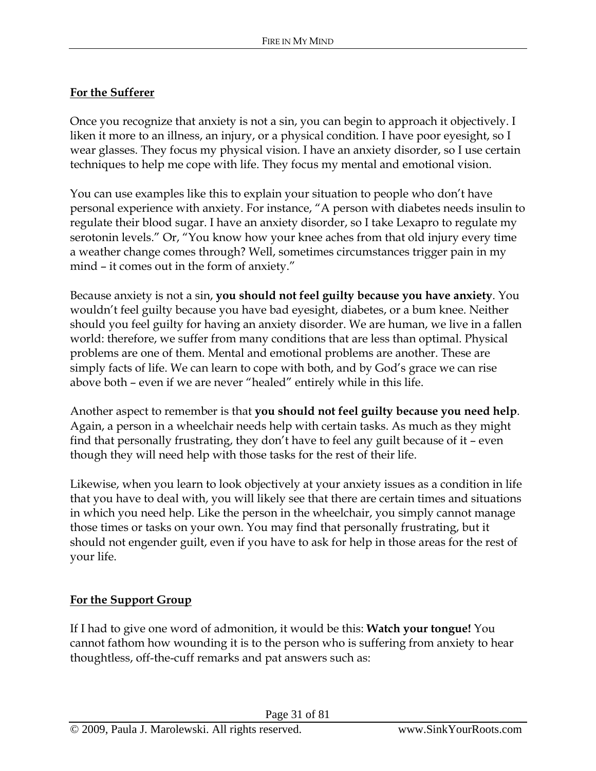**For the Sufferer**

Once you recognize that anxiety is not a sin, you can begin to approach it objectively. I liken it more to an illness, an injury, or a physical condition. I have poor eyesight, so I wear glasses. They focus my physical vision. I have an anxiety disorder, so I use certain techniques to help me cope with life. They focus my mental and emotional vision.

You can use examples like this to explain your situation to people who don't have personal experience with anxiety. For instance, "A person with diabetes needs insulin to regulate their blood sugar. I have an anxiety disorder, so I take Lexapro to regulate my serotonin levels." Or, "You know how your knee aches from that old injury every time a weather change comes through? Well, sometimes circumstances trigger pain in my mind – it comes out in the form of anxiety."

Because anxiety is not a sin, **you should not feel guilty because you have anxiety**. You wouldn't feel guilty because you have bad eyesight, diabetes, or a bum knee. Neither should you feel guilty for having an anxiety disorder. We are human, we live in a fallen world: therefore, we suffer from many conditions that are less than optimal. Physical problems are one of them. Mental and emotional problems are another. These are simply facts of life. We can learn to cope with both, and by God's grace we can rise above both – even if we are never "healed" entirely while in this life.

Another aspect to remember is that **you should not feel guilty because you need help**. Again, a person in a wheelchair needs help with certain tasks. As much as they might find that personally frustrating, they don't have to feel any guilt because of it – even though they will need help with those tasks for the rest of their life.

Likewise, when you learn to look objectively at your anxiety issues as a condition in life that you have to deal with, you will likely see that there are certain times and situations in which you need help. Like the person in the wheelchair, you simply cannot manage those times or tasks on your own. You may find that personally frustrating, but it should not engender guilt, even if you have to ask for help in those areas for the rest of your life.

**For the Support Group**

If I had to give one word of admonition, it would be this: **Watch your tongue!** You cannot fathom how wounding it is to the person who is suffering from anxiety to hear thoughtless, off-the-cuff remarks and pat answers such as: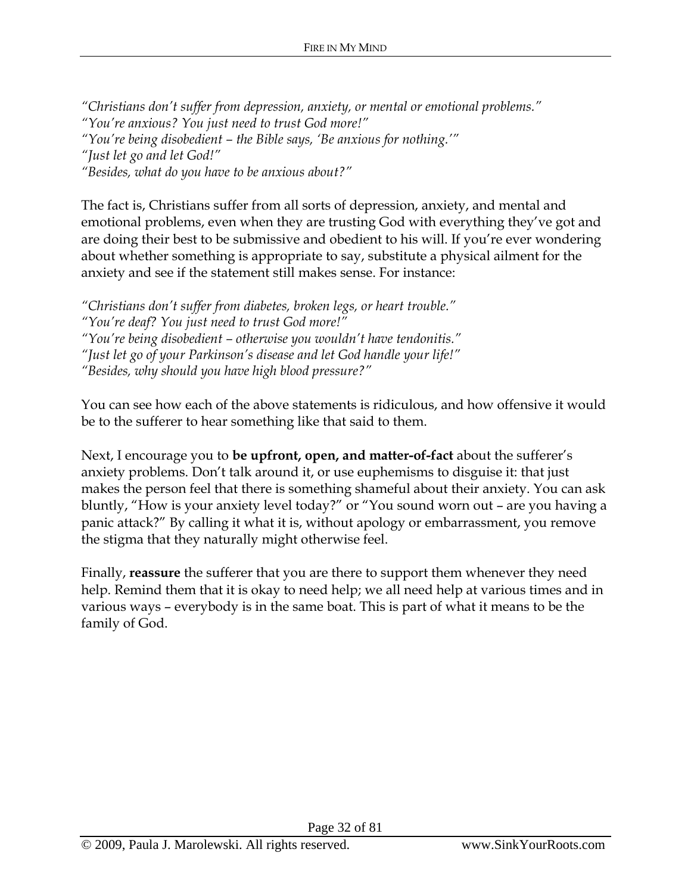*"Christians don't suffer from depression, anxiety, or mental or emotional problems."*
*"You're anxious? You just need to trust God more!"*
*"You're being disobedient – the Bible says, 'Be anxious for nothing.'"*
*"Just let go and let God!"*
*"Besides, what do you have to be anxious about?"*

The fact is, Christians suffer from all sorts of depression, anxiety, and mental and emotional problems, even when they are trusting God with everything they've got and are doing their best to be submissive and obedient to his will. If you're ever wondering about whether something is appropriate to say, substitute a physical ailment for the anxiety and see if the statement still makes sense. For instance:

*"Christians don't suffer from diabetes, broken legs, or heart trouble."*
*"You're deaf? You just need to trust God more!"*
*"You're being disobedient – otherwise you wouldn't have tendonitis."*
*"Just let go of your Parkinson's disease and let God handle your life!"*
*"Besides, why should you have high blood pressure?"*

You can see how each of the above statements is ridiculous, and how offensive it would be to the sufferer to hear something like that said to them.

Next, I encourage you to **be upfront, open, and matter-of-fact** about the sufferer's anxiety problems. Don't talk around it, or use euphemisms to disguise it: that just makes the person feel that there is something shameful about their anxiety. You can ask bluntly, "How is your anxiety level today?" or "You sound worn out – are you having a panic attack?" By calling it what it is, without apology or embarrassment, you remove the stigma that they naturally might otherwise feel.

Finally, **reassure** the sufferer that you are there to support them whenever they need help. Remind them that it is okay to need help; we all need help at various times and in various ways – everybody is in the same boat. This is part of what it means to be the family of God.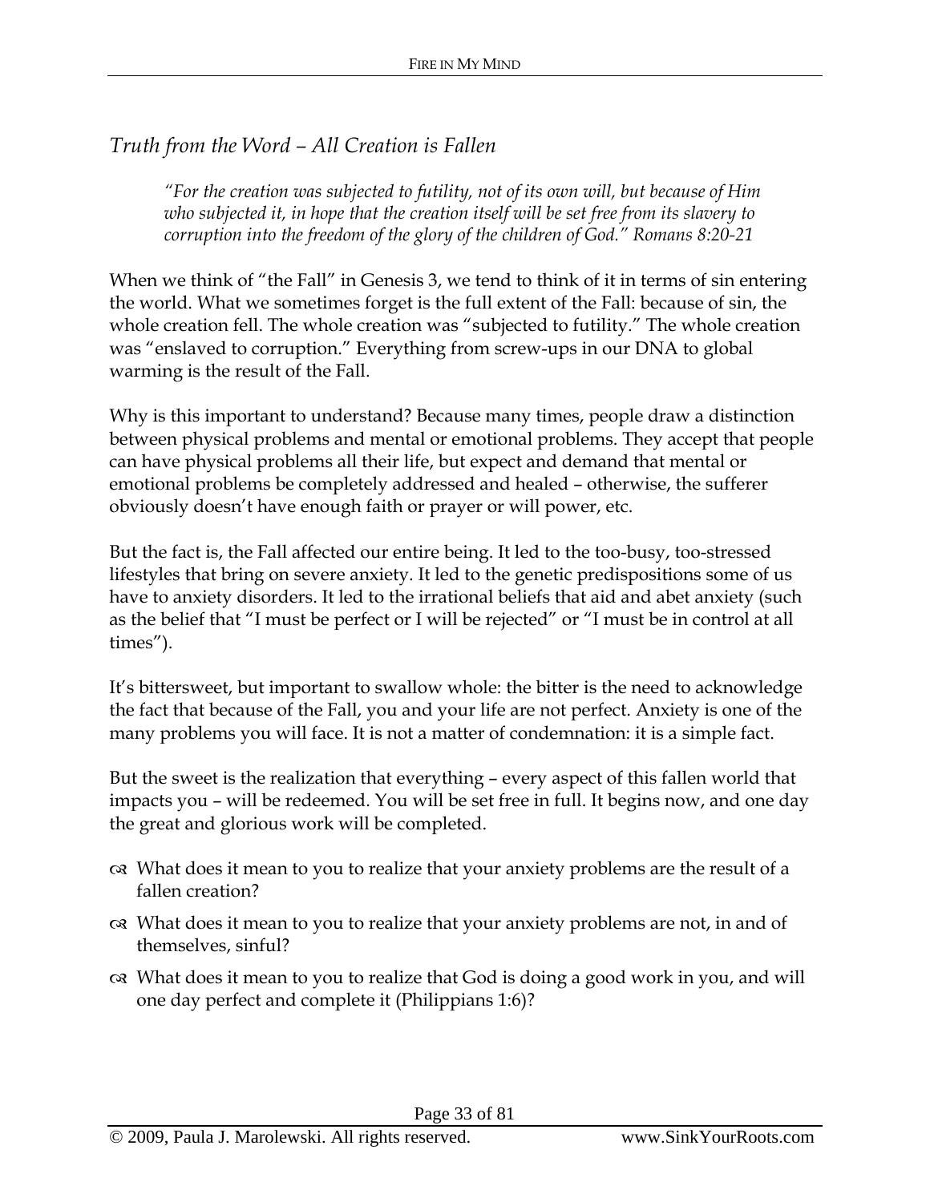## *Truth from the Word – All Creation is Fallen*

> *"For the creation was subjected to futility, not of its own will, but because of Him who subjected it, in hope that the creation itself will be set free from its slavery to corruption into the freedom of the glory of the children of God." Romans 8:20-21*

When we think of "the Fall" in Genesis 3, we tend to think of it in terms of sin entering the world. What we sometimes forget is the full extent of the Fall: because of sin, the whole creation fell. The whole creation was "subjected to futility." The whole creation was "enslaved to corruption." Everything from screw-ups in our DNA to global warming is the result of the Fall.

Why is this important to understand? Because many times, people draw a distinction between physical problems and mental or emotional problems. They accept that people can have physical problems all their life, but expect and demand that mental or emotional problems be completely addressed and healed – otherwise, the sufferer obviously doesn't have enough faith or prayer or will power, etc.

But the fact is, the Fall affected our entire being. It led to the too-busy, too-stressed lifestyles that bring on severe anxiety. It led to the genetic predispositions some of us have to anxiety disorders. It led to the irrational beliefs that aid and abet anxiety (such as the belief that "I must be perfect or I will be rejected" or "I must be in control at all times").

It's bittersweet, but important to swallow whole: the bitter is the need to acknowledge the fact that because of the Fall, you and your life are not perfect. Anxiety is one of the many problems you will face. It is not a matter of condemnation: it is a simple fact.

But the sweet is the realization that everything – every aspect of this fallen world that impacts you – will be redeemed. You will be set free in full. It begins now, and one day the great and glorious work will be completed.

- What does it mean to you to realize that your anxiety problems are the result of a fallen creation?
- What does it mean to you to realize that your anxiety problems are not, in and of themselves, sinful?
- What does it mean to you to realize that God is doing a good work in you, and will one day perfect and complete it (Philippians 1:6)?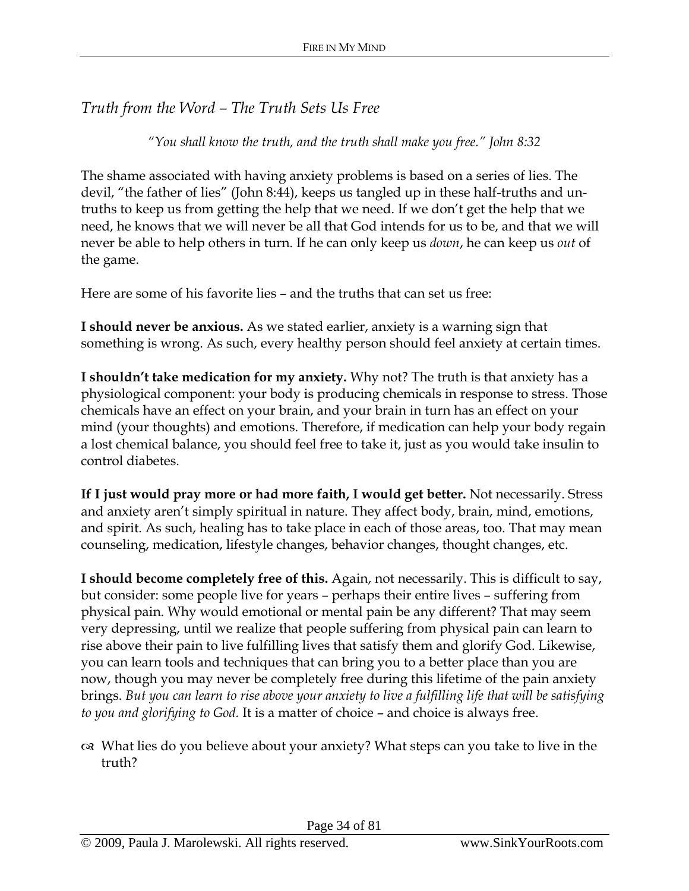## *Truth from the Word – The Truth Sets Us Free*

*"You shall know the truth, and the truth shall make you free." John 8:32*

The shame associated with having anxiety problems is based on a series of lies. The devil, "the father of lies" (John 8:44), keeps us tangled up in these half-truths and un-truths to keep us from getting the help that we need. If we don't get the help that we need, he knows that we will never be all that God intends for us to be, and that we will never be able to help others in turn. If he can only keep us *down*, he can keep us *out* of the game.

Here are some of his favorite lies – and the truths that can set us free:

**I should never be anxious.** As we stated earlier, anxiety is a warning sign that something is wrong. As such, every healthy person should feel anxiety at certain times.

**I shouldn't take medication for my anxiety.** Why not? The truth is that anxiety has a physiological component: your body is producing chemicals in response to stress. Those chemicals have an effect on your brain, and your brain in turn has an effect on your mind (your thoughts) and emotions. Therefore, if medication can help your body regain a lost chemical balance, you should feel free to take it, just as you would take insulin to control diabetes.

**If I just would pray more or had more faith, I would get better.** Not necessarily. Stress and anxiety aren't simply spiritual in nature. They affect body, brain, mind, emotions, and spirit. As such, healing has to take place in each of those areas, too. That may mean counseling, medication, lifestyle changes, behavior changes, thought changes, etc.

**I should become completely free of this.** Again, not necessarily. This is difficult to say, but consider: some people live for years – perhaps their entire lives – suffering from physical pain. Why would emotional or mental pain be any different? That may seem very depressing, until we realize that people suffering from physical pain can learn to rise above their pain to live fulfilling lives that satisfy them and glorify God. Likewise, you can learn tools and techniques that can bring you to a better place than you are now, though you may never be completely free during this lifetime of the pain anxiety brings. *But you can learn to rise above your anxiety to live a fulfilling life that will be satisfying to you and glorifying to God.* It is a matter of choice – and choice is always free.

- What lies do you believe about your anxiety? What steps can you take to live in the truth?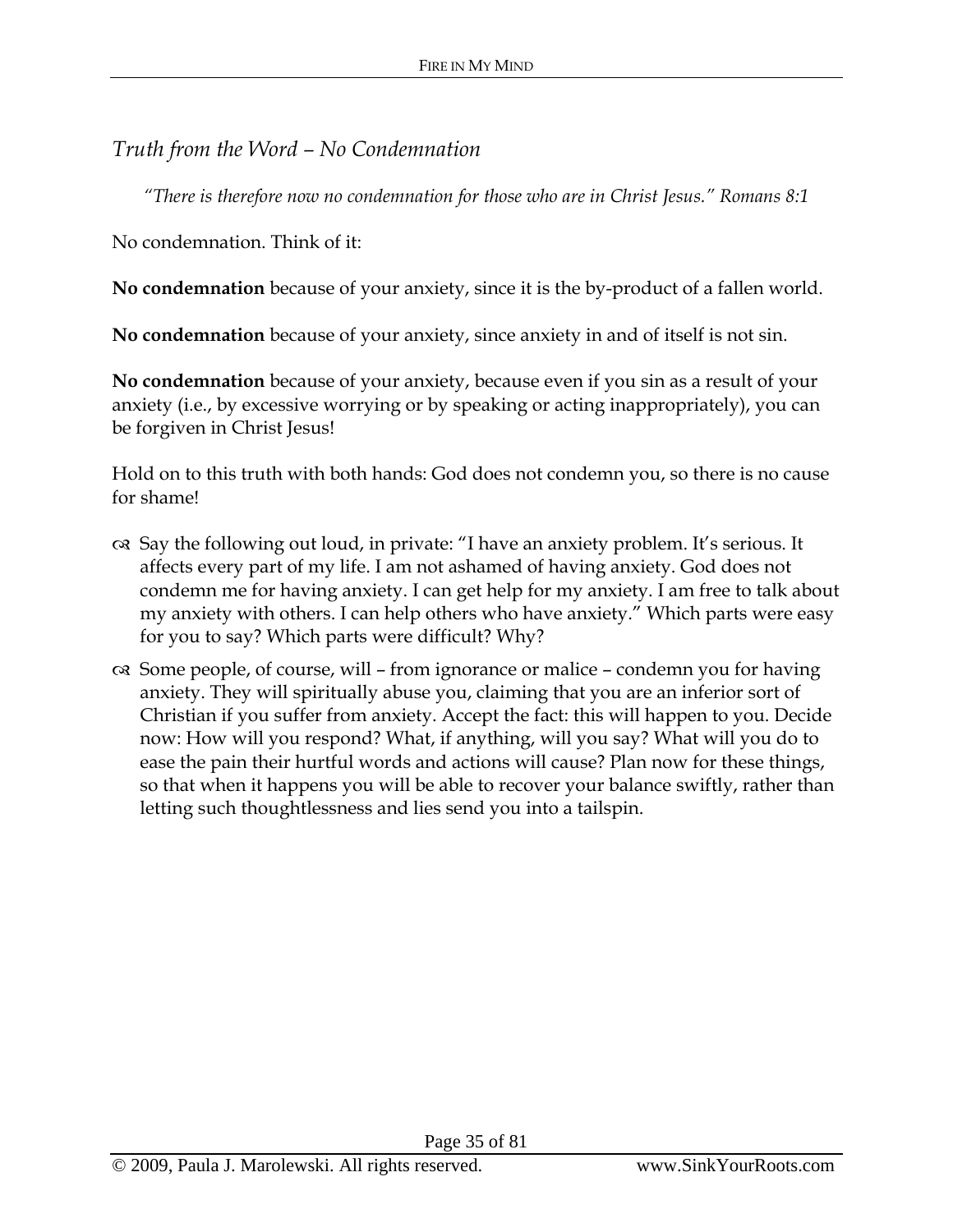## *Truth from the Word – No Condemnation*

> *"There is therefore now no condemnation for those who are in Christ Jesus." Romans 8:1*

No condemnation. Think of it:

**No condemnation** because of your anxiety, since it is the by-product of a fallen world.

**No condemnation** because of your anxiety, since anxiety in and of itself is not sin.

**No condemnation** because of your anxiety, because even if you sin as a result of your anxiety (i.e., by excessive worrying or by speaking or acting inappropriately), you can be forgiven in Christ Jesus!

Hold on to this truth with both hands: God does not condemn you, so there is no cause for shame!

- Say the following out loud, in private: "I have an anxiety problem. It's serious. It affects every part of my life. I am not ashamed of having anxiety. God does not condemn me for having anxiety. I can get help for my anxiety. I am free to talk about my anxiety with others. I can help others who have anxiety." Which parts were easy for you to say? Which parts were difficult? Why?
- Some people, of course, will – from ignorance or malice – condemn you for having anxiety. They will spiritually abuse you, claiming that you are an inferior sort of Christian if you suffer from anxiety. Accept the fact: this will happen to you. Decide now: How will you respond? What, if anything, will you say? What will you do to ease the pain their hurtful words and actions will cause? Plan now for these things, so that when it happens you will be able to recover your balance swiftly, rather than letting such thoughtlessness and lies send you into a tailspin.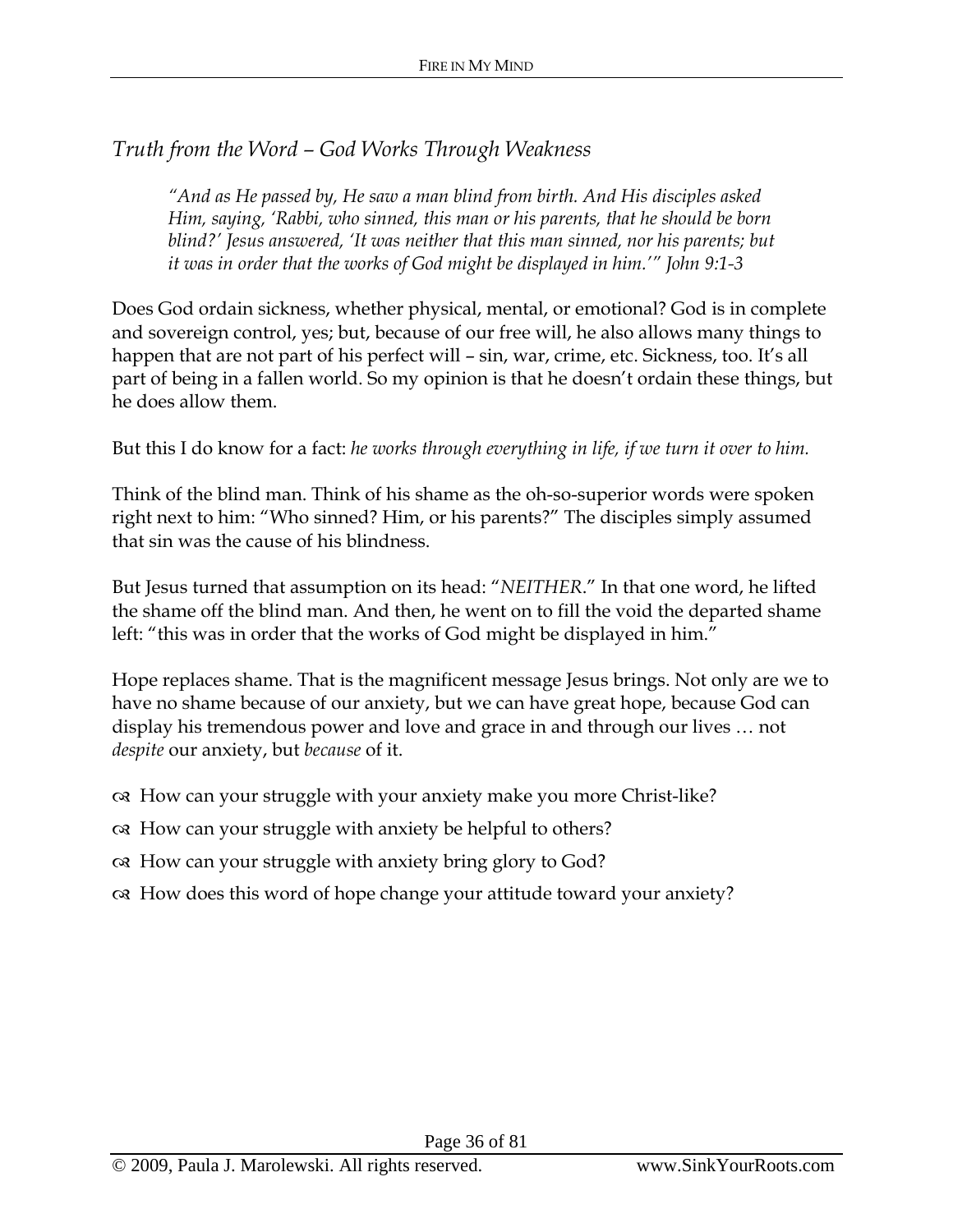## *Truth from the Word – God Works Through Weakness*

> *"And as He passed by, He saw a man blind from birth. And His disciples asked Him, saying, 'Rabbi, who sinned, this man or his parents, that he should be born blind?' Jesus answered, 'It was neither that this man sinned, nor his parents; but it was in order that the works of God might be displayed in him.'" John 9:1-3*

Does God ordain sickness, whether physical, mental, or emotional? God is in complete and sovereign control, yes; but, because of our free will, he also allows many things to happen that are not part of his perfect will – sin, war, crime, etc. Sickness, too. It's all part of being in a fallen world. So my opinion is that he doesn't ordain these things, but he does allow them.

But this I do know for a fact: *he works through everything in life, if we turn it over to him.*

Think of the blind man. Think of his shame as the oh-so-superior words were spoken right next to him: "Who sinned? Him, or his parents?" The disciples simply assumed that sin was the cause of his blindness.

But Jesus turned that assumption on its head: "*NEITHER*." In that one word, he lifted the shame off the blind man. And then, he went on to fill the void the departed shame left: "this was in order that the works of God might be displayed in him."

Hope replaces shame. That is the magnificent message Jesus brings. Not only are we to have no shame because of our anxiety, but we can have great hope, because God can display his tremendous power and love and grace in and through our lives … not *despite* our anxiety, but *because* of it.

- How can your struggle with your anxiety make you more Christ-like?
- How can your struggle with anxiety be helpful to others?
- How can your struggle with anxiety bring glory to God?
- How does this word of hope change your attitude toward your anxiety?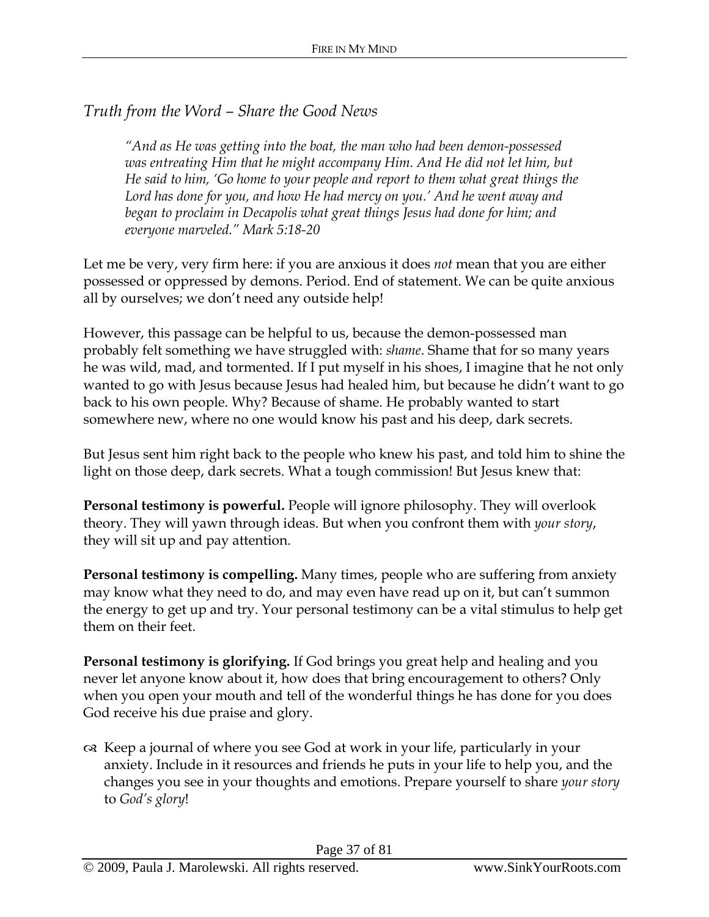## *Truth from the Word – Share the Good News*

> *"And as He was getting into the boat, the man who had been demon-possessed was entreating Him that he might accompany Him. And He did not let him, but He said to him, 'Go home to your people and report to them what great things the Lord has done for you, and how He had mercy on you.' And he went away and began to proclaim in Decapolis what great things Jesus had done for him; and everyone marveled." Mark 5:18-20*

Let me be very, very firm here: if you are anxious it does *not* mean that you are either possessed or oppressed by demons. Period. End of statement. We can be quite anxious all by ourselves; we don't need any outside help!

However, this passage can be helpful to us, because the demon-possessed man probably felt something we have struggled with: *shame*. Shame that for so many years he was wild, mad, and tormented. If I put myself in his shoes, I imagine that he not only wanted to go with Jesus because Jesus had healed him, but because he didn't want to go back to his own people. Why? Because of shame. He probably wanted to start somewhere new, where no one would know his past and his deep, dark secrets.

But Jesus sent him right back to the people who knew his past, and told him to shine the light on those deep, dark secrets. What a tough commission! But Jesus knew that:

**Personal testimony is powerful.** People will ignore philosophy. They will overlook theory. They will yawn through ideas. But when you confront them with *your story*, they will sit up and pay attention.

**Personal testimony is compelling.** Many times, people who are suffering from anxiety may know what they need to do, and may even have read up on it, but can't summon the energy to get up and try. Your personal testimony can be a vital stimulus to help get them on their feet.

**Personal testimony is glorifying.** If God brings you great help and healing and you never let anyone know about it, how does that bring encouragement to others? Only when you open your mouth and tell of the wonderful things he has done for you does God receive his due praise and glory.

- Keep a journal of where you see God at work in your life, particularly in your anxiety. Include in it resources and friends he puts in your life to help you, and the changes you see in your thoughts and emotions. Prepare yourself to share *your story* to *God's glory*!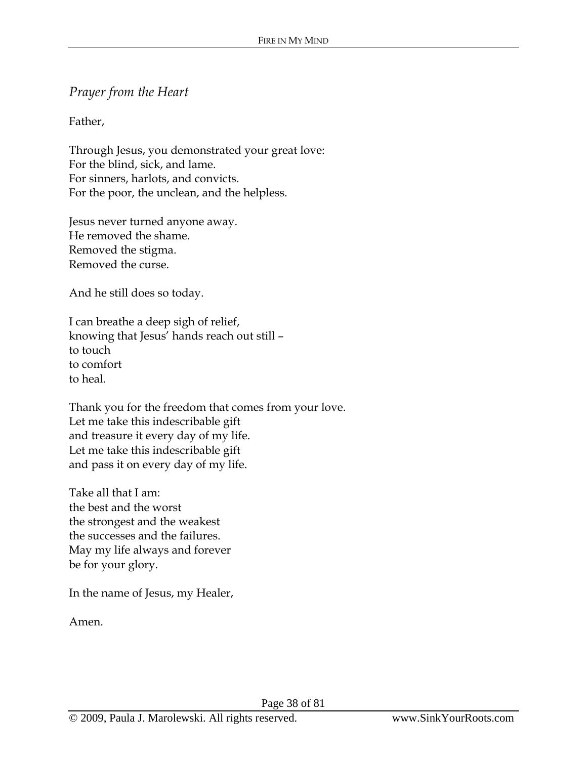*Prayer from the Heart*

Father,

Through Jesus, you demonstrated your great love:  
For the blind, sick, and lame.  
For sinners, harlots, and convicts.  
For the poor, the unclean, and the helpless.

Jesus never turned anyone away.  
He removed the shame.  
Removed the stigma.  
Removed the curse.

And he still does so today.

I can breathe a deep sigh of relief,  
knowing that Jesus' hands reach out still –  
to touch  
to comfort  
to heal.

Thank you for the freedom that comes from your love.  
Let me take this indescribable gift  
and treasure it every day of my life.  
Let me take this indescribable gift  
and pass it on every day of my life.

Take all that I am:  
the best and the worst  
the strongest and the weakest  
the successes and the failures.  
May my life always and forever  
be for your glory.

In the name of Jesus, my Healer,

Amen.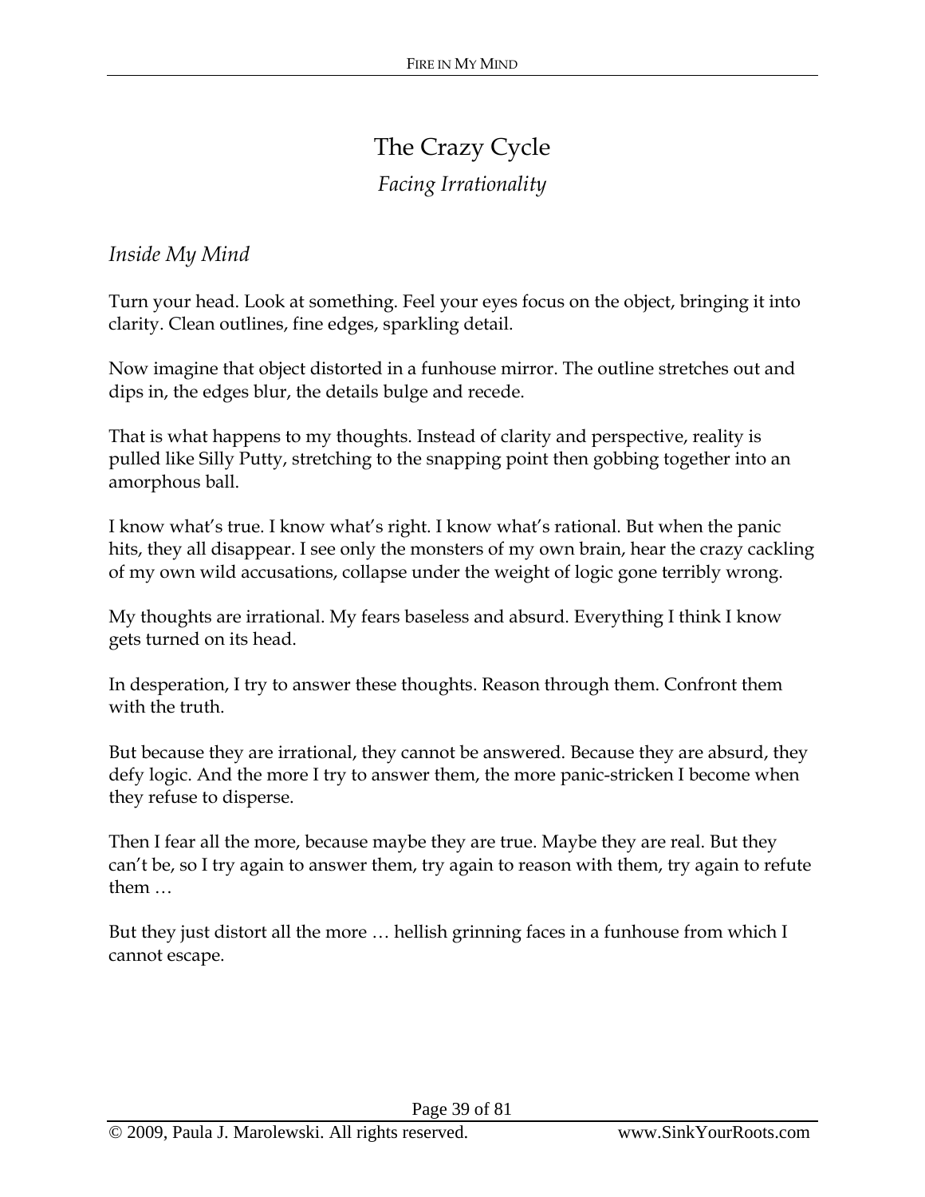# The Crazy Cycle

*Facing Irrationality*

*Inside My Mind*

Turn your head. Look at something. Feel your eyes focus on the object, bringing it into clarity. Clean outlines, fine edges, sparkling detail.

Now imagine that object distorted in a funhouse mirror. The outline stretches out and dips in, the edges blur, the details bulge and recede.

That is what happens to my thoughts. Instead of clarity and perspective, reality is pulled like Silly Putty, stretching to the snapping point then gobbing together into an amorphous ball.

I know what's true. I know what's right. I know what's rational. But when the panic hits, they all disappear. I see only the monsters of my own brain, hear the crazy cackling of my own wild accusations, collapse under the weight of logic gone terribly wrong.

My thoughts are irrational. My fears baseless and absurd. Everything I think I know gets turned on its head.

In desperation, I try to answer these thoughts. Reason through them. Confront them with the truth.

But because they are irrational, they cannot be answered. Because they are absurd, they defy logic. And the more I try to answer them, the more panic-stricken I become when they refuse to disperse.

Then I fear all the more, because maybe they are true. Maybe they are real. But they can't be, so I try again to answer them, try again to reason with them, try again to refute them …

But they just distort all the more … hellish grinning faces in a funhouse from which I cannot escape.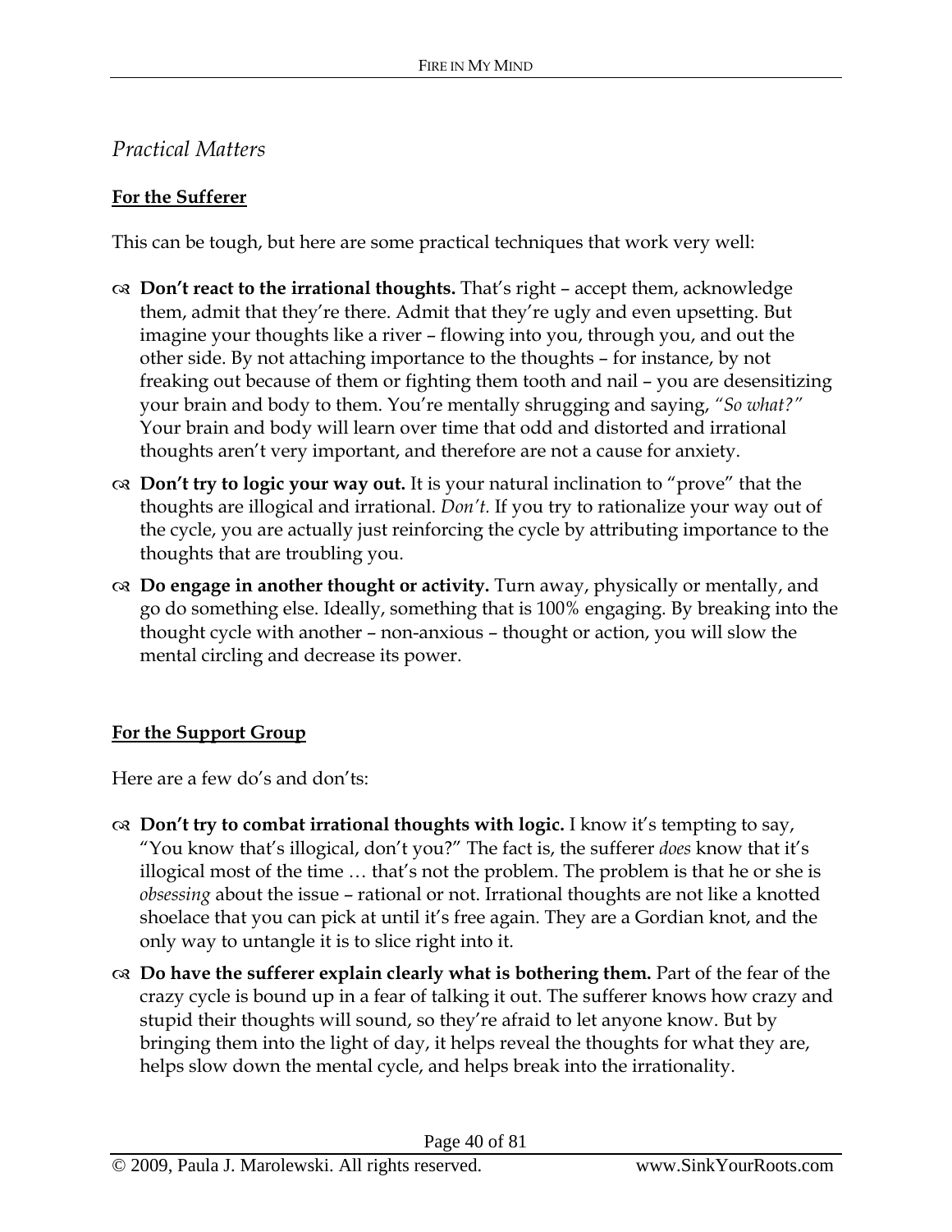## *Practical Matters*

### For the Sufferer

This can be tough, but here are some practical techniques that work very well:

- **Don't react to the irrational thoughts.** That's right – accept them, acknowledge them, admit that they're there. Admit that they're ugly and even upsetting. But imagine your thoughts like a river – flowing into you, through you, and out the other side. By not attaching importance to the thoughts – for instance, by not freaking out because of them or fighting them tooth and nail – you are desensitizing your brain and body to them. You're mentally shrugging and saying, *"So what?"* Your brain and body will learn over time that odd and distorted and irrational thoughts aren't very important, and therefore are not a cause for anxiety.
- **Don't try to logic your way out.** It is your natural inclination to "prove" that the thoughts are illogical and irrational. *Don't.* If you try to rationalize your way out of the cycle, you are actually just reinforcing the cycle by attributing importance to the thoughts that are troubling you.
- **Do engage in another thought or activity.** Turn away, physically or mentally, and go do something else. Ideally, something that is 100% engaging. By breaking into the thought cycle with another – non-anxious – thought or action, you will slow the mental circling and decrease its power.

### For the Support Group

Here are a few do's and don'ts:

- **Don't try to combat irrational thoughts with logic.** I know it's tempting to say, "You know that's illogical, don't you?" The fact is, the sufferer *does* know that it's illogical most of the time … that's not the problem. The problem is that he or she is *obsessing* about the issue – rational or not. Irrational thoughts are not like a knotted shoelace that you can pick at until it's free again. They are a Gordian knot, and the only way to untangle it is to slice right into it.
- **Do have the sufferer explain clearly what is bothering them.** Part of the fear of the crazy cycle is bound up in a fear of talking it out. The sufferer knows how crazy and stupid their thoughts will sound, so they're afraid to let anyone know. But by bringing them into the light of day, it helps reveal the thoughts for what they are, helps slow down the mental cycle, and helps break into the irrationality.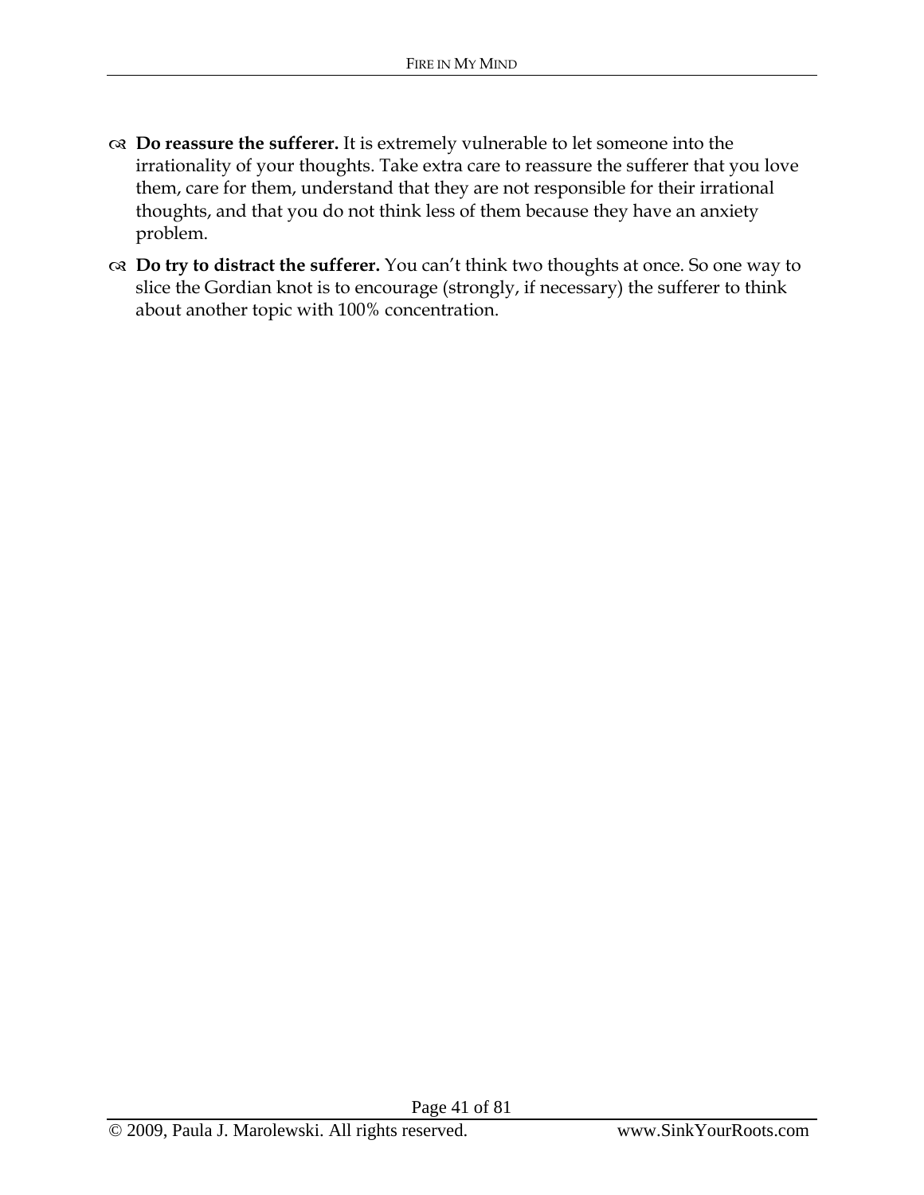- **Do reassure the sufferer.** It is extremely vulnerable to let someone into the irrationality of your thoughts. Take extra care to reassure the sufferer that you love them, care for them, understand that they are not responsible for their irrational thoughts, and that you do not think less of them because they have an anxiety problem.
- **Do try to distract the sufferer.** You can't think two thoughts at once. So one way to slice the Gordian knot is to encourage (strongly, if necessary) the sufferer to think about another topic with 100% concentration.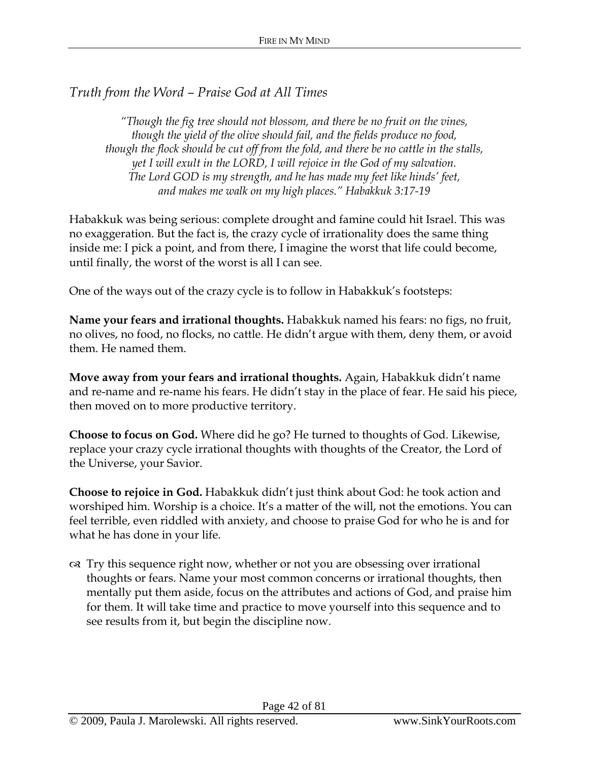## *Truth from the Word – Praise God at All Times*

> *"Though the fig tree should not blossom, and there be no fruit on the vines, though the yield of the olive should fail, and the fields produce no food, though the flock should be cut off from the fold, and there be no cattle in the stalls, yet I will exult in the LORD, I will rejoice in the God of my salvation. The Lord GOD is my strength, and he has made my feet like hinds' feet, and makes me walk on my high places." Habakkuk 3:17-19*

Habakkuk was being serious: complete drought and famine could hit Israel. This was no exaggeration. But the fact is, the crazy cycle of irrationality does the same thing inside me: I pick a point, and from there, I imagine the worst that life could become, until finally, the worst of the worst is all I can see.

One of the ways out of the crazy cycle is to follow in Habakkuk's footsteps:

**Name your fears and irrational thoughts.** Habakkuk named his fears: no figs, no fruit, no olives, no food, no flocks, no cattle. He didn't argue with them, deny them, or avoid them. He named them.

**Move away from your fears and irrational thoughts.** Again, Habakkuk didn't name and re-name and re-name his fears. He didn't stay in the place of fear. He said his piece, then moved on to more productive territory.

**Choose to focus on God.** Where did he go? He turned to thoughts of God. Likewise, replace your crazy cycle irrational thoughts with thoughts of the Creator, the Lord of the Universe, your Savior.

**Choose to rejoice in God.** Habakkuk didn't just think about God: he took action and worshiped him. Worship is a choice. It's a matter of the will, not the emotions. You can feel terrible, even riddled with anxiety, and choose to praise God for who he is and for what he has done in your life.

- Try this sequence right now, whether or not you are obsessing over irrational thoughts or fears. Name your most common concerns or irrational thoughts, then mentally put them aside, focus on the attributes and actions of God, and praise him for them. It will take time and practice to move yourself into this sequence and to see results from it, but begin the discipline now.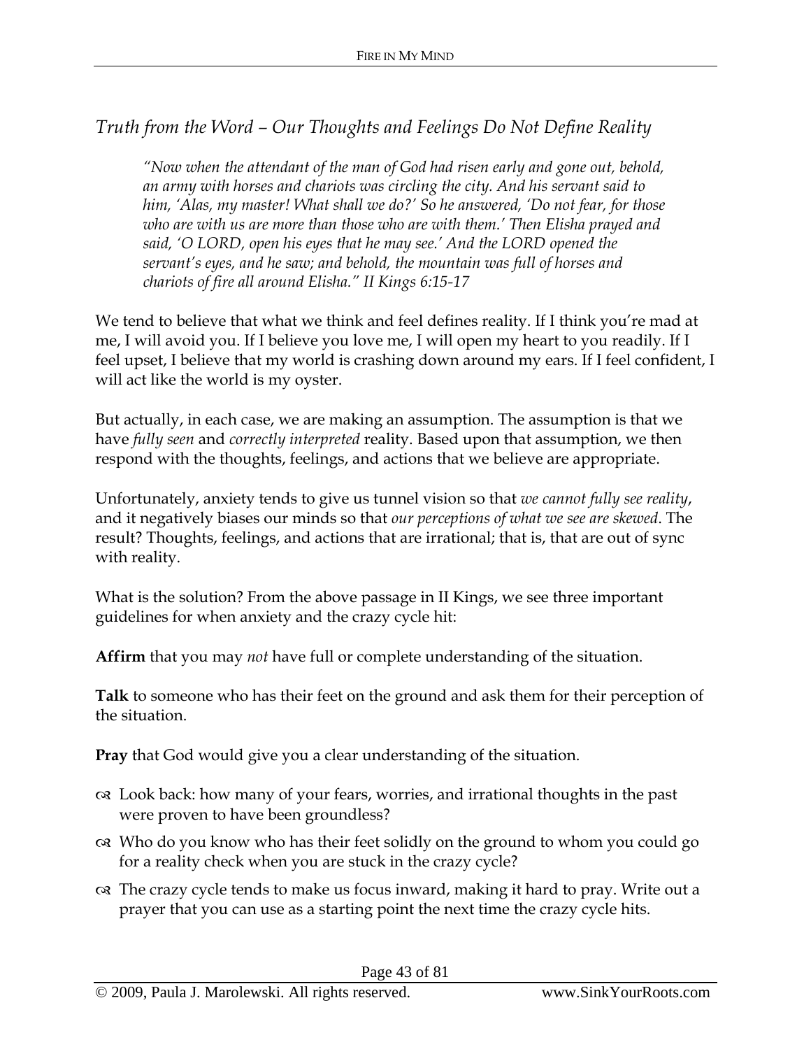## *Truth from the Word – Our Thoughts and Feelings Do Not Define Reality*

> *"Now when the attendant of the man of God had risen early and gone out, behold, an army with horses and chariots was circling the city. And his servant said to him, 'Alas, my master! What shall we do?' So he answered, 'Do not fear, for those who are with us are more than those who are with them.' Then Elisha prayed and said, 'O LORD, open his eyes that he may see.' And the LORD opened the servant's eyes, and he saw; and behold, the mountain was full of horses and chariots of fire all around Elisha." II Kings 6:15-17*

We tend to believe that what we think and feel defines reality. If I think you're mad at me, I will avoid you. If I believe you love me, I will open my heart to you readily. If I feel upset, I believe that my world is crashing down around my ears. If I feel confident, I will act like the world is my oyster.

But actually, in each case, we are making an assumption. The assumption is that we have *fully seen* and *correctly interpreted* reality. Based upon that assumption, we then respond with the thoughts, feelings, and actions that we believe are appropriate.

Unfortunately, anxiety tends to give us tunnel vision so that *we cannot fully see reality*, and it negatively biases our minds so that *our perceptions of what we see are skewed*. The result? Thoughts, feelings, and actions that are irrational; that is, that are out of sync with reality.

What is the solution? From the above passage in II Kings, we see three important guidelines for when anxiety and the crazy cycle hit:

**Affirm** that you may *not* have full or complete understanding of the situation.

**Talk** to someone who has their feet on the ground and ask them for their perception of the situation.

**Pray** that God would give you a clear understanding of the situation.

- Look back: how many of your fears, worries, and irrational thoughts in the past were proven to have been groundless?
- Who do you know who has their feet solidly on the ground to whom you could go for a reality check when you are stuck in the crazy cycle?
- The crazy cycle tends to make us focus inward, making it hard to pray. Write out a prayer that you can use as a starting point the next time the crazy cycle hits.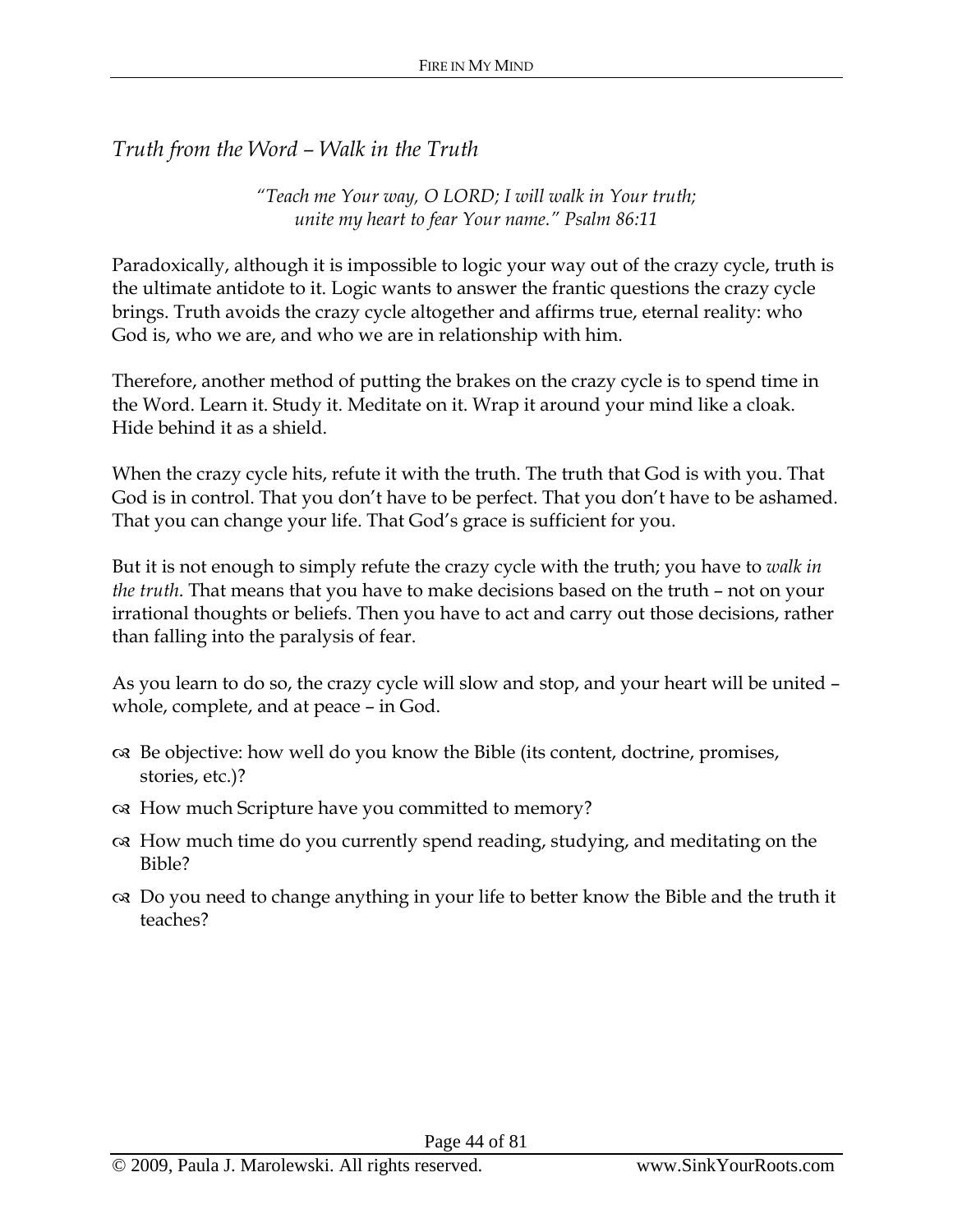## *Truth from the Word – Walk in the Truth*

> *"Teach me Your way, O LORD; I will walk in Your truth; unite my heart to fear Your name." Psalm 86:11*

Paradoxically, although it is impossible to logic your way out of the crazy cycle, truth is the ultimate antidote to it. Logic wants to answer the frantic questions the crazy cycle brings. Truth avoids the crazy cycle altogether and affirms true, eternal reality: who God is, who we are, and who we are in relationship with him.

Therefore, another method of putting the brakes on the crazy cycle is to spend time in the Word. Learn it. Study it. Meditate on it. Wrap it around your mind like a cloak. Hide behind it as a shield.

When the crazy cycle hits, refute it with the truth. The truth that God is with you. That God is in control. That you don't have to be perfect. That you don't have to be ashamed. That you can change your life. That God's grace is sufficient for you.

But it is not enough to simply refute the crazy cycle with the truth; you have to *walk in the truth*. That means that you have to make decisions based on the truth – not on your irrational thoughts or beliefs. Then you have to act and carry out those decisions, rather than falling into the paralysis of fear.

As you learn to do so, the crazy cycle will slow and stop, and your heart will be united – whole, complete, and at peace – in God.

- Be objective: how well do you know the Bible (its content, doctrine, promises, stories, etc.)?
- How much Scripture have you committed to memory?
- How much time do you currently spend reading, studying, and meditating on the Bible?
- Do you need to change anything in your life to better know the Bible and the truth it teaches?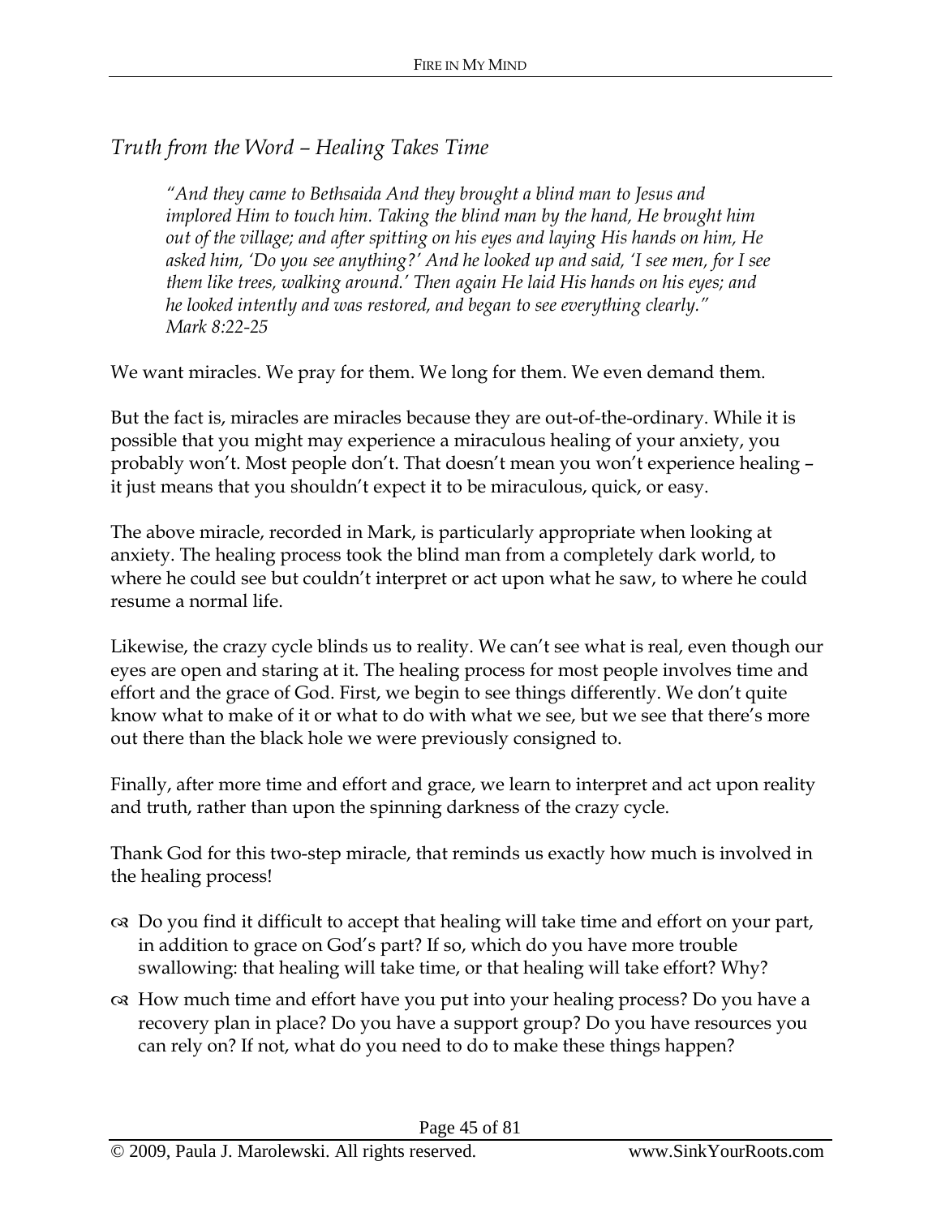## *Truth from the Word – Healing Takes Time*

> *"And they came to Bethsaida And they brought a blind man to Jesus and implored Him to touch him. Taking the blind man by the hand, He brought him out of the village; and after spitting on his eyes and laying His hands on him, He asked him, 'Do you see anything?' And he looked up and said, 'I see men, for I see them like trees, walking around.' Then again He laid His hands on his eyes; and he looked intently and was restored, and began to see everything clearly." Mark 8:22-25*

We want miracles. We pray for them. We long for them. We even demand them.

But the fact is, miracles are miracles because they are out-of-the-ordinary. While it is possible that you might may experience a miraculous healing of your anxiety, you probably won't. Most people don't. That doesn't mean you won't experience healing – it just means that you shouldn't expect it to be miraculous, quick, or easy.

The above miracle, recorded in Mark, is particularly appropriate when looking at anxiety. The healing process took the blind man from a completely dark world, to where he could see but couldn't interpret or act upon what he saw, to where he could resume a normal life.

Likewise, the crazy cycle blinds us to reality. We can't see what is real, even though our eyes are open and staring at it. The healing process for most people involves time and effort and the grace of God. First, we begin to see things differently. We don't quite know what to make of it or what to do with what we see, but we see that there's more out there than the black hole we were previously consigned to.

Finally, after more time and effort and grace, we learn to interpret and act upon reality and truth, rather than upon the spinning darkness of the crazy cycle.

Thank God for this two-step miracle, that reminds us exactly how much is involved in the healing process!

- Do you find it difficult to accept that healing will take time and effort on your part, in addition to grace on God's part? If so, which do you have more trouble swallowing: that healing will take time, or that healing will take effort? Why?
- How much time and effort have you put into your healing process? Do you have a recovery plan in place? Do you have a support group? Do you have resources you can rely on? If not, what do you need to do to make these things happen?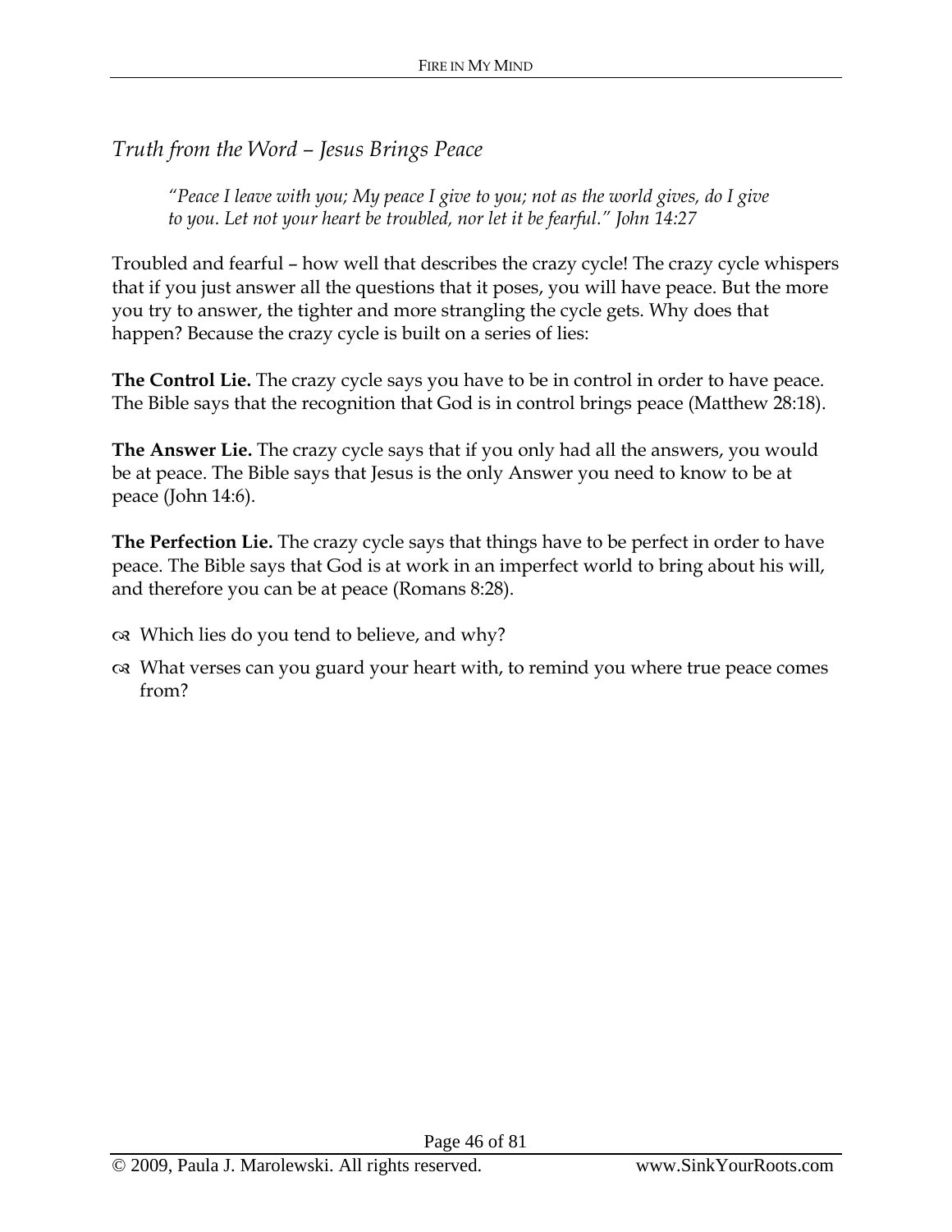## *Truth from the Word – Jesus Brings Peace*

> *"Peace I leave with you; My peace I give to you; not as the world gives, do I give to you. Let not your heart be troubled, nor let it be fearful." John 14:27*

Troubled and fearful – how well that describes the crazy cycle! The crazy cycle whispers that if you just answer all the questions that it poses, you will have peace. But the more you try to answer, the tighter and more strangling the cycle gets. Why does that happen? Because the crazy cycle is built on a series of lies:

**The Control Lie.** The crazy cycle says you have to be in control in order to have peace. The Bible says that the recognition that God is in control brings peace (Matthew 28:18).

**The Answer Lie.** The crazy cycle says that if you only had all the answers, you would be at peace. The Bible says that Jesus is the only Answer you need to know to be at peace (John 14:6).

**The Perfection Lie.** The crazy cycle says that things have to be perfect in order to have peace. The Bible says that God is at work in an imperfect world to bring about his will, and therefore you can be at peace (Romans 8:28).

- Which lies do you tend to believe, and why?
- What verses can you guard your heart with, to remind you where true peace comes from?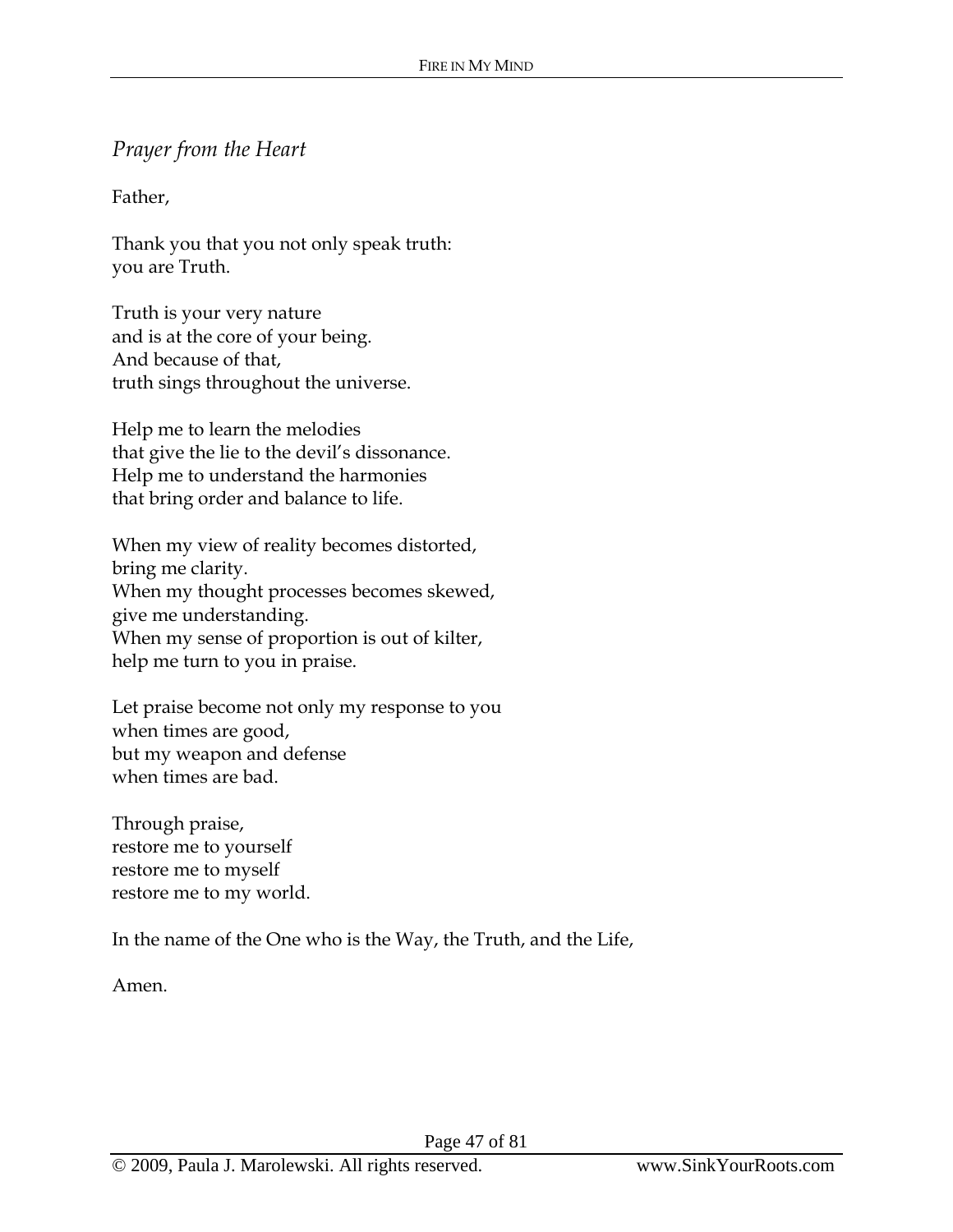*Prayer from the Heart*

Father,

Thank you that you not only speak truth:
you are Truth.

Truth is your very nature
and is at the core of your being.
And because of that,
truth sings throughout the universe.

Help me to learn the melodies
that give the lie to the devil's dissonance.
Help me to understand the harmonies
that bring order and balance to life.

When my view of reality becomes distorted,
bring me clarity.
When my thought processes becomes skewed,
give me understanding.
When my sense of proportion is out of kilter,
help me turn to you in praise.

Let praise become not only my response to you
when times are good,
but my weapon and defense
when times are bad.

Through praise,
restore me to yourself
restore me to myself
restore me to my world.

In the name of the One who is the Way, the Truth, and the Life,

Amen.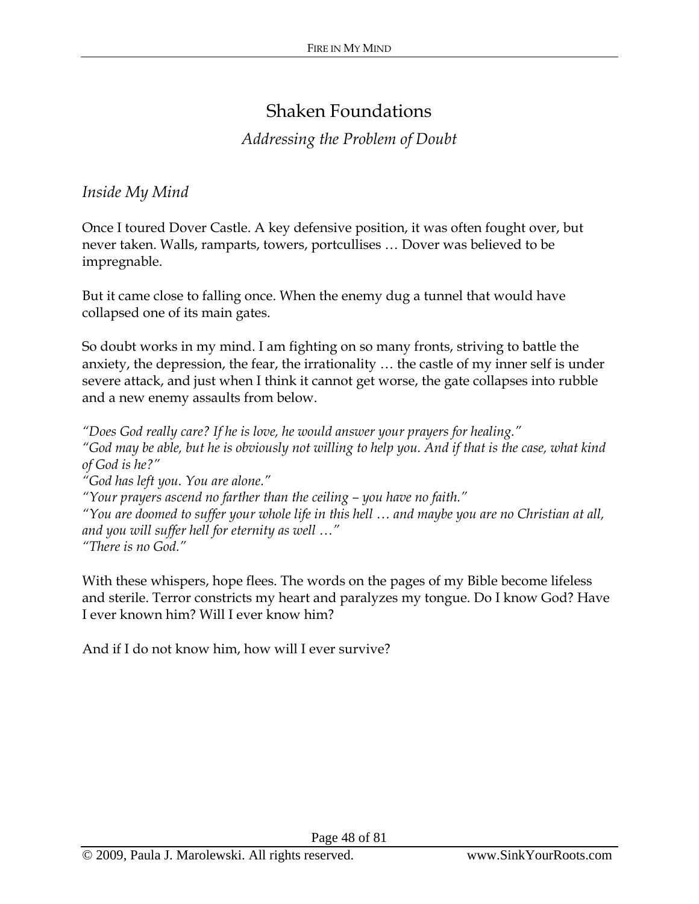# Shaken Foundations

*Addressing the Problem of Doubt*

*Inside My Mind*

Once I toured Dover Castle. A key defensive position, it was often fought over, but never taken. Walls, ramparts, towers, portcullises … Dover was believed to be impregnable.

But it came close to falling once. When the enemy dug a tunnel that would have collapsed one of its main gates.

So doubt works in my mind. I am fighting on so many fronts, striving to battle the anxiety, the depression, the fear, the irrationality … the castle of my inner self is under severe attack, and just when I think it cannot get worse, the gate collapses into rubble and a new enemy assaults from below.

*"Does God really care? If he is love, he would answer your prayers for healing."*
*"God may be able, but he is obviously not willing to help you. And if that is the case, what kind of God is he?"*
*"God has left you. You are alone."*
*"Your prayers ascend no farther than the ceiling – you have no faith."*
*"You are doomed to suffer your whole life in this hell … and maybe you are no Christian at all, and you will suffer hell for eternity as well …"*
*"There is no God."*

With these whispers, hope flees. The words on the pages of my Bible become lifeless and sterile. Terror constricts my heart and paralyzes my tongue. Do I know God? Have I ever known him? Will I ever know him?

And if I do not know him, how will I ever survive?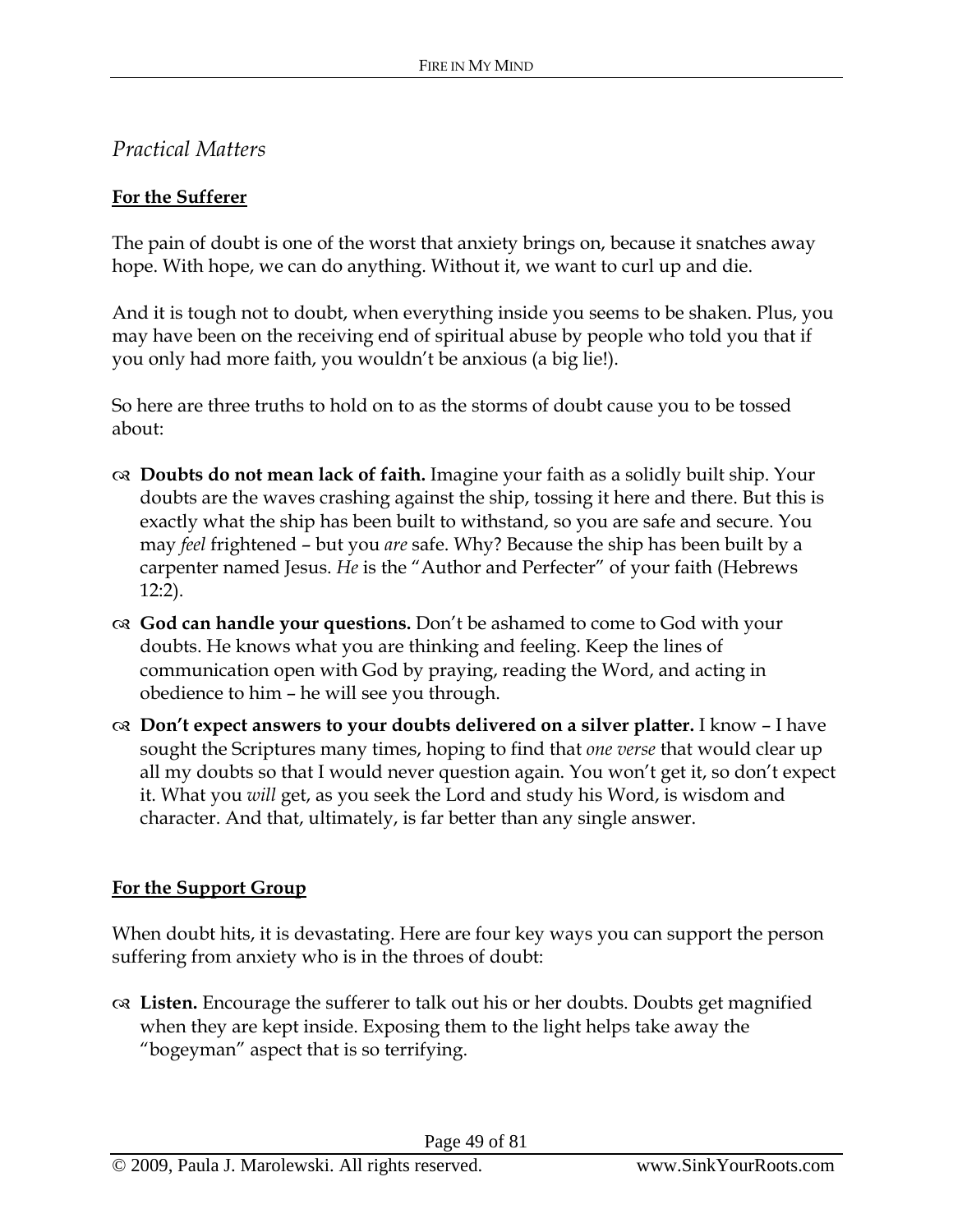*Practical Matters*

**For the Sufferer**

The pain of doubt is one of the worst that anxiety brings on, because it snatches away hope. With hope, we can do anything. Without it, we want to curl up and die.

And it is tough not to doubt, when everything inside you seems to be shaken. Plus, you may have been on the receiving end of spiritual abuse by people who told you that if you only had more faith, you wouldn't be anxious (a big lie!).

So here are three truths to hold on to as the storms of doubt cause you to be tossed about:

- **Doubts do not mean lack of faith.** Imagine your faith as a solidly built ship. Your doubts are the waves crashing against the ship, tossing it here and there. But this is exactly what the ship has been built to withstand, so you are safe and secure. You may *feel* frightened – but you *are* safe. Why? Because the ship has been built by a carpenter named Jesus. *He* is the "Author and Perfecter" of your faith (Hebrews 12:2).
- **God can handle your questions.** Don't be ashamed to come to God with your doubts. He knows what you are thinking and feeling. Keep the lines of communication open with God by praying, reading the Word, and acting in obedience to him – he will see you through.
- **Don't expect answers to your doubts delivered on a silver platter.** I know – I have sought the Scriptures many times, hoping to find that *one verse* that would clear up all my doubts so that I would never question again. You won't get it, so don't expect it. What you *will* get, as you seek the Lord and study his Word, is wisdom and character. And that, ultimately, is far better than any single answer.

**For the Support Group**

When doubt hits, it is devastating. Here are four key ways you can support the person suffering from anxiety who is in the throes of doubt:

- **Listen.** Encourage the sufferer to talk out his or her doubts. Doubts get magnified when they are kept inside. Exposing them to the light helps take away the "bogeyman" aspect that is so terrifying.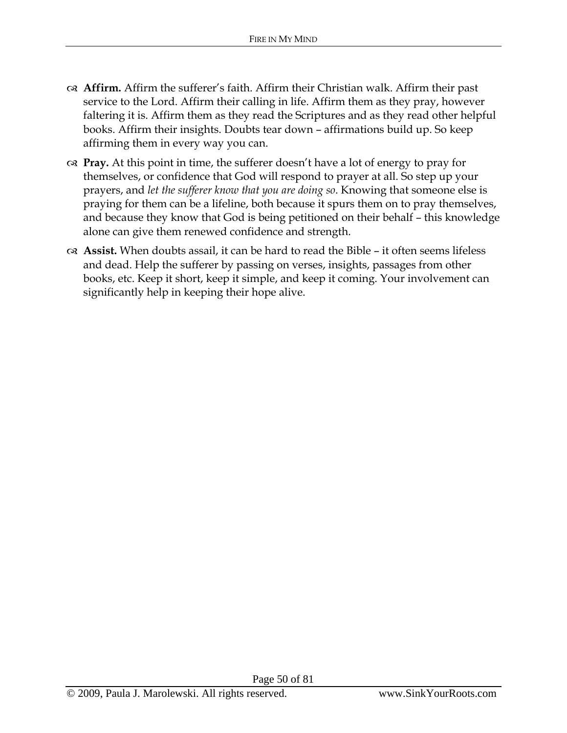- **Affirm.** Affirm the sufferer's faith. Affirm their Christian walk. Affirm their past service to the Lord. Affirm their calling in life. Affirm them as they pray, however faltering it is. Affirm them as they read the Scriptures and as they read other helpful books. Affirm their insights. Doubts tear down – affirmations build up. So keep affirming them in every way you can.
- **Pray.** At this point in time, the sufferer doesn't have a lot of energy to pray for themselves, or confidence that God will respond to prayer at all. So step up your prayers, and *let the sufferer know that you are doing so*. Knowing that someone else is praying for them can be a lifeline, both because it spurs them on to pray themselves, and because they know that God is being petitioned on their behalf – this knowledge alone can give them renewed confidence and strength.
- **Assist.** When doubts assail, it can be hard to read the Bible – it often seems lifeless and dead. Help the sufferer by passing on verses, insights, passages from other books, etc. Keep it short, keep it simple, and keep it coming. Your involvement can significantly help in keeping their hope alive.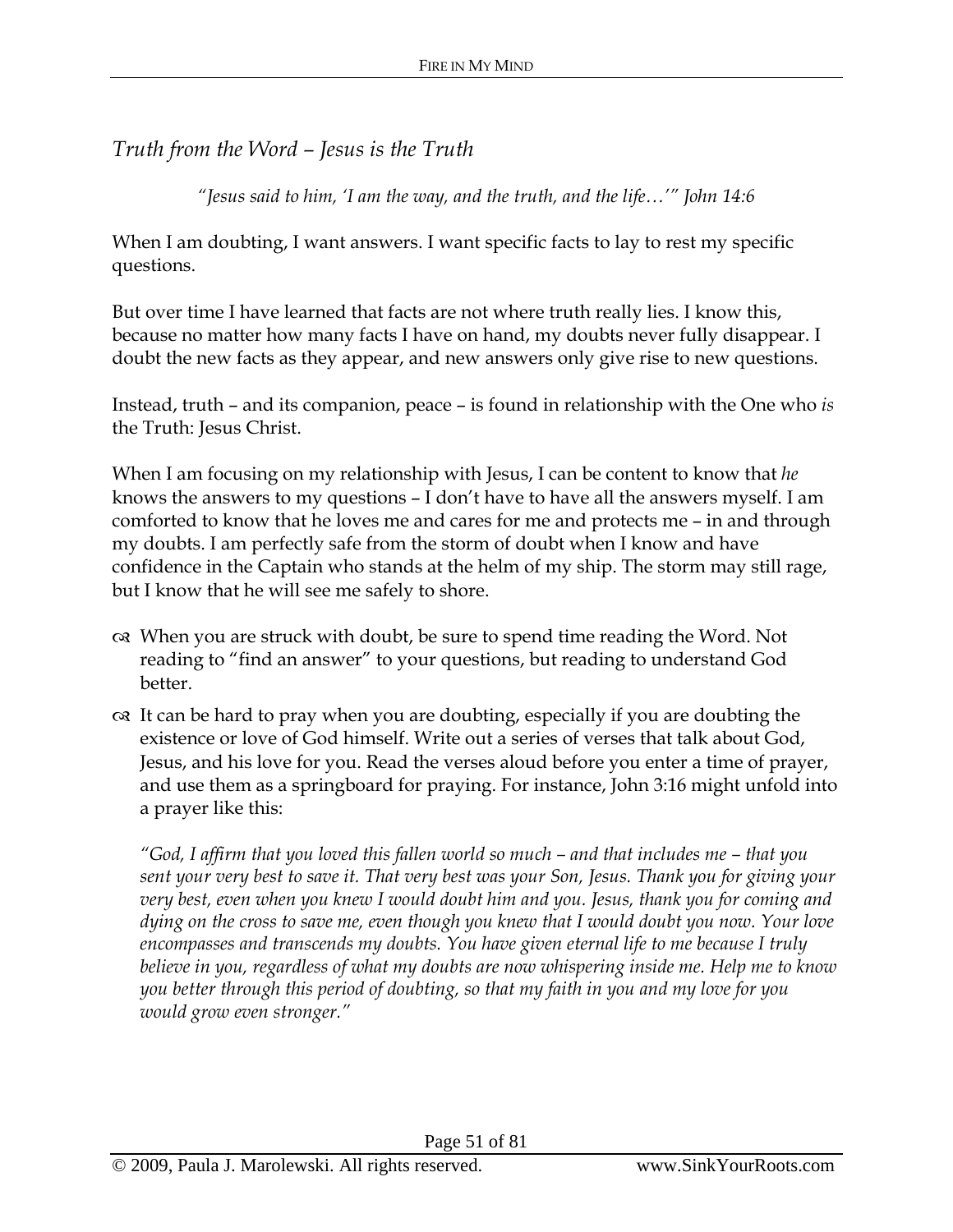## *Truth from the Word – Jesus is the Truth*

*"Jesus said to him, 'I am the way, and the truth, and the life…'" John 14:6*

When I am doubting, I want answers. I want specific facts to lay to rest my specific questions.

But over time I have learned that facts are not where truth really lies. I know this, because no matter how many facts I have on hand, my doubts never fully disappear. I doubt the new facts as they appear, and new answers only give rise to new questions.

Instead, truth – and its companion, peace – is found in relationship with the One who *is* the Truth: Jesus Christ.

When I am focusing on my relationship with Jesus, I can be content to know that *he* knows the answers to my questions – I don't have to have all the answers myself. I am comforted to know that he loves me and cares for me and protects me – in and through my doubts. I am perfectly safe from the storm of doubt when I know and have confidence in the Captain who stands at the helm of my ship. The storm may still rage, but I know that he will see me safely to shore.

- When you are struck with doubt, be sure to spend time reading the Word. Not reading to "find an answer" to your questions, but reading to understand God better.
- It can be hard to pray when you are doubting, especially if you are doubting the existence or love of God himself. Write out a series of verses that talk about God, Jesus, and his love for you. Read the verses aloud before you enter a time of prayer, and use them as a springboard for praying. For instance, John 3:16 might unfold into a prayer like this:

  *"God, I affirm that you loved this fallen world so much – and that includes me – that you sent your very best to save it. That very best was your Son, Jesus. Thank you for giving your very best, even when you knew I would doubt him and you. Jesus, thank you for coming and dying on the cross to save me, even though you knew that I would doubt you now. Your love encompasses and transcends my doubts. You have given eternal life to me because I truly believe in you, regardless of what my doubts are now whispering inside me. Help me to know you better through this period of doubting, so that my faith in you and my love for you would grow even stronger."*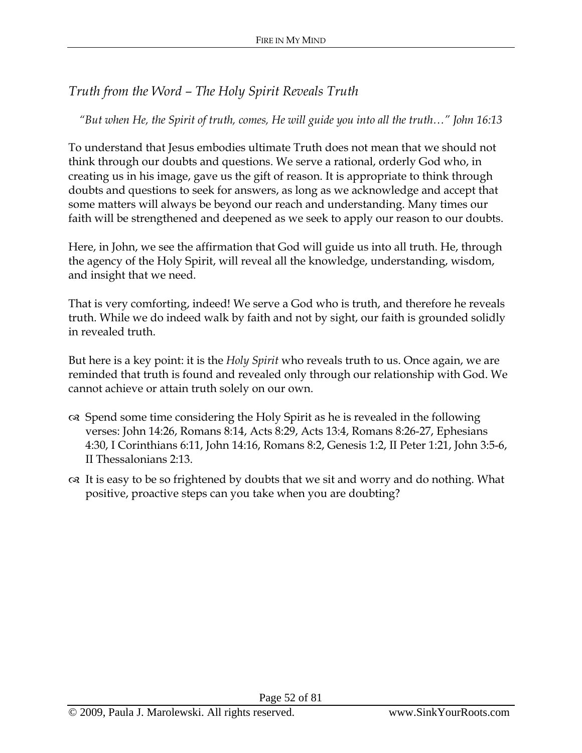## *Truth from the Word – The Holy Spirit Reveals Truth*

*"But when He, the Spirit of truth, comes, He will guide you into all the truth…" John 16:13*

To understand that Jesus embodies ultimate Truth does not mean that we should not think through our doubts and questions. We serve a rational, orderly God who, in creating us in his image, gave us the gift of reason. It is appropriate to think through doubts and questions to seek for answers, as long as we acknowledge and accept that some matters will always be beyond our reach and understanding. Many times our faith will be strengthened and deepened as we seek to apply our reason to our doubts.

Here, in John, we see the affirmation that God will guide us into all truth. He, through the agency of the Holy Spirit, will reveal all the knowledge, understanding, wisdom, and insight that we need.

That is very comforting, indeed! We serve a God who is truth, and therefore he reveals truth. While we do indeed walk by faith and not by sight, our faith is grounded solidly in revealed truth.

But here is a key point: it is the *Holy Spirit* who reveals truth to us. Once again, we are reminded that truth is found and revealed only through our relationship with God. We cannot achieve or attain truth solely on our own.

- Spend some time considering the Holy Spirit as he is revealed in the following verses: John 14:26, Romans 8:14, Acts 8:29, Acts 13:4, Romans 8:26-27, Ephesians 4:30, I Corinthians 6:11, John 14:16, Romans 8:2, Genesis 1:2, II Peter 1:21, John 3:5-6, II Thessalonians 2:13.
- It is easy to be so frightened by doubts that we sit and worry and do nothing. What positive, proactive steps can you take when you are doubting?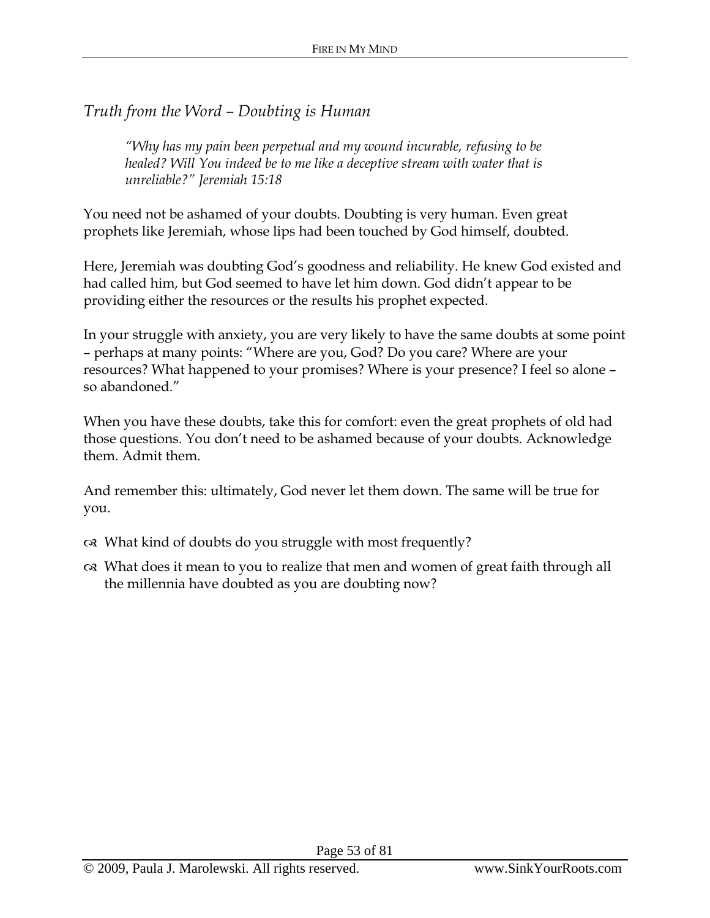## *Truth from the Word – Doubting is Human*

> *"Why has my pain been perpetual and my wound incurable, refusing to be healed? Will You indeed be to me like a deceptive stream with water that is unreliable?" Jeremiah 15:18*

You need not be ashamed of your doubts. Doubting is very human. Even great prophets like Jeremiah, whose lips had been touched by God himself, doubted.

Here, Jeremiah was doubting God's goodness and reliability. He knew God existed and had called him, but God seemed to have let him down. God didn't appear to be providing either the resources or the results his prophet expected.

In your struggle with anxiety, you are very likely to have the same doubts at some point – perhaps at many points: "Where are you, God? Do you care? Where are your resources? What happened to your promises? Where is your presence? I feel so alone – so abandoned."

When you have these doubts, take this for comfort: even the great prophets of old had those questions. You don't need to be ashamed because of your doubts. Acknowledge them. Admit them.

And remember this: ultimately, God never let them down. The same will be true for you.

- What kind of doubts do you struggle with most frequently?
- What does it mean to you to realize that men and women of great faith through all the millennia have doubted as you are doubting now?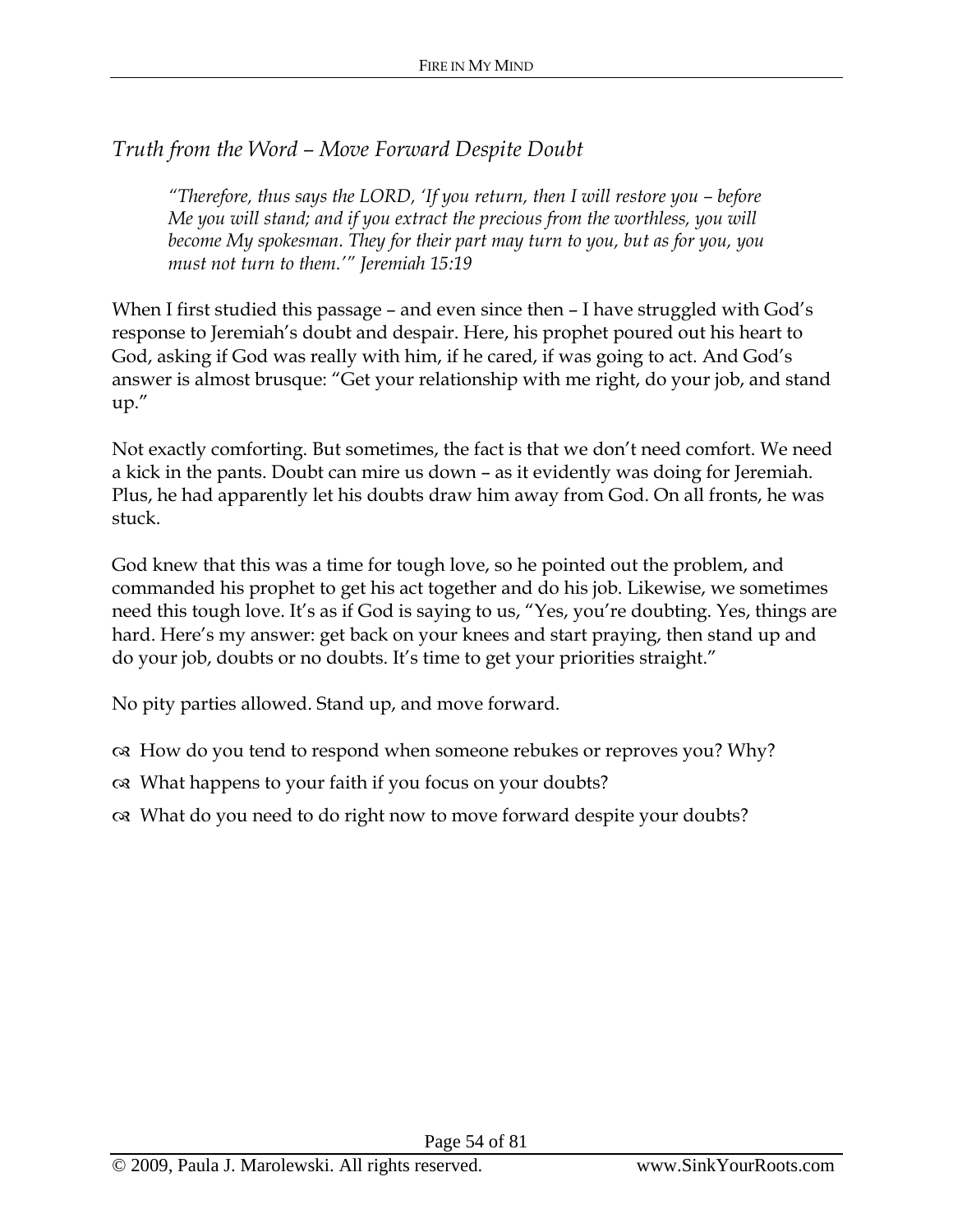## *Truth from the Word – Move Forward Despite Doubt*

> *"Therefore, thus says the LORD, 'If you return, then I will restore you – before Me you will stand; and if you extract the precious from the worthless, you will become My spokesman. They for their part may turn to you, but as for you, you must not turn to them.'" Jeremiah 15:19*

When I first studied this passage – and even since then – I have struggled with God's response to Jeremiah's doubt and despair. Here, his prophet poured out his heart to God, asking if God was really with him, if he cared, if was going to act. And God's answer is almost brusque: "Get your relationship with me right, do your job, and stand up."

Not exactly comforting. But sometimes, the fact is that we don't need comfort. We need a kick in the pants. Doubt can mire us down – as it evidently was doing for Jeremiah. Plus, he had apparently let his doubts draw him away from God. On all fronts, he was stuck.

God knew that this was a time for tough love, so he pointed out the problem, and commanded his prophet to get his act together and do his job. Likewise, we sometimes need this tough love. It's as if God is saying to us, "Yes, you're doubting. Yes, things are hard. Here's my answer: get back on your knees and start praying, then stand up and do your job, doubts or no doubts. It's time to get your priorities straight."

No pity parties allowed. Stand up, and move forward.

- How do you tend to respond when someone rebukes or reproves you? Why?
- What happens to your faith if you focus on your doubts?
- What do you need to do right now to move forward despite your doubts?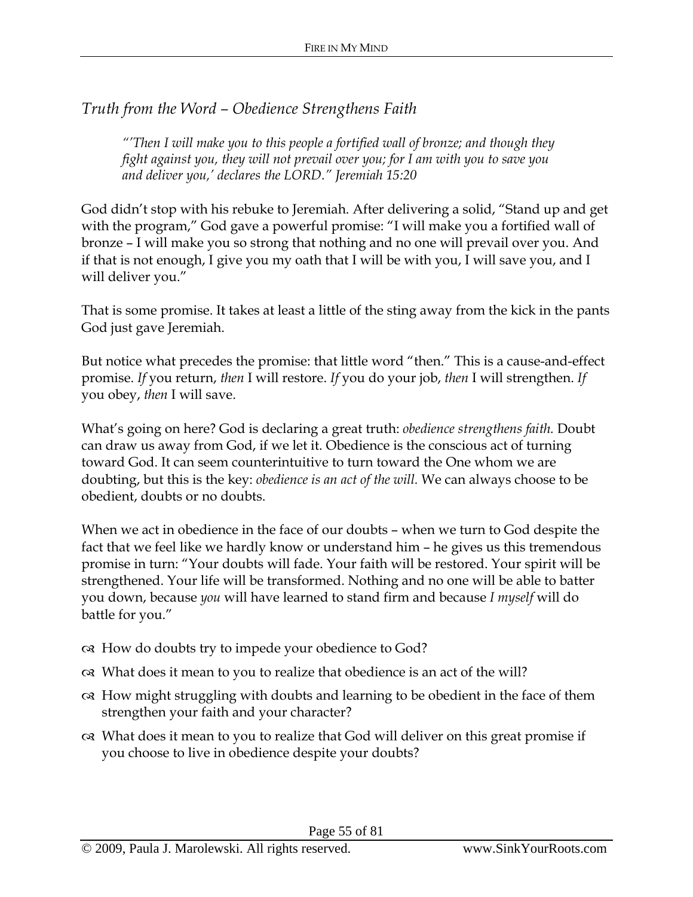## *Truth from the Word – Obedience Strengthens Faith*

> *"'Then I will make you to this people a fortified wall of bronze; and though they fight against you, they will not prevail over you; for I am with you to save you and deliver you,' declares the LORD." Jeremiah 15:20*

God didn't stop with his rebuke to Jeremiah. After delivering a solid, "Stand up and get with the program," God gave a powerful promise: "I will make you a fortified wall of bronze – I will make you so strong that nothing and no one will prevail over you. And if that is not enough, I give you my oath that I will be with you, I will save you, and I will deliver you."

That is some promise. It takes at least a little of the sting away from the kick in the pants God just gave Jeremiah.

But notice what precedes the promise: that little word "then." This is a cause-and-effect promise. *If* you return, *then* I will restore. *If* you do your job, *then* I will strengthen. *If* you obey, *then* I will save.

What's going on here? God is declaring a great truth: *obedience strengthens faith.* Doubt can draw us away from God, if we let it. Obedience is the conscious act of turning toward God. It can seem counterintuitive to turn toward the One whom we are doubting, but this is the key: *obedience is an act of the will.* We can always choose to be obedient, doubts or no doubts.

When we act in obedience in the face of our doubts – when we turn to God despite the fact that we feel like we hardly know or understand him – he gives us this tremendous promise in turn: "Your doubts will fade. Your faith will be restored. Your spirit will be strengthened. Your life will be transformed. Nothing and no one will be able to batter you down, because *you* will have learned to stand firm and because *I myself* will do battle for you."

- How do doubts try to impede your obedience to God?
- What does it mean to you to realize that obedience is an act of the will?
- How might struggling with doubts and learning to be obedient in the face of them strengthen your faith and your character?
- What does it mean to you to realize that God will deliver on this great promise if you choose to live in obedience despite your doubts?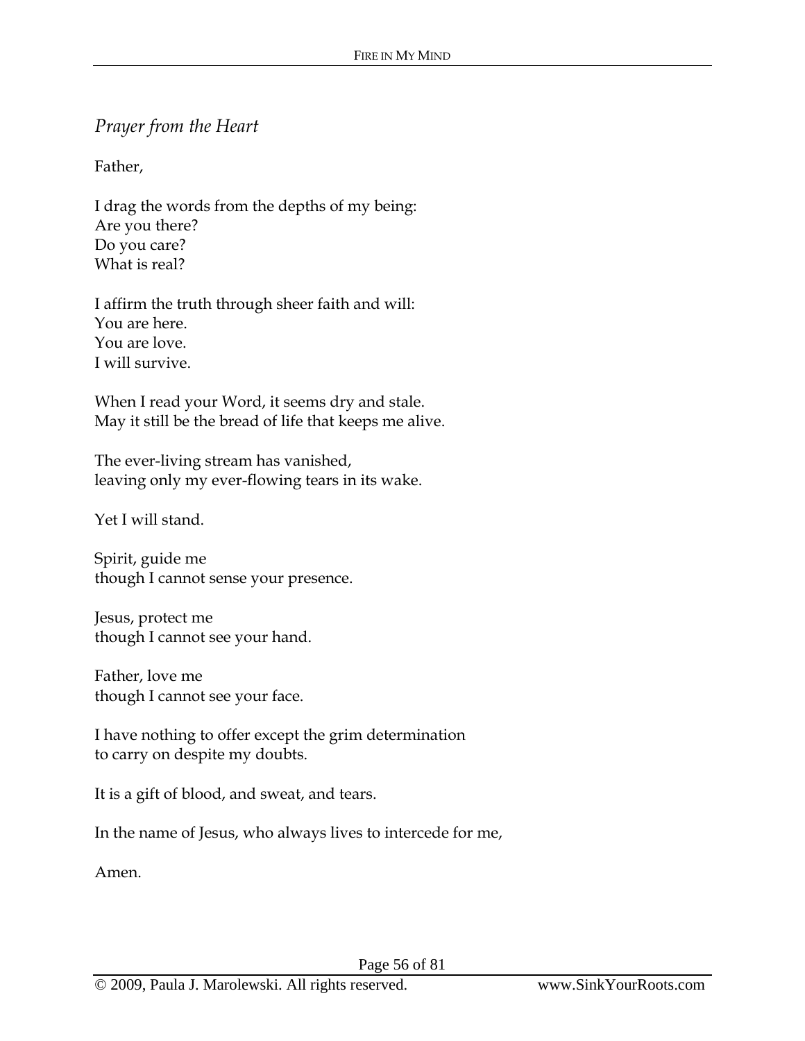*Prayer from the Heart*

Father,

I drag the words from the depths of my being:  
Are you there?  
Do you care?  
What is real?

I affirm the truth through sheer faith and will:  
You are here.  
You are love.  
I will survive.

When I read your Word, it seems dry and stale.  
May it still be the bread of life that keeps me alive.

The ever-living stream has vanished,  
leaving only my ever-flowing tears in its wake.

Yet I will stand.

Spirit, guide me  
though I cannot sense your presence.

Jesus, protect me  
though I cannot see your hand.

Father, love me  
though I cannot see your face.

I have nothing to offer except the grim determination  
to carry on despite my doubts.

It is a gift of blood, and sweat, and tears.

In the name of Jesus, who always lives to intercede for me,

Amen.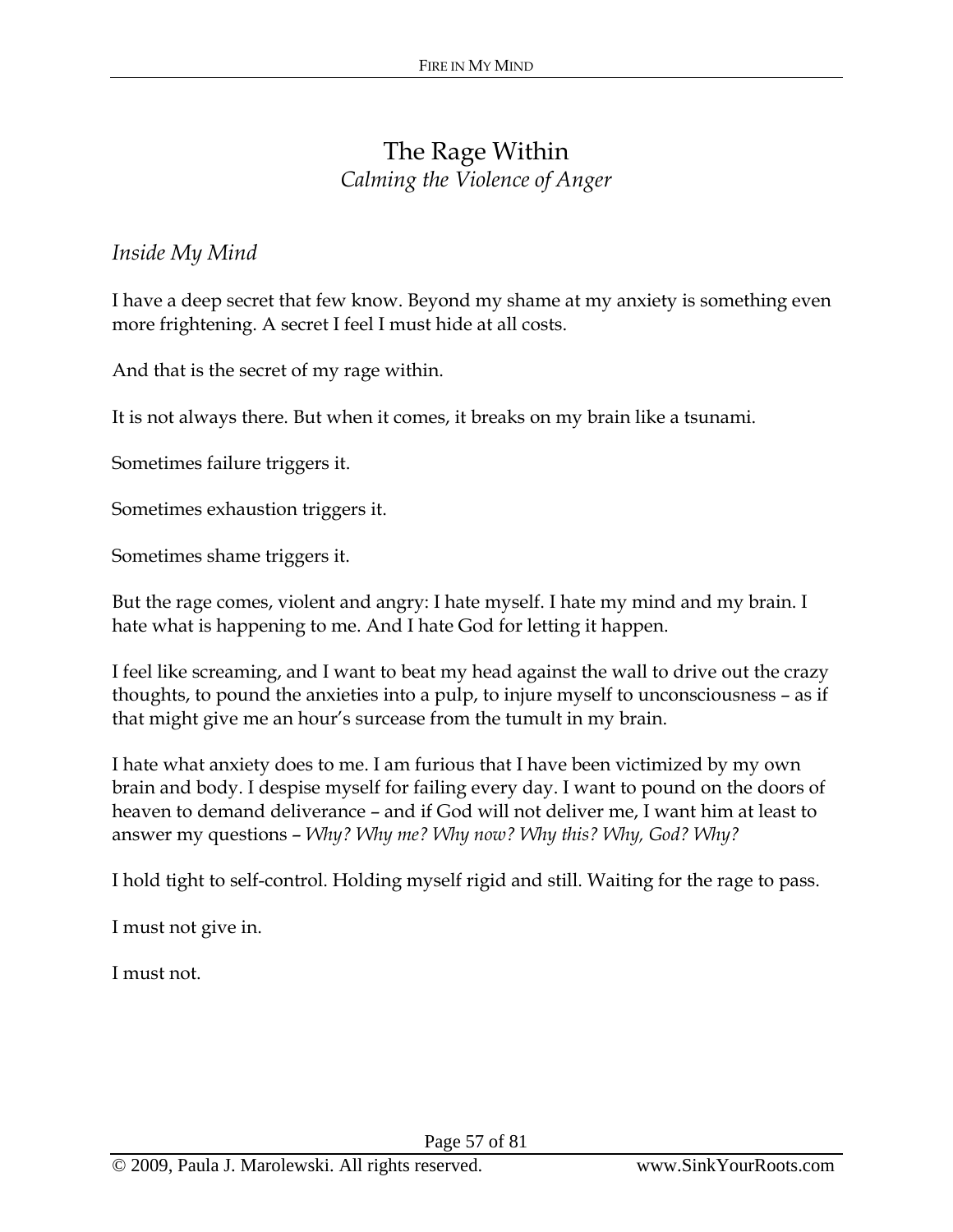# The Rage Within

*Calming the Violence of Anger*

## *Inside My Mind*

I have a deep secret that few know. Beyond my shame at my anxiety is something even more frightening. A secret I feel I must hide at all costs.

And that is the secret of my rage within.

It is not always there. But when it comes, it breaks on my brain like a tsunami.

Sometimes failure triggers it.

Sometimes exhaustion triggers it.

Sometimes shame triggers it.

But the rage comes, violent and angry: I hate myself. I hate my mind and my brain. I hate what is happening to me. And I hate God for letting it happen.

I feel like screaming, and I want to beat my head against the wall to drive out the crazy thoughts, to pound the anxieties into a pulp, to injure myself to unconsciousness – as if that might give me an hour's surcease from the tumult in my brain.

I hate what anxiety does to me. I am furious that I have been victimized by my own brain and body. I despise myself for failing every day. I want to pound on the doors of heaven to demand deliverance – and if God will not deliver me, I want him at least to answer my questions – *Why? Why me? Why now? Why this? Why, God? Why?*

I hold tight to self-control. Holding myself rigid and still. Waiting for the rage to pass.

I must not give in.

I must not.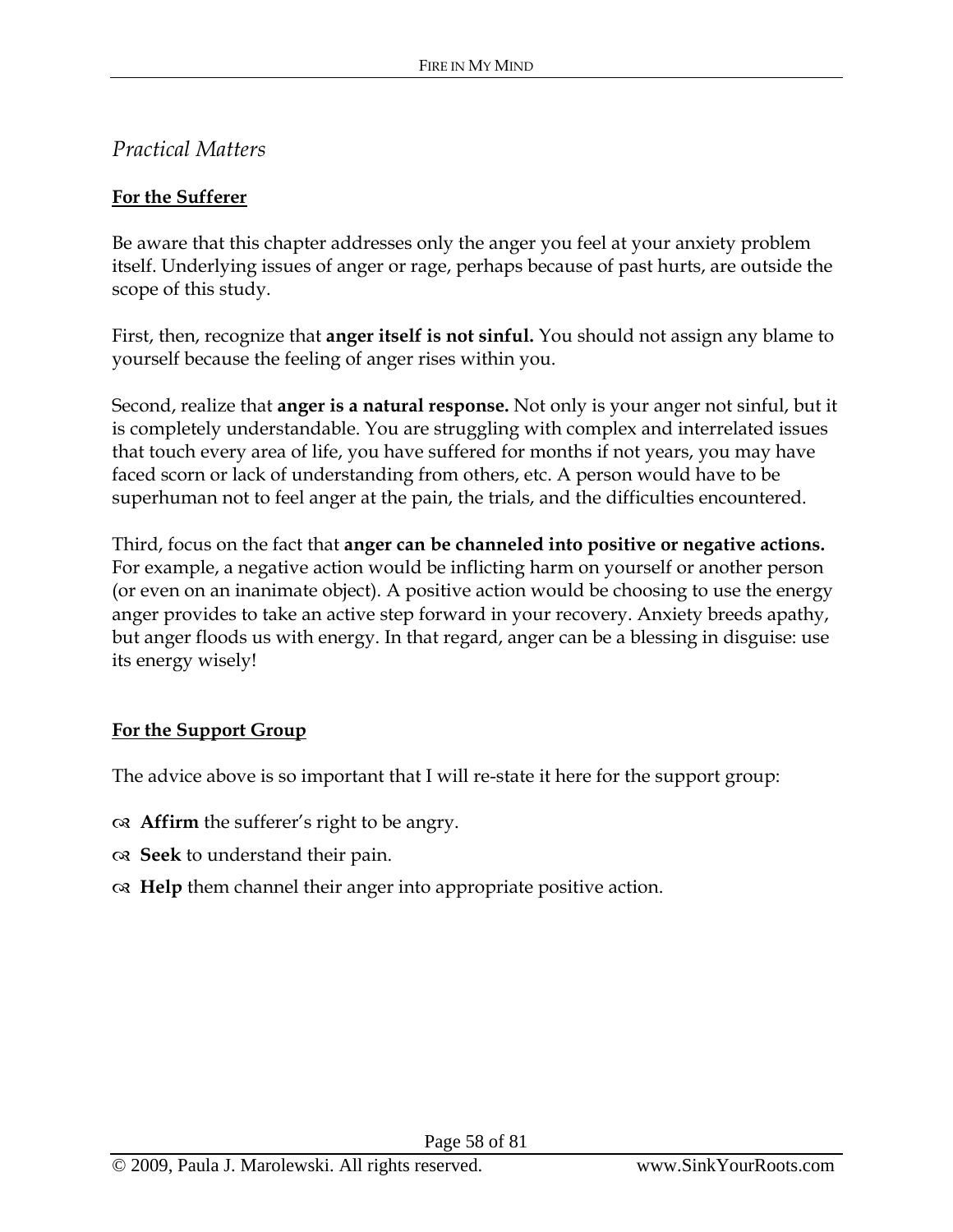## *Practical Matters*

### For the Sufferer

Be aware that this chapter addresses only the anger you feel at your anxiety problem itself. Underlying issues of anger or rage, perhaps because of past hurts, are outside the scope of this study.

First, then, recognize that **anger itself is not sinful.** You should not assign any blame to yourself because the feeling of anger rises within you.

Second, realize that **anger is a natural response.** Not only is your anger not sinful, but it is completely understandable. You are struggling with complex and interrelated issues that touch every area of life, you have suffered for months if not years, you may have faced scorn or lack of understanding from others, etc. A person would have to be superhuman not to feel anger at the pain, the trials, and the difficulties encountered.

Third, focus on the fact that **anger can be channeled into positive or negative actions.** For example, a negative action would be inflicting harm on yourself or another person (or even on an inanimate object). A positive action would be choosing to use the energy anger provides to take an active step forward in your recovery. Anxiety breeds apathy, but anger floods us with energy. In that regard, anger can be a blessing in disguise: use its energy wisely!

### For the Support Group

The advice above is so important that I will re-state it here for the support group:

- **Affirm** the sufferer's right to be angry.
- **Seek** to understand their pain.
- **Help** them channel their anger into appropriate positive action.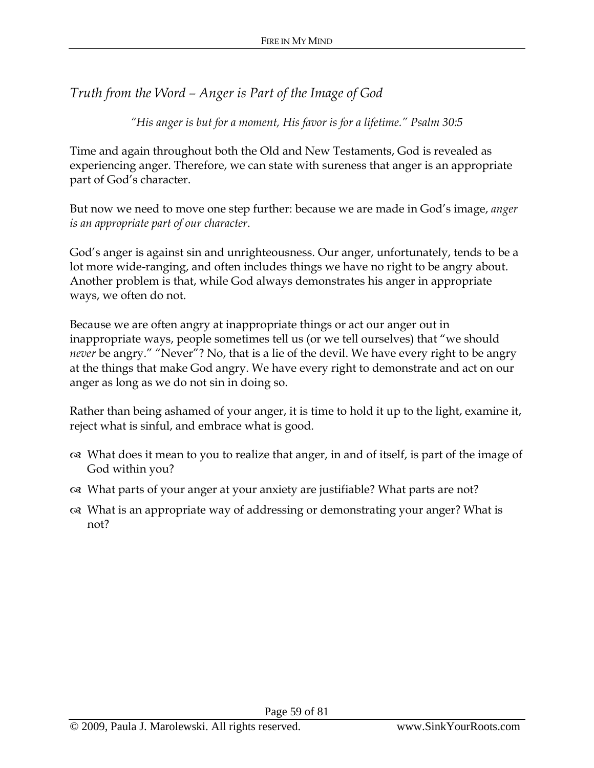## *Truth from the Word – Anger is Part of the Image of God*

*"His anger is but for a moment, His favor is for a lifetime." Psalm 30:5*

Time and again throughout both the Old and New Testaments, God is revealed as experiencing anger. Therefore, we can state with sureness that anger is an appropriate part of God's character.

But now we need to move one step further: because we are made in God's image, *anger is an appropriate part of our character*.

God's anger is against sin and unrighteousness. Our anger, unfortunately, tends to be a lot more wide-ranging, and often includes things we have no right to be angry about. Another problem is that, while God always demonstrates his anger in appropriate ways, we often do not.

Because we are often angry at inappropriate things or act our anger out in inappropriate ways, people sometimes tell us (or we tell ourselves) that "we should *never* be angry." "Never"? No, that is a lie of the devil. We have every right to be angry at the things that make God angry. We have every right to demonstrate and act on our anger as long as we do not sin in doing so.

Rather than being ashamed of your anger, it is time to hold it up to the light, examine it, reject what is sinful, and embrace what is good.

- What does it mean to you to realize that anger, in and of itself, is part of the image of God within you?
- What parts of your anger at your anxiety are justifiable? What parts are not?
- What is an appropriate way of addressing or demonstrating your anger? What is not?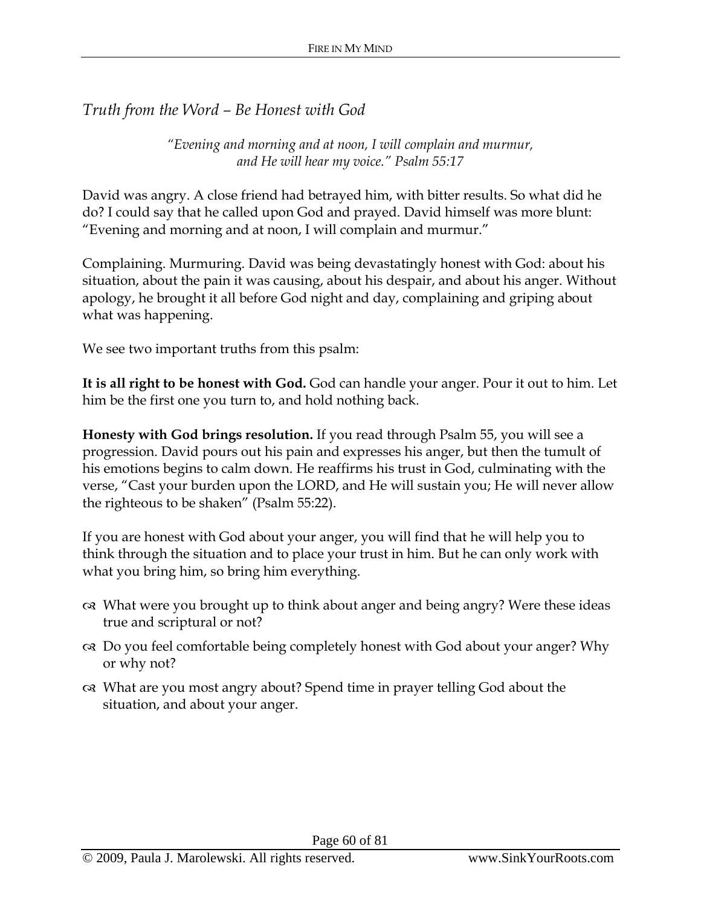## *Truth from the Word – Be Honest with God*

*"Evening and morning and at noon, I will complain and murmur, and He will hear my voice." Psalm 55:17*

David was angry. A close friend had betrayed him, with bitter results. So what did he do? I could say that he called upon God and prayed. David himself was more blunt: "Evening and morning and at noon, I will complain and murmur."

Complaining. Murmuring. David was being devastatingly honest with God: about his situation, about the pain it was causing, about his despair, and about his anger. Without apology, he brought it all before God night and day, complaining and griping about what was happening.

We see two important truths from this psalm:

**It is all right to be honest with God.** God can handle your anger. Pour it out to him. Let him be the first one you turn to, and hold nothing back.

**Honesty with God brings resolution.** If you read through Psalm 55, you will see a progression. David pours out his pain and expresses his anger, but then the tumult of his emotions begins to calm down. He reaffirms his trust in God, culminating with the verse, "Cast your burden upon the LORD, and He will sustain you; He will never allow the righteous to be shaken" (Psalm 55:22).

If you are honest with God about your anger, you will find that he will help you to think through the situation and to place your trust in him. But he can only work with what you bring him, so bring him everything.

- What were you brought up to think about anger and being angry? Were these ideas true and scriptural or not?
- Do you feel comfortable being completely honest with God about your anger? Why or why not?
- What are you most angry about? Spend time in prayer telling God about the situation, and about your anger.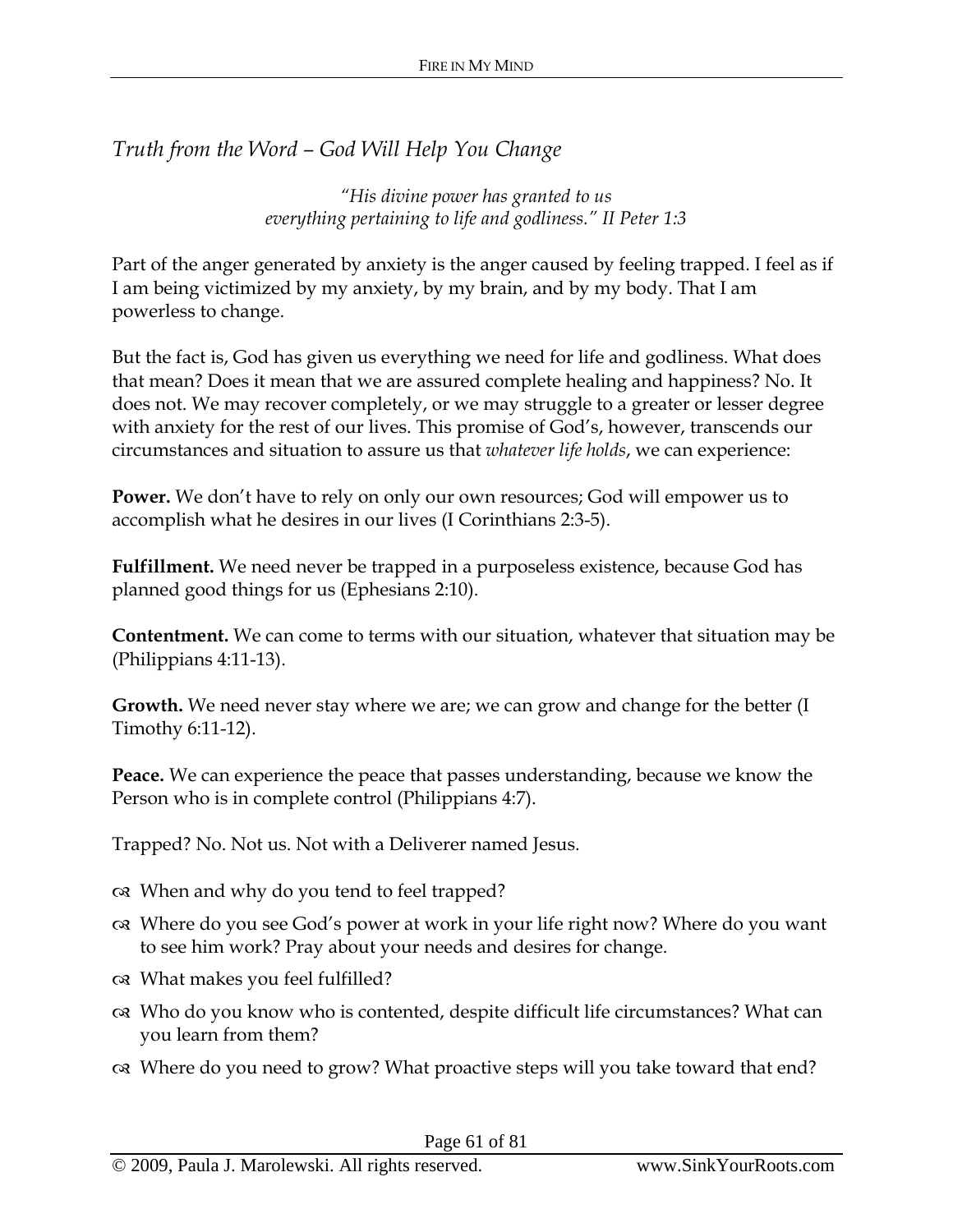## *Truth from the Word – God Will Help You Change*

*"His divine power has granted to us*
*everything pertaining to life and godliness." II Peter 1:3*

Part of the anger generated by anxiety is the anger caused by feeling trapped. I feel as if I am being victimized by my anxiety, by my brain, and by my body. That I am powerless to change.

But the fact is, God has given us everything we need for life and godliness. What does that mean? Does it mean that we are assured complete healing and happiness? No. It does not. We may recover completely, or we may struggle to a greater or lesser degree with anxiety for the rest of our lives. This promise of God's, however, transcends our circumstances and situation to assure us that *whatever life holds*, we can experience:

**Power.** We don't have to rely on only our own resources; God will empower us to accomplish what he desires in our lives (I Corinthians 2:3-5).

**Fulfillment.** We need never be trapped in a purposeless existence, because God has planned good things for us (Ephesians 2:10).

**Contentment.** We can come to terms with our situation, whatever that situation may be (Philippians 4:11-13).

**Growth.** We need never stay where we are; we can grow and change for the better (I Timothy 6:11-12).

**Peace.** We can experience the peace that passes understanding, because we know the Person who is in complete control (Philippians 4:7).

Trapped? No. Not us. Not with a Deliverer named Jesus.

- When and why do you tend to feel trapped?
- Where do you see God's power at work in your life right now? Where do you want to see him work? Pray about your needs and desires for change.
- What makes you feel fulfilled?
- Who do you know who is contented, despite difficult life circumstances? What can you learn from them?
- Where do you need to grow? What proactive steps will you take toward that end?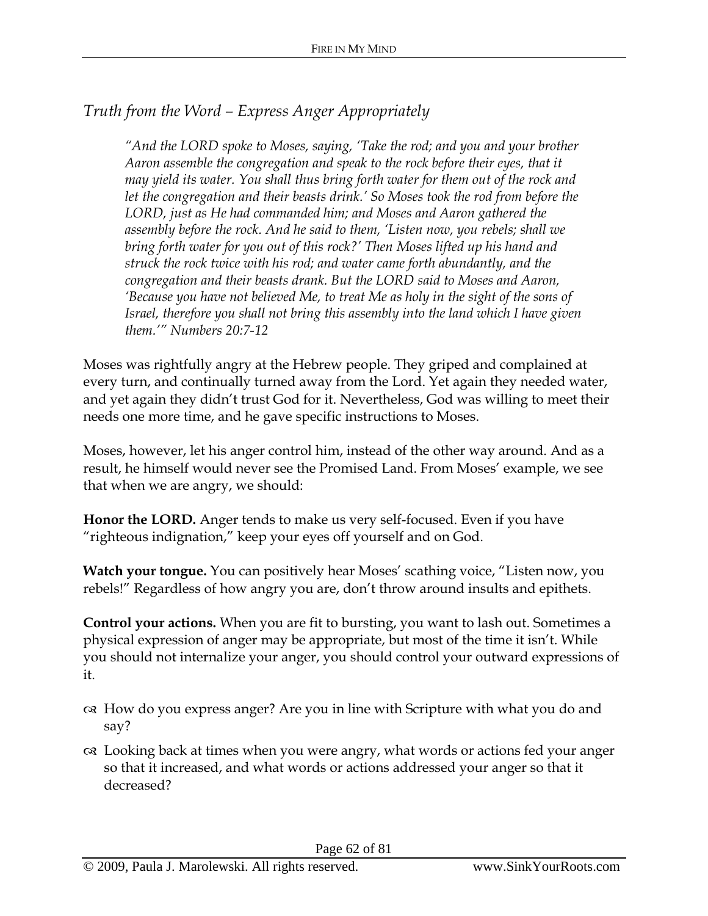## *Truth from the Word – Express Anger Appropriately*

> *"And the LORD spoke to Moses, saying, 'Take the rod; and you and your brother Aaron assemble the congregation and speak to the rock before their eyes, that it may yield its water. You shall thus bring forth water for them out of the rock and let the congregation and their beasts drink.' So Moses took the rod from before the LORD, just as He had commanded him; and Moses and Aaron gathered the assembly before the rock. And he said to them, 'Listen now, you rebels; shall we bring forth water for you out of this rock?' Then Moses lifted up his hand and struck the rock twice with his rod; and water came forth abundantly, and the congregation and their beasts drank. But the LORD said to Moses and Aaron, 'Because you have not believed Me, to treat Me as holy in the sight of the sons of Israel, therefore you shall not bring this assembly into the land which I have given them.'" Numbers 20:7-12*

Moses was rightfully angry at the Hebrew people. They griped and complained at every turn, and continually turned away from the Lord. Yet again they needed water, and yet again they didn't trust God for it. Nevertheless, God was willing to meet their needs one more time, and he gave specific instructions to Moses.

Moses, however, let his anger control him, instead of the other way around. And as a result, he himself would never see the Promised Land. From Moses' example, we see that when we are angry, we should:

**Honor the LORD.** Anger tends to make us very self-focused. Even if you have "righteous indignation," keep your eyes off yourself and on God.

**Watch your tongue.** You can positively hear Moses' scathing voice, "Listen now, you rebels!" Regardless of how angry you are, don't throw around insults and epithets.

**Control your actions.** When you are fit to bursting, you want to lash out. Sometimes a physical expression of anger may be appropriate, but most of the time it isn't. While you should not internalize your anger, you should control your outward expressions of it.

- How do you express anger? Are you in line with Scripture with what you do and say?
- Looking back at times when you were angry, what words or actions fed your anger so that it increased, and what words or actions addressed your anger so that it decreased?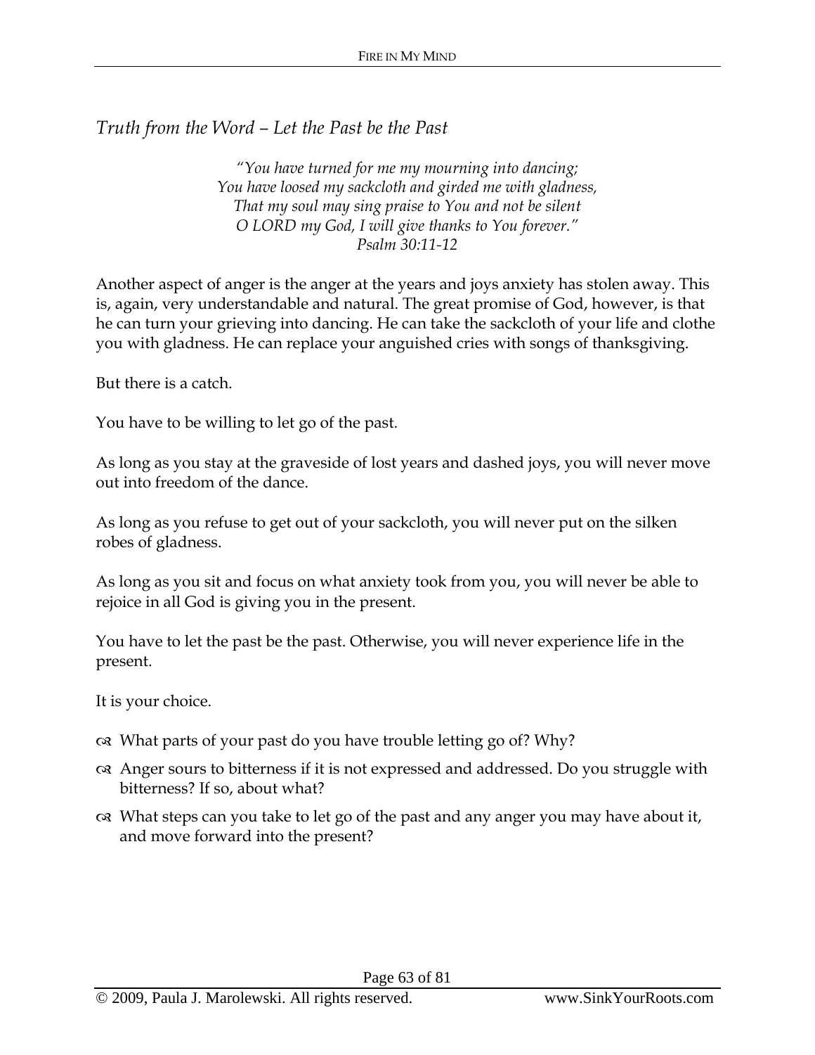## *Truth from the Word – Let the Past be the Past*

> *"You have turned for me my mourning into dancing;*
> *You have loosed my sackcloth and girded me with gladness,*
> *That my soul may sing praise to You and not be silent*
> *O LORD my God, I will give thanks to You forever."*
> *Psalm 30:11-12*

Another aspect of anger is the anger at the years and joys anxiety has stolen away. This is, again, very understandable and natural. The great promise of God, however, is that he can turn your grieving into dancing. He can take the sackcloth of your life and clothe you with gladness. He can replace your anguished cries with songs of thanksgiving.

But there is a catch.

You have to be willing to let go of the past.

As long as you stay at the graveside of lost years and dashed joys, you will never move out into freedom of the dance.

As long as you refuse to get out of your sackcloth, you will never put on the silken robes of gladness.

As long as you sit and focus on what anxiety took from you, you will never be able to rejoice in all God is giving you in the present.

You have to let the past be the past. Otherwise, you will never experience life in the present.

It is your choice.

- What parts of your past do you have trouble letting go of? Why?
- Anger sours to bitterness if it is not expressed and addressed. Do you struggle with bitterness? If so, about what?
- What steps can you take to let go of the past and any anger you may have about it, and move forward into the present?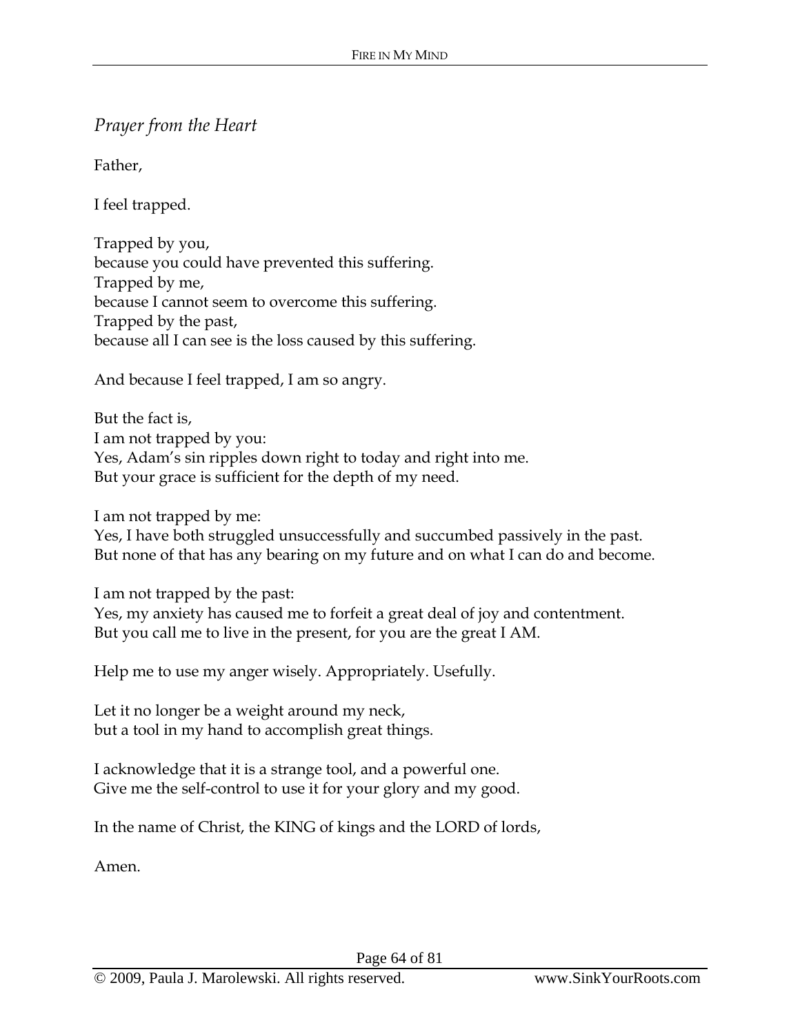*Prayer from the Heart*

Father,

I feel trapped.

Trapped by you,  
because you could have prevented this suffering.  
Trapped by me,  
because I cannot seem to overcome this suffering.  
Trapped by the past,  
because all I can see is the loss caused by this suffering.

And because I feel trapped, I am so angry.

But the fact is,  
I am not trapped by you:  
Yes, Adam's sin ripples down right to today and right into me.  
But your grace is sufficient for the depth of my need.

I am not trapped by me:  
Yes, I have both struggled unsuccessfully and succumbed passively in the past.  
But none of that has any bearing on my future and on what I can do and become.

I am not trapped by the past:  
Yes, my anxiety has caused me to forfeit a great deal of joy and contentment.  
But you call me to live in the present, for you are the great I AM.

Help me to use my anger wisely. Appropriately. Usefully.

Let it no longer be a weight around my neck,  
but a tool in my hand to accomplish great things.

I acknowledge that it is a strange tool, and a powerful one.  
Give me the self-control to use it for your glory and my good.

In the name of Christ, the KING of kings and the LORD of lords,

Amen.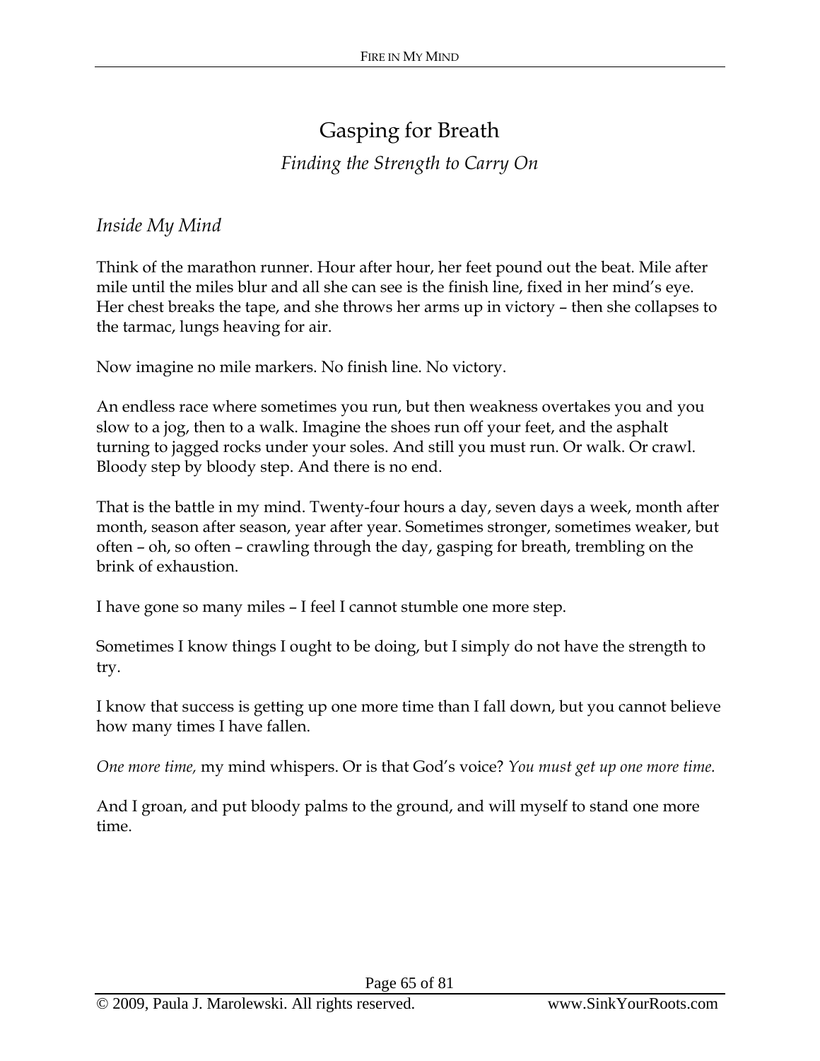# Gasping for Breath

*Finding the Strength to Carry On*

*Inside My Mind*

Think of the marathon runner. Hour after hour, her feet pound out the beat. Mile after mile until the miles blur and all she can see is the finish line, fixed in her mind's eye. Her chest breaks the tape, and she throws her arms up in victory – then she collapses to the tarmac, lungs heaving for air.

Now imagine no mile markers. No finish line. No victory.

An endless race where sometimes you run, but then weakness overtakes you and you slow to a jog, then to a walk. Imagine the shoes run off your feet, and the asphalt turning to jagged rocks under your soles. And still you must run. Or walk. Or crawl. Bloody step by bloody step. And there is no end.

That is the battle in my mind. Twenty-four hours a day, seven days a week, month after month, season after season, year after year. Sometimes stronger, sometimes weaker, but often – oh, so often – crawling through the day, gasping for breath, trembling on the brink of exhaustion.

I have gone so many miles – I feel I cannot stumble one more step.

Sometimes I know things I ought to be doing, but I simply do not have the strength to try.

I know that success is getting up one more time than I fall down, but you cannot believe how many times I have fallen.

*One more time,* my mind whispers. Or is that God's voice? *You must get up one more time.*

And I groan, and put bloody palms to the ground, and will myself to stand one more time.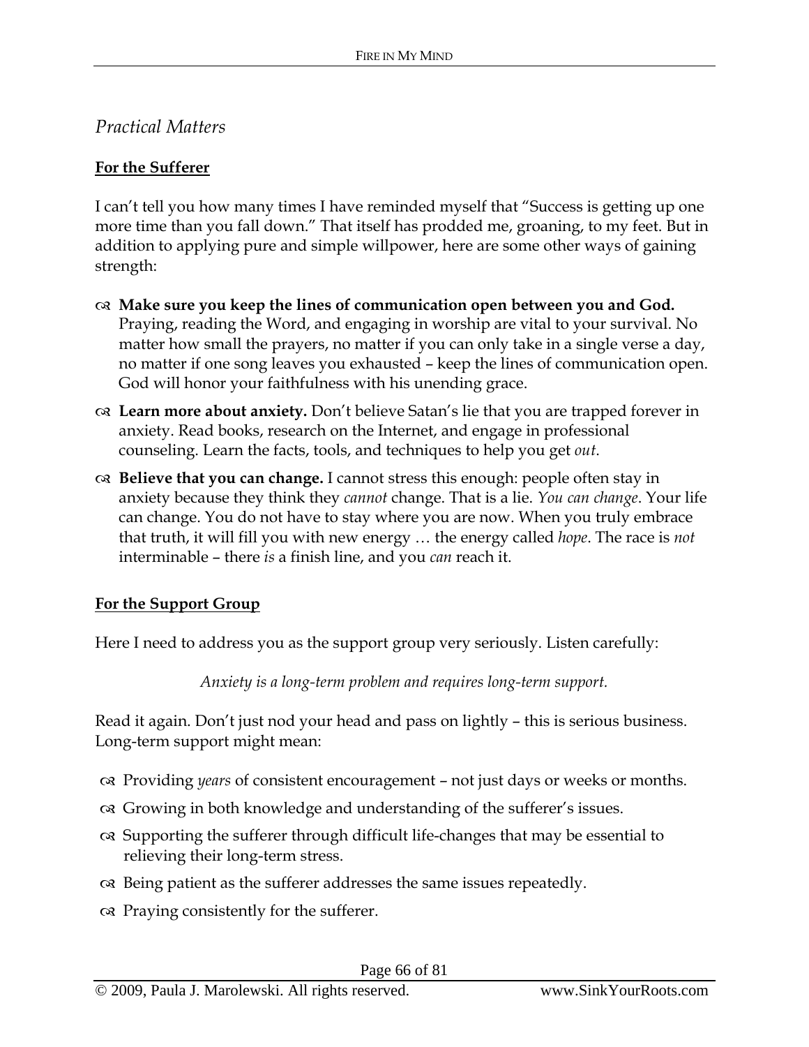## *Practical Matters*

**For the Sufferer**

I can't tell you how many times I have reminded myself that "Success is getting up one more time than you fall down." That itself has prodded me, groaning, to my feet. But in addition to applying pure and simple willpower, here are some other ways of gaining strength:

- **Make sure you keep the lines of communication open between you and God.** Praying, reading the Word, and engaging in worship are vital to your survival. No matter how small the prayers, no matter if you can only take in a single verse a day, no matter if one song leaves you exhausted – keep the lines of communication open. God will honor your faithfulness with his unending grace.
- **Learn more about anxiety.** Don't believe Satan's lie that you are trapped forever in anxiety. Read books, research on the Internet, and engage in professional counseling. Learn the facts, tools, and techniques to help you get *out*.
- **Believe that you can change.** I cannot stress this enough: people often stay in anxiety because they think they *cannot* change. That is a lie. *You can change*. Your life can change. You do not have to stay where you are now. When you truly embrace that truth, it will fill you with new energy … the energy called *hope*. The race is *not* interminable – there *is* a finish line, and you *can* reach it.

**For the Support Group**

Here I need to address you as the support group very seriously. Listen carefully:

*Anxiety is a long-term problem and requires long-term support.*

Read it again. Don't just nod your head and pass on lightly – this is serious business. Long-term support might mean:

- Providing *years* of consistent encouragement – not just days or weeks or months.
- Growing in both knowledge and understanding of the sufferer's issues.
- Supporting the sufferer through difficult life-changes that may be essential to relieving their long-term stress.
- Being patient as the sufferer addresses the same issues repeatedly.
- Praying consistently for the sufferer.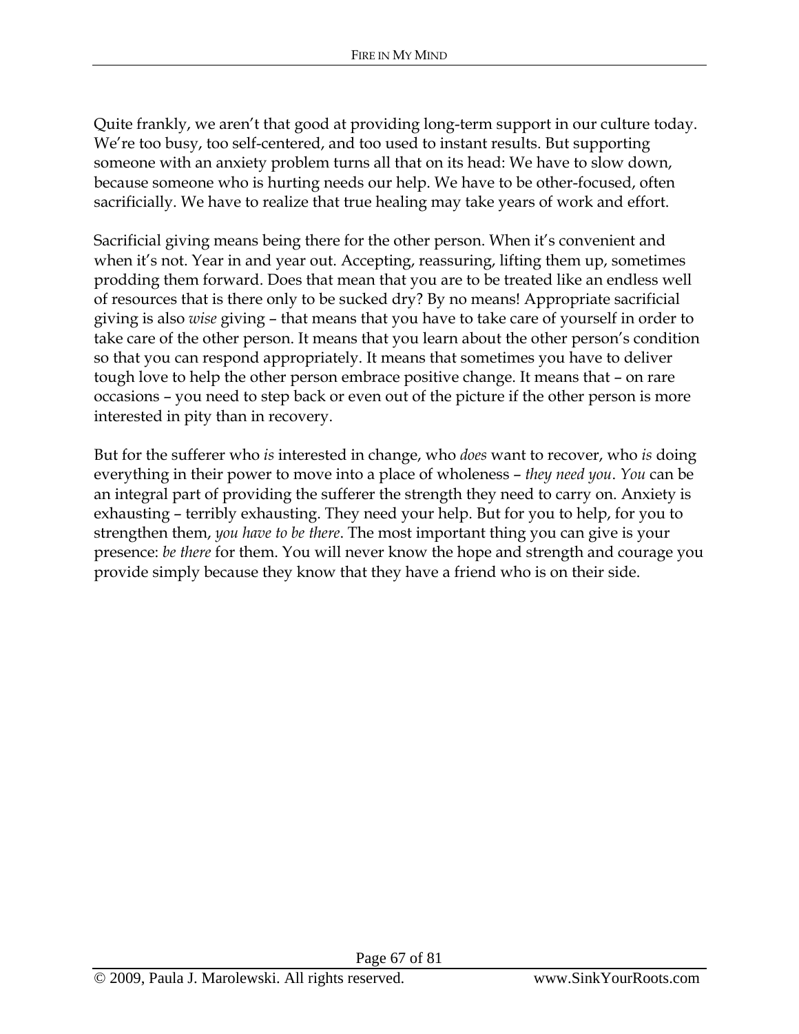Quite frankly, we aren't that good at providing long-term support in our culture today. We're too busy, too self-centered, and too used to instant results. But supporting someone with an anxiety problem turns all that on its head: We have to slow down, because someone who is hurting needs our help. We have to be other-focused, often sacrificially. We have to realize that true healing may take years of work and effort.

Sacrificial giving means being there for the other person. When it's convenient and when it's not. Year in and year out. Accepting, reassuring, lifting them up, sometimes prodding them forward. Does that mean that you are to be treated like an endless well of resources that is there only to be sucked dry? By no means! Appropriate sacrificial giving is also *wise* giving – that means that you have to take care of yourself in order to take care of the other person. It means that you learn about the other person's condition so that you can respond appropriately. It means that sometimes you have to deliver tough love to help the other person embrace positive change. It means that – on rare occasions – you need to step back or even out of the picture if the other person is more interested in pity than in recovery.

But for the sufferer who *is* interested in change, who *does* want to recover, who *is* doing everything in their power to move into a place of wholeness – *they need you*. *You* can be an integral part of providing the sufferer the strength they need to carry on. Anxiety is exhausting – terribly exhausting. They need your help. But for you to help, for you to strengthen them, *you have to be there*. The most important thing you can give is your presence: *be there* for them. You will never know the hope and strength and courage you provide simply because they know that they have a friend who is on their side.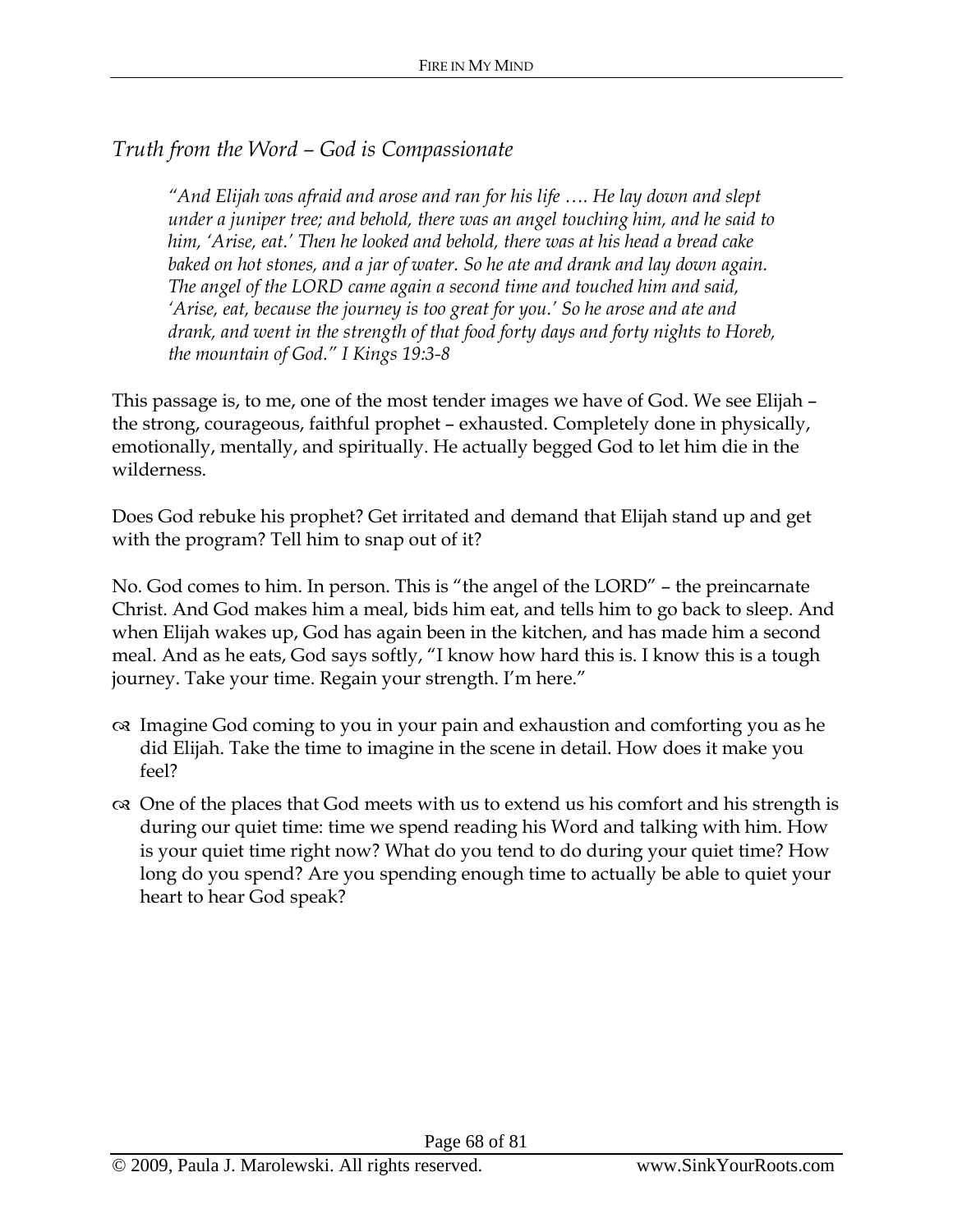## *Truth from the Word – God is Compassionate*

> *"And Elijah was afraid and arose and ran for his life …. He lay down and slept under a juniper tree; and behold, there was an angel touching him, and he said to him, 'Arise, eat.' Then he looked and behold, there was at his head a bread cake baked on hot stones, and a jar of water. So he ate and drank and lay down again. The angel of the LORD came again a second time and touched him and said, 'Arise, eat, because the journey is too great for you.' So he arose and ate and drank, and went in the strength of that food forty days and forty nights to Horeb, the mountain of God." I Kings 19:3-8*

This passage is, to me, one of the most tender images we have of God. We see Elijah – the strong, courageous, faithful prophet – exhausted. Completely done in physically, emotionally, mentally, and spiritually. He actually begged God to let him die in the wilderness.

Does God rebuke his prophet? Get irritated and demand that Elijah stand up and get with the program? Tell him to snap out of it?

No. God comes to him. In person. This is "the angel of the LORD" – the preincarnate Christ. And God makes him a meal, bids him eat, and tells him to go back to sleep. And when Elijah wakes up, God has again been in the kitchen, and has made him a second meal. And as he eats, God says softly, "I know how hard this is. I know this is a tough journey. Take your time. Regain your strength. I'm here."

- Imagine God coming to you in your pain and exhaustion and comforting you as he did Elijah. Take the time to imagine in the scene in detail. How does it make you feel?
- One of the places that God meets with us to extend us his comfort and his strength is during our quiet time: time we spend reading his Word and talking with him. How is your quiet time right now? What do you tend to do during your quiet time? How long do you spend? Are you spending enough time to actually be able to quiet your heart to hear God speak?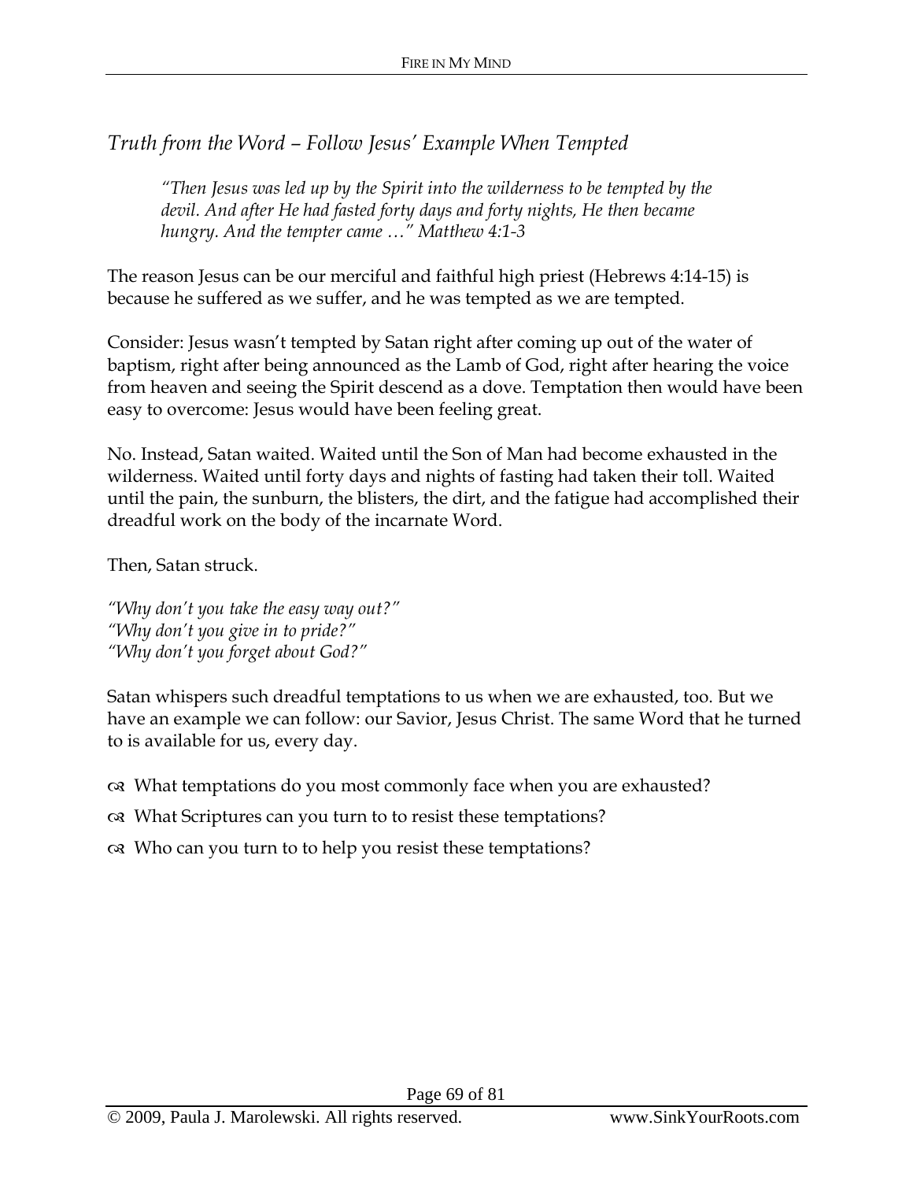## *Truth from the Word – Follow Jesus' Example When Tempted*

> *"Then Jesus was led up by the Spirit into the wilderness to be tempted by the devil. And after He had fasted forty days and forty nights, He then became hungry. And the tempter came …" Matthew 4:1-3*

The reason Jesus can be our merciful and faithful high priest (Hebrews 4:14-15) is because he suffered as we suffer, and he was tempted as we are tempted.

Consider: Jesus wasn't tempted by Satan right after coming up out of the water of baptism, right after being announced as the Lamb of God, right after hearing the voice from heaven and seeing the Spirit descend as a dove. Temptation then would have been easy to overcome: Jesus would have been feeling great.

No. Instead, Satan waited. Waited until the Son of Man had become exhausted in the wilderness. Waited until forty days and nights of fasting had taken their toll. Waited until the pain, the sunburn, the blisters, the dirt, and the fatigue had accomplished their dreadful work on the body of the incarnate Word.

Then, Satan struck.

*"Why don't you take the easy way out?"*
*"Why don't you give in to pride?"*
*"Why don't you forget about God?"*

Satan whispers such dreadful temptations to us when we are exhausted, too. But we have an example we can follow: our Savior, Jesus Christ. The same Word that he turned to is available for us, every day.

- What temptations do you most commonly face when you are exhausted?
- What Scriptures can you turn to to resist these temptations?
- Who can you turn to to help you resist these temptations?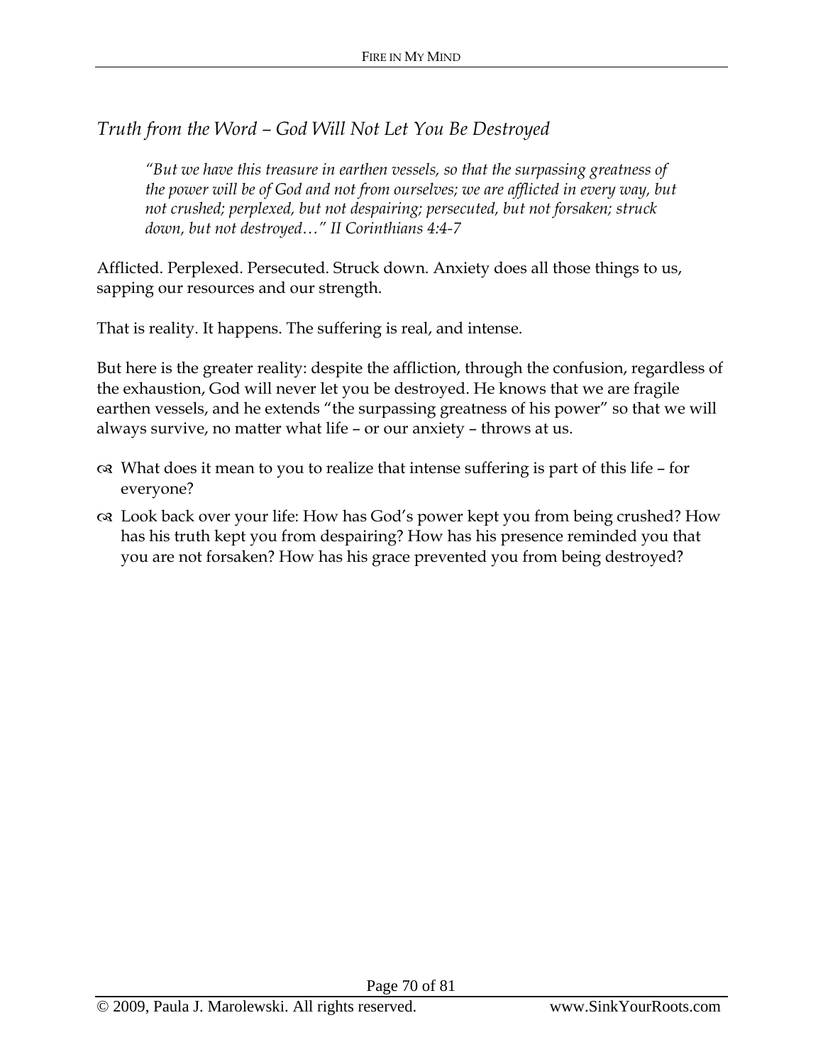## *Truth from the Word – God Will Not Let You Be Destroyed*

> *"But we have this treasure in earthen vessels, so that the surpassing greatness of the power will be of God and not from ourselves; we are afflicted in every way, but not crushed; perplexed, but not despairing; persecuted, but not forsaken; struck down, but not destroyed…" II Corinthians 4:4-7*

Afflicted. Perplexed. Persecuted. Struck down. Anxiety does all those things to us, sapping our resources and our strength.

That is reality. It happens. The suffering is real, and intense.

But here is the greater reality: despite the affliction, through the confusion, regardless of the exhaustion, God will never let you be destroyed. He knows that we are fragile earthen vessels, and he extends "the surpassing greatness of his power" so that we will always survive, no matter what life – or our anxiety – throws at us.

- What does it mean to you to realize that intense suffering is part of this life – for everyone?
- Look back over your life: How has God's power kept you from being crushed? How has his truth kept you from despairing? How has his presence reminded you that you are not forsaken? How has his grace prevented you from being destroyed?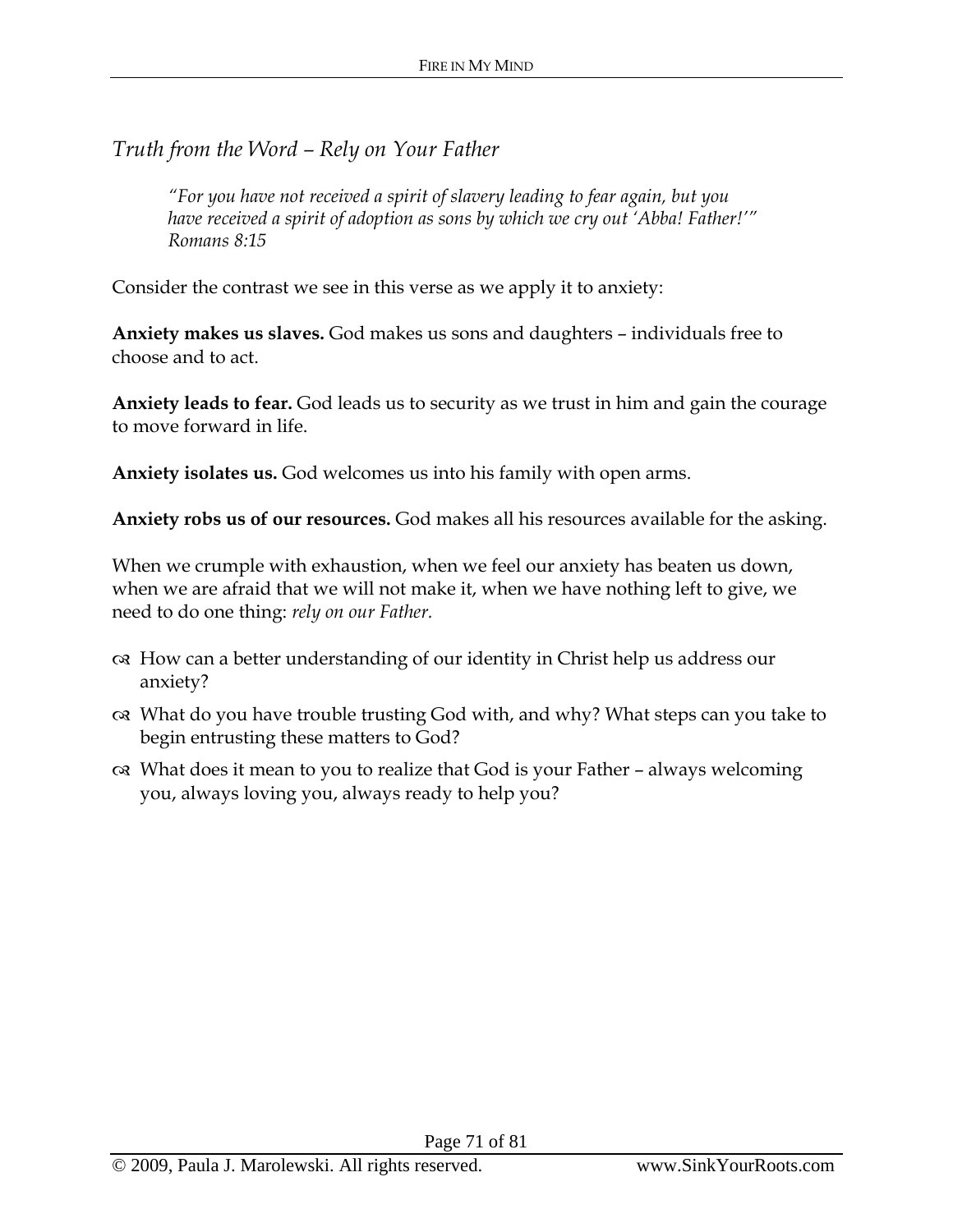## *Truth from the Word – Rely on Your Father*

> *"For you have not received a spirit of slavery leading to fear again, but you have received a spirit of adoption as sons by which we cry out 'Abba! Father!'" Romans 8:15*

Consider the contrast we see in this verse as we apply it to anxiety:

**Anxiety makes us slaves.** God makes us sons and daughters – individuals free to choose and to act.

**Anxiety leads to fear.** God leads us to security as we trust in him and gain the courage to move forward in life.

**Anxiety isolates us.** God welcomes us into his family with open arms.

**Anxiety robs us of our resources.** God makes all his resources available for the asking.

When we crumple with exhaustion, when we feel our anxiety has beaten us down, when we are afraid that we will not make it, when we have nothing left to give, we need to do one thing: *rely on our Father.*

- How can a better understanding of our identity in Christ help us address our anxiety?
- What do you have trouble trusting God with, and why? What steps can you take to begin entrusting these matters to God?
- What does it mean to you to realize that God is your Father – always welcoming you, always loving you, always ready to help you?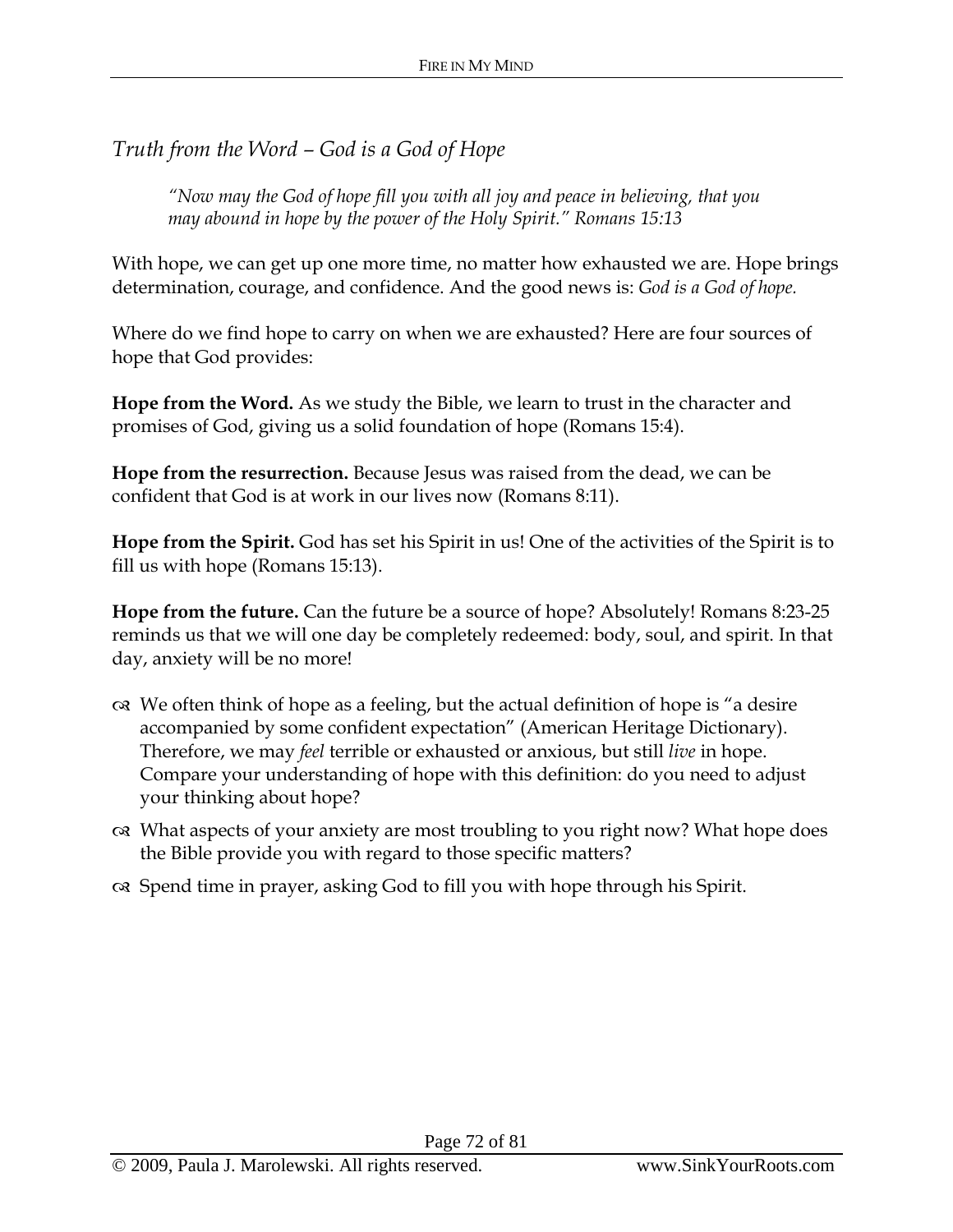## *Truth from the Word – God is a God of Hope*

> *"Now may the God of hope fill you with all joy and peace in believing, that you may abound in hope by the power of the Holy Spirit." Romans 15:13*

With hope, we can get up one more time, no matter how exhausted we are. Hope brings determination, courage, and confidence. And the good news is: *God is a God of hope.*

Where do we find hope to carry on when we are exhausted? Here are four sources of hope that God provides:

**Hope from the Word.** As we study the Bible, we learn to trust in the character and promises of God, giving us a solid foundation of hope (Romans 15:4).

**Hope from the resurrection.** Because Jesus was raised from the dead, we can be confident that God is at work in our lives now (Romans 8:11).

**Hope from the Spirit.** God has set his Spirit in us! One of the activities of the Spirit is to fill us with hope (Romans 15:13).

**Hope from the future.** Can the future be a source of hope? Absolutely! Romans 8:23-25 reminds us that we will one day be completely redeemed: body, soul, and spirit. In that day, anxiety will be no more!

- We often think of hope as a feeling, but the actual definition of hope is "a desire accompanied by some confident expectation" (American Heritage Dictionary). Therefore, we may *feel* terrible or exhausted or anxious, but still *live* in hope. Compare your understanding of hope with this definition: do you need to adjust your thinking about hope?
- What aspects of your anxiety are most troubling to you right now? What hope does the Bible provide you with regard to those specific matters?
- Spend time in prayer, asking God to fill you with hope through his Spirit.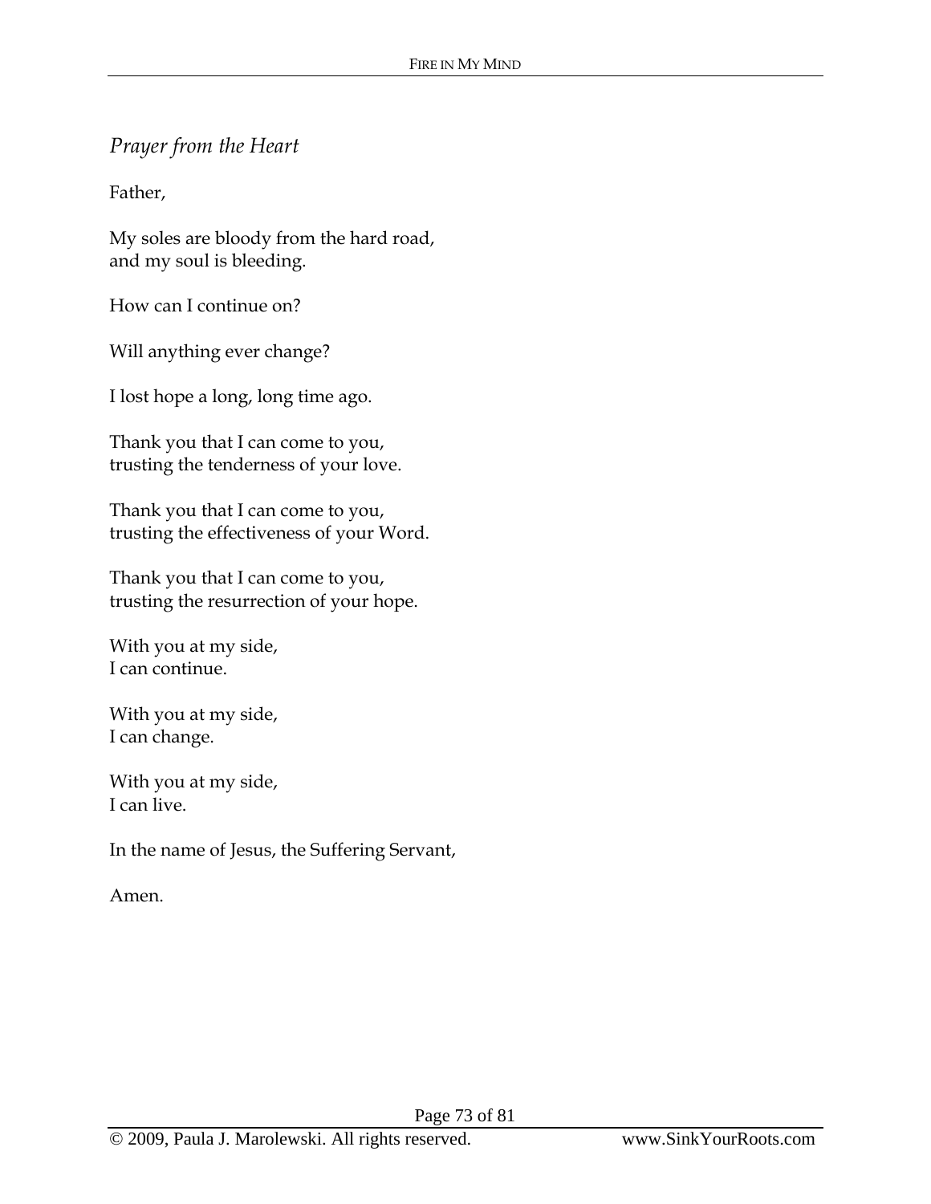*Prayer from the Heart*

Father,

My soles are bloody from the hard road,
and my soul is bleeding.

How can I continue on?

Will anything ever change?

I lost hope a long, long time ago.

Thank you that I can come to you,
trusting the tenderness of your love.

Thank you that I can come to you,
trusting the effectiveness of your Word.

Thank you that I can come to you,
trusting the resurrection of your hope.

With you at my side,
I can continue.

With you at my side,
I can change.

With you at my side,
I can live.

In the name of Jesus, the Suffering Servant,

Amen.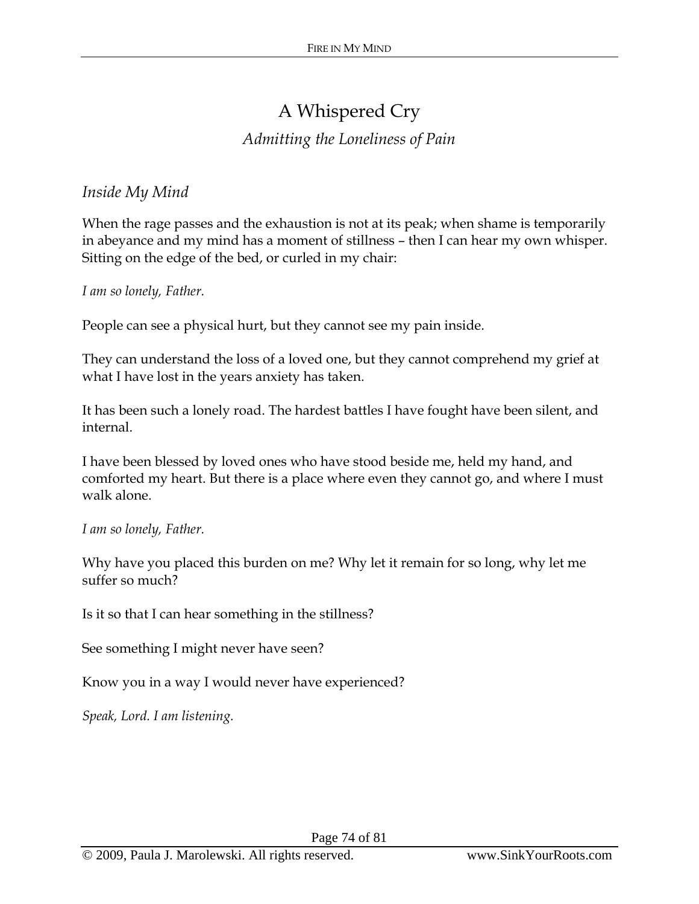# A Whispered Cry

*Admitting the Loneliness of Pain*

## *Inside My Mind*

When the rage passes and the exhaustion is not at its peak; when shame is temporarily in abeyance and my mind has a moment of stillness – then I can hear my own whisper. Sitting on the edge of the bed, or curled in my chair:

*I am so lonely, Father.*

People can see a physical hurt, but they cannot see my pain inside.

They can understand the loss of a loved one, but they cannot comprehend my grief at what I have lost in the years anxiety has taken.

It has been such a lonely road. The hardest battles I have fought have been silent, and internal.

I have been blessed by loved ones who have stood beside me, held my hand, and comforted my heart. But there is a place where even they cannot go, and where I must walk alone.

*I am so lonely, Father.*

Why have you placed this burden on me? Why let it remain for so long, why let me suffer so much?

Is it so that I can hear something in the stillness?

See something I might never have seen?

Know you in a way I would never have experienced?

*Speak, Lord. I am listening.*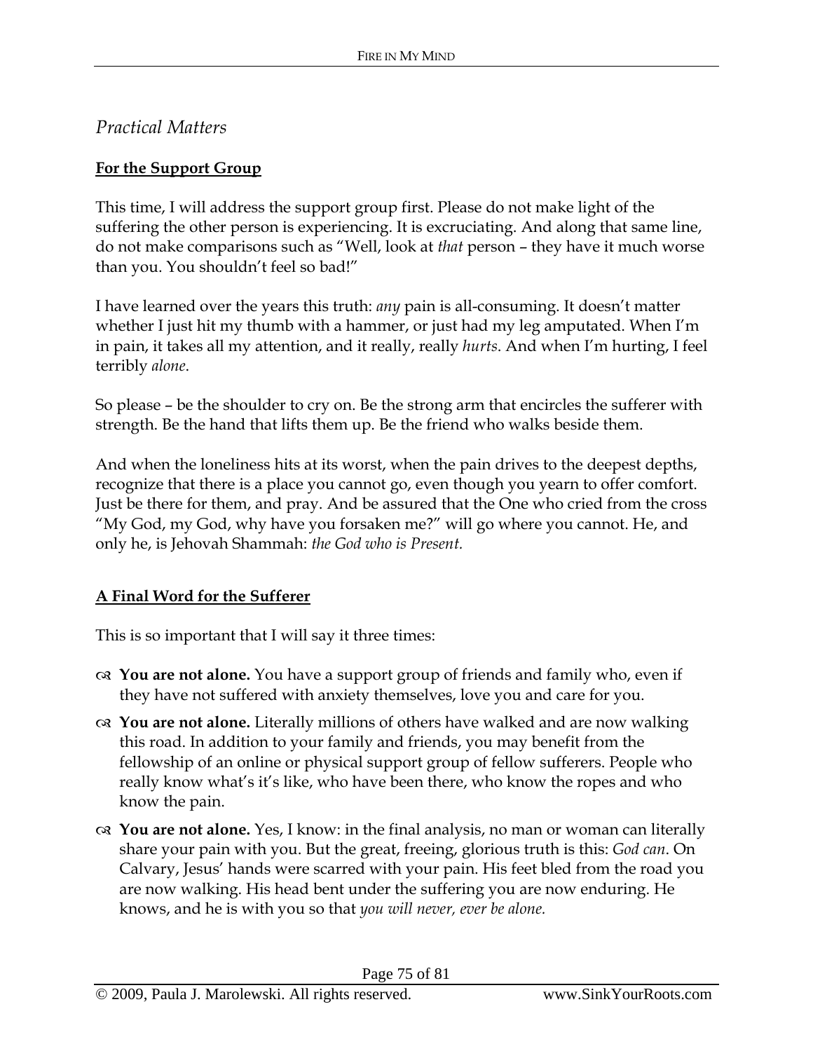*Practical Matters*

**For the Support Group**

This time, I will address the support group first. Please do not make light of the suffering the other person is experiencing. It is excruciating. And along that same line, do not make comparisons such as "Well, look at *that* person – they have it much worse than you. You shouldn't feel so bad!"

I have learned over the years this truth: *any* pain is all-consuming. It doesn't matter whether I just hit my thumb with a hammer, or just had my leg amputated. When I'm in pain, it takes all my attention, and it really, really *hurts*. And when I'm hurting, I feel terribly *alone*.

So please – be the shoulder to cry on. Be the strong arm that encircles the sufferer with strength. Be the hand that lifts them up. Be the friend who walks beside them.

And when the loneliness hits at its worst, when the pain drives to the deepest depths, recognize that there is a place you cannot go, even though you yearn to offer comfort. Just be there for them, and pray. And be assured that the One who cried from the cross "My God, my God, why have you forsaken me?" will go where you cannot. He, and only he, is Jehovah Shammah: *the God who is Present.*

**A Final Word for the Sufferer**

This is so important that I will say it three times:

- **You are not alone.** You have a support group of friends and family who, even if they have not suffered with anxiety themselves, love you and care for you.
- **You are not alone.** Literally millions of others have walked and are now walking this road. In addition to your family and friends, you may benefit from the fellowship of an online or physical support group of fellow sufferers. People who really know what's it's like, who have been there, who know the ropes and who know the pain.
- **You are not alone.** Yes, I know: in the final analysis, no man or woman can literally share your pain with you. But the great, freeing, glorious truth is this: *God can*. On Calvary, Jesus' hands were scarred with your pain. His feet bled from the road you are now walking. His head bent under the suffering you are now enduring. He knows, and he is with you so that *you will never, ever be alone.*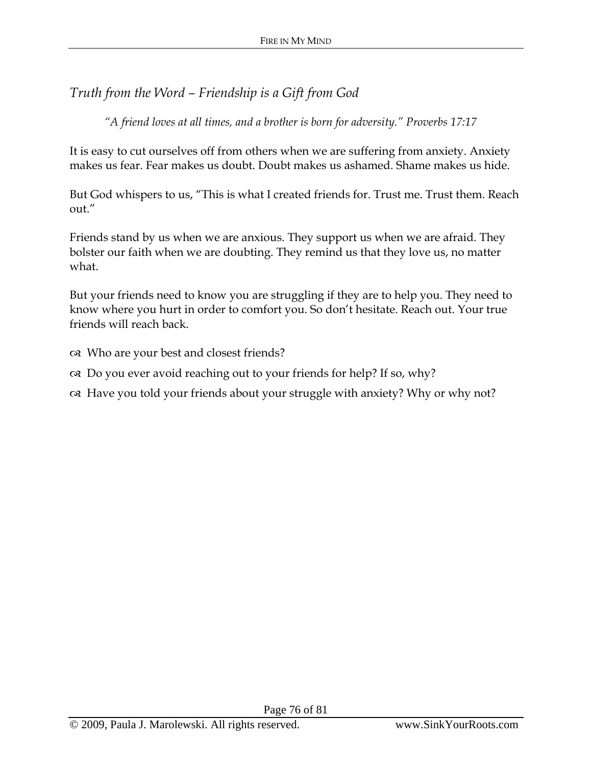## *Truth from the Word – Friendship is a Gift from God*

> *"A friend loves at all times, and a brother is born for adversity." Proverbs 17:17*

It is easy to cut ourselves off from others when we are suffering from anxiety. Anxiety makes us fear. Fear makes us doubt. Doubt makes us ashamed. Shame makes us hide.

But God whispers to us, "This is what I created friends for. Trust me. Trust them. Reach out."

Friends stand by us when we are anxious. They support us when we are afraid. They bolster our faith when we are doubting. They remind us that they love us, no matter what.

But your friends need to know you are struggling if they are to help you. They need to know where you hurt in order to comfort you. So don't hesitate. Reach out. Your true friends will reach back.

- Who are your best and closest friends?
- Do you ever avoid reaching out to your friends for help? If so, why?
- Have you told your friends about your struggle with anxiety? Why or why not?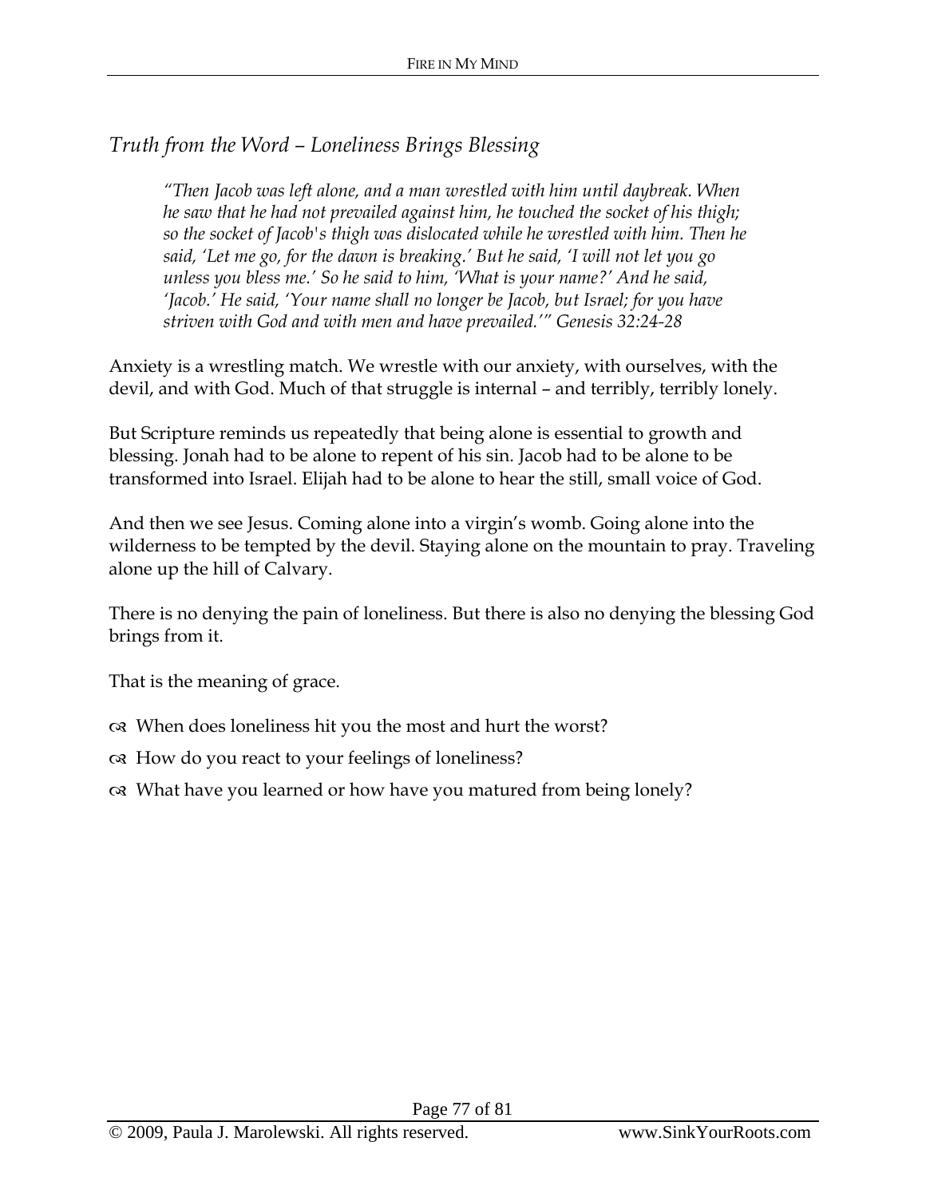## *Truth from the Word – Loneliness Brings Blessing*

> *"Then Jacob was left alone, and a man wrestled with him until daybreak. When he saw that he had not prevailed against him, he touched the socket of his thigh; so the socket of Jacob's thigh was dislocated while he wrestled with him. Then he said, 'Let me go, for the dawn is breaking.' But he said, 'I will not let you go unless you bless me.' So he said to him, 'What is your name?' And he said, 'Jacob.' He said, 'Your name shall no longer be Jacob, but Israel; for you have striven with God and with men and have prevailed.'" Genesis 32:24-28*

Anxiety is a wrestling match. We wrestle with our anxiety, with ourselves, with the devil, and with God. Much of that struggle is internal – and terribly, terribly lonely.

But Scripture reminds us repeatedly that being alone is essential to growth and blessing. Jonah had to be alone to repent of his sin. Jacob had to be alone to be transformed into Israel. Elijah had to be alone to hear the still, small voice of God.

And then we see Jesus. Coming alone into a virgin's womb. Going alone into the wilderness to be tempted by the devil. Staying alone on the mountain to pray. Traveling alone up the hill of Calvary.

There is no denying the pain of loneliness. But there is also no denying the blessing God brings from it.

That is the meaning of grace.

- When does loneliness hit you the most and hurt the worst?
- How do you react to your feelings of loneliness?
- What have you learned or how have you matured from being lonely?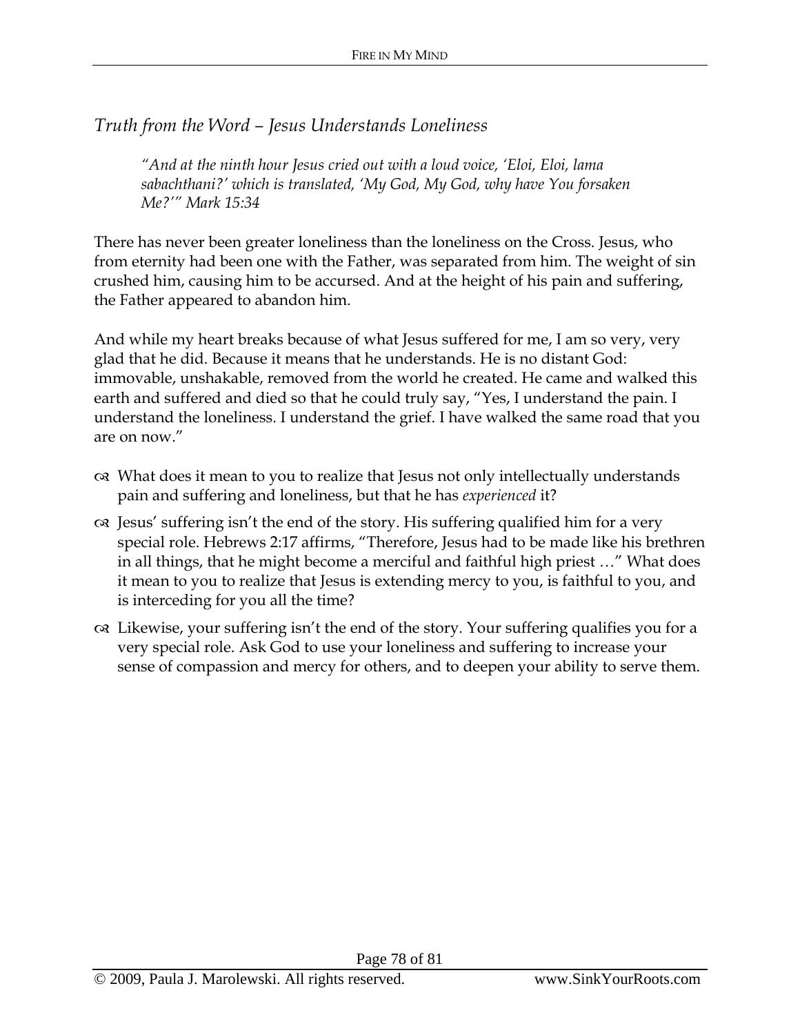## *Truth from the Word – Jesus Understands Loneliness*

> *"And at the ninth hour Jesus cried out with a loud voice, 'Eloi, Eloi, lama sabachthani?' which is translated, 'My God, My God, why have You forsaken Me?'" Mark 15:34*

There has never been greater loneliness than the loneliness on the Cross. Jesus, who from eternity had been one with the Father, was separated from him. The weight of sin crushed him, causing him to be accursed. And at the height of his pain and suffering, the Father appeared to abandon him.

And while my heart breaks because of what Jesus suffered for me, I am so very, very glad that he did. Because it means that he understands. He is no distant God: immovable, unshakable, removed from the world he created. He came and walked this earth and suffered and died so that he could truly say, "Yes, I understand the pain. I understand the loneliness. I understand the grief. I have walked the same road that you are on now."

- What does it mean to you to realize that Jesus not only intellectually understands pain and suffering and loneliness, but that he has *experienced* it?
- Jesus' suffering isn't the end of the story. His suffering qualified him for a very special role. Hebrews 2:17 affirms, "Therefore, Jesus had to be made like his brethren in all things, that he might become a merciful and faithful high priest …" What does it mean to you to realize that Jesus is extending mercy to you, is faithful to you, and is interceding for you all the time?
- Likewise, your suffering isn't the end of the story. Your suffering qualifies you for a very special role. Ask God to use your loneliness and suffering to increase your sense of compassion and mercy for others, and to deepen your ability to serve them.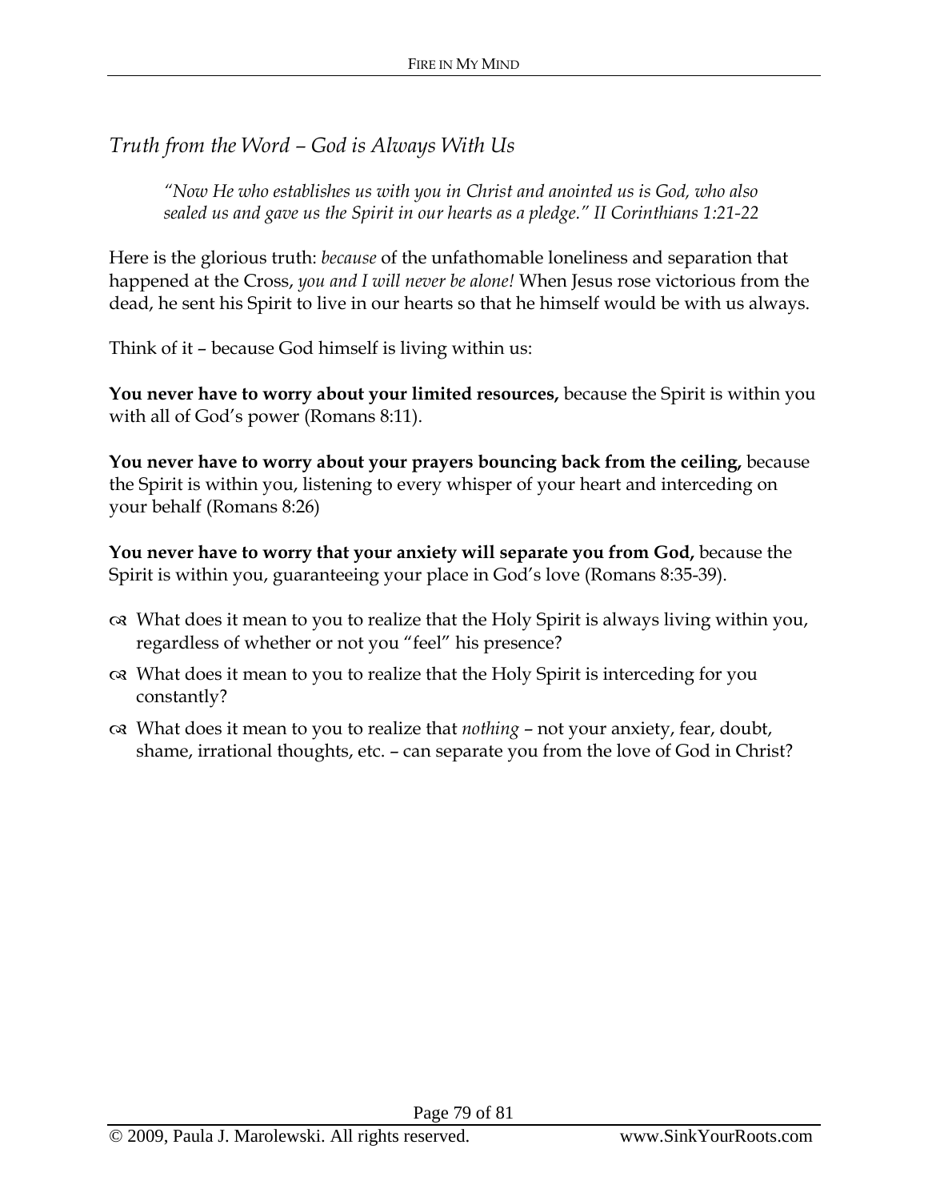## *Truth from the Word – God is Always With Us*

> *"Now He who establishes us with you in Christ and anointed us is God, who also sealed us and gave us the Spirit in our hearts as a pledge." II Corinthians 1:21-22*

Here is the glorious truth: *because* of the unfathomable loneliness and separation that happened at the Cross, *you and I will never be alone!* When Jesus rose victorious from the dead, he sent his Spirit to live in our hearts so that he himself would be with us always.

Think of it – because God himself is living within us:

**You never have to worry about your limited resources,** because the Spirit is within you with all of God's power (Romans 8:11).

**You never have to worry about your prayers bouncing back from the ceiling,** because the Spirit is within you, listening to every whisper of your heart and interceding on your behalf (Romans 8:26)

**You never have to worry that your anxiety will separate you from God,** because the Spirit is within you, guaranteeing your place in God's love (Romans 8:35-39).

- What does it mean to you to realize that the Holy Spirit is always living within you, regardless of whether or not you "feel" his presence?
- What does it mean to you to realize that the Holy Spirit is interceding for you constantly?
- What does it mean to you to realize that *nothing* – not your anxiety, fear, doubt, shame, irrational thoughts, etc. – can separate you from the love of God in Christ?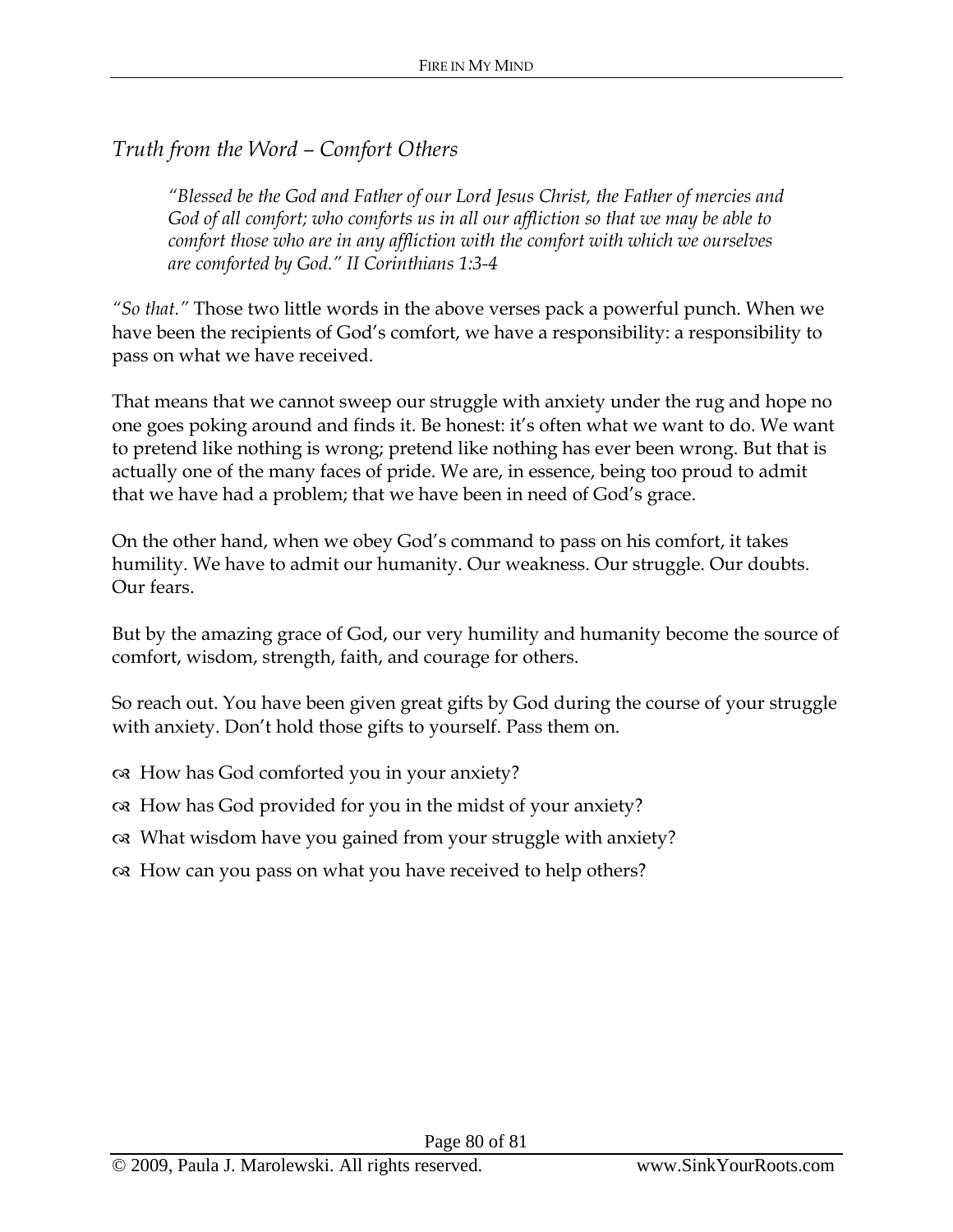## *Truth from the Word – Comfort Others*

> *"Blessed be the God and Father of our Lord Jesus Christ, the Father of mercies and God of all comfort; who comforts us in all our affliction so that we may be able to comfort those who are in any affliction with the comfort with which we ourselves are comforted by God." II Corinthians 1:3-4*

*"So that."* Those two little words in the above verses pack a powerful punch. When we have been the recipients of God's comfort, we have a responsibility: a responsibility to pass on what we have received.

That means that we cannot sweep our struggle with anxiety under the rug and hope no one goes poking around and finds it. Be honest: it's often what we want to do. We want to pretend like nothing is wrong; pretend like nothing has ever been wrong. But that is actually one of the many faces of pride. We are, in essence, being too proud to admit that we have had a problem; that we have been in need of God's grace.

On the other hand, when we obey God's command to pass on his comfort, it takes humility. We have to admit our humanity. Our weakness. Our struggle. Our doubts. Our fears.

But by the amazing grace of God, our very humility and humanity become the source of comfort, wisdom, strength, faith, and courage for others.

So reach out. You have been given great gifts by God during the course of your struggle with anxiety. Don't hold those gifts to yourself. Pass them on.

- How has God comforted you in your anxiety?
- How has God provided for you in the midst of your anxiety?
- What wisdom have you gained from your struggle with anxiety?
- How can you pass on what you have received to help others?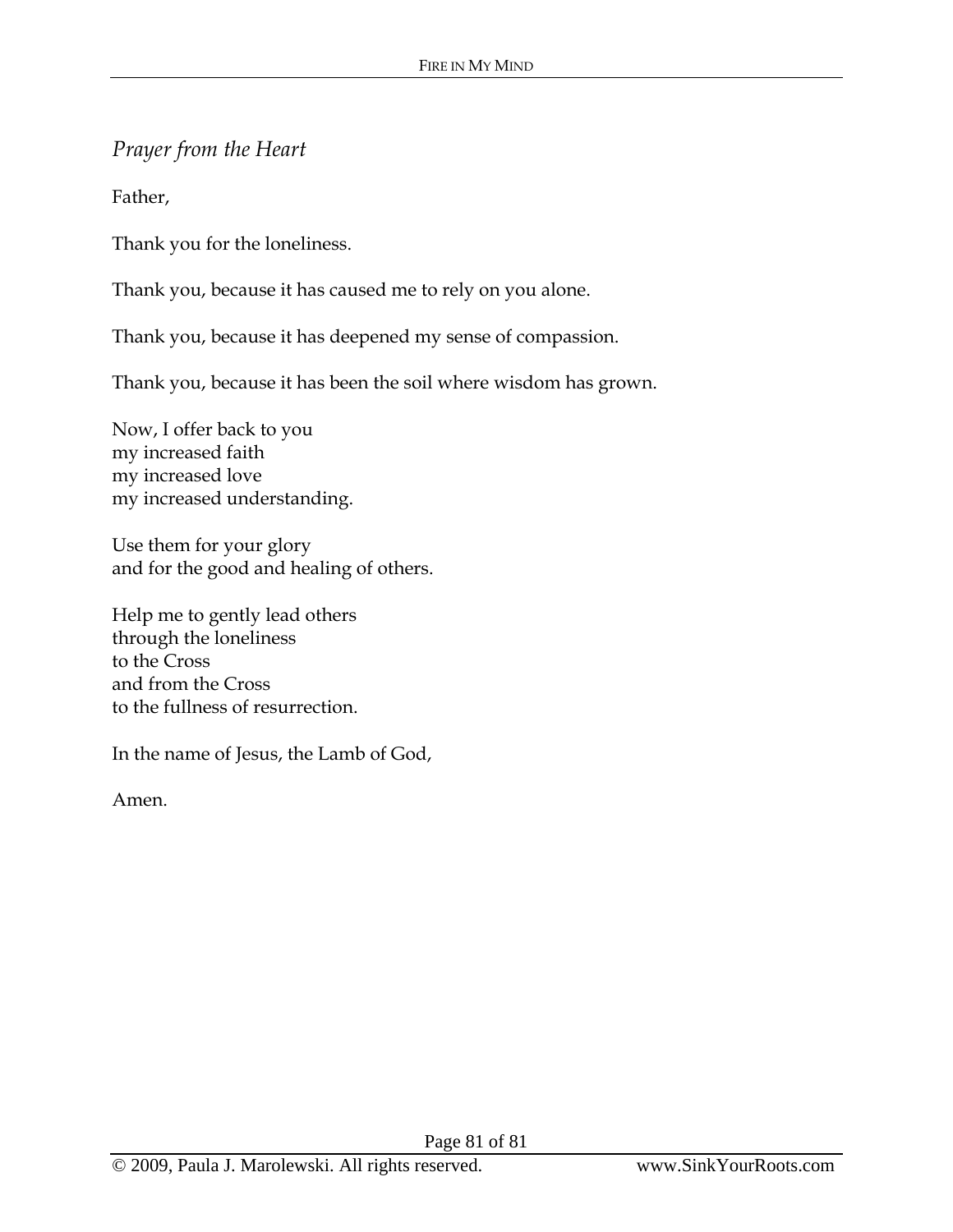*Prayer from the Heart*

Father,

Thank you for the loneliness.

Thank you, because it has caused me to rely on you alone.

Thank you, because it has deepened my sense of compassion.

Thank you, because it has been the soil where wisdom has grown.

Now, I offer back to you  
my increased faith  
my increased love  
my increased understanding.

Use them for your glory  
and for the good and healing of others.

Help me to gently lead others  
through the loneliness  
to the Cross  
and from the Cross  
to the fullness of resurrection.

In the name of Jesus, the Lamb of God,

Amen.